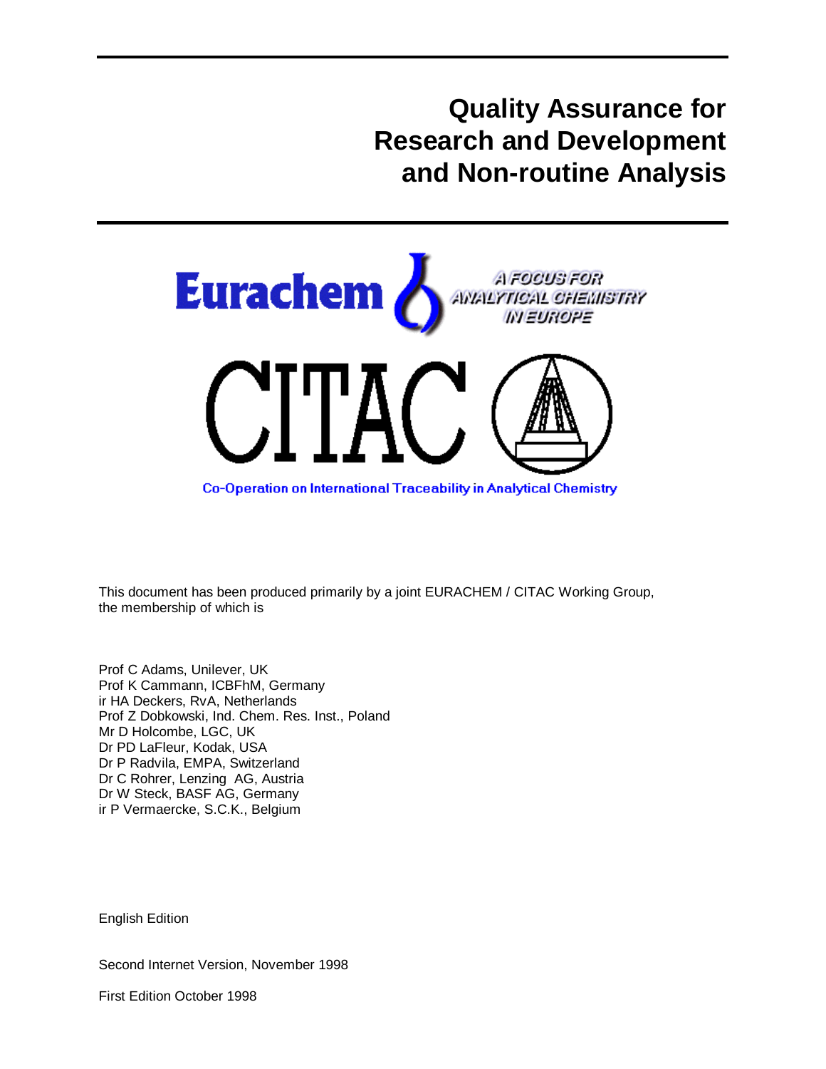# Quality Assurance for Research and Development and Non-routine Analysis

Eurachem

A FOCUS FOR ANALYTICAL CHEMISTRY IN EUROPE

CITAC

Co-Operation on International Traceability in Analytical Chemistry

This document has been produced primarily by a joint EURACHEM / CITAC Working Group, the membership of which is

Prof C Adams, Unilever, UK
Prof K Cammann, ICBFhM, Germany
ir HA Deckers, RvA, Netherlands
Prof Z Dobkowski, Ind. Chem. Res. Inst., Poland
Mr D Holcombe, LGC, UK
Dr PD LaFleur, Kodak, USA
Dr P Radvila, EMPA, Switzerland
Dr C Rohrer, Lenzing AG, Austria
Dr W Steck, BASF AG, Germany
ir P Vermaercke, S.C.K., Belgium

English Edition

Second Internet Version, November 1998

First Edition October 1998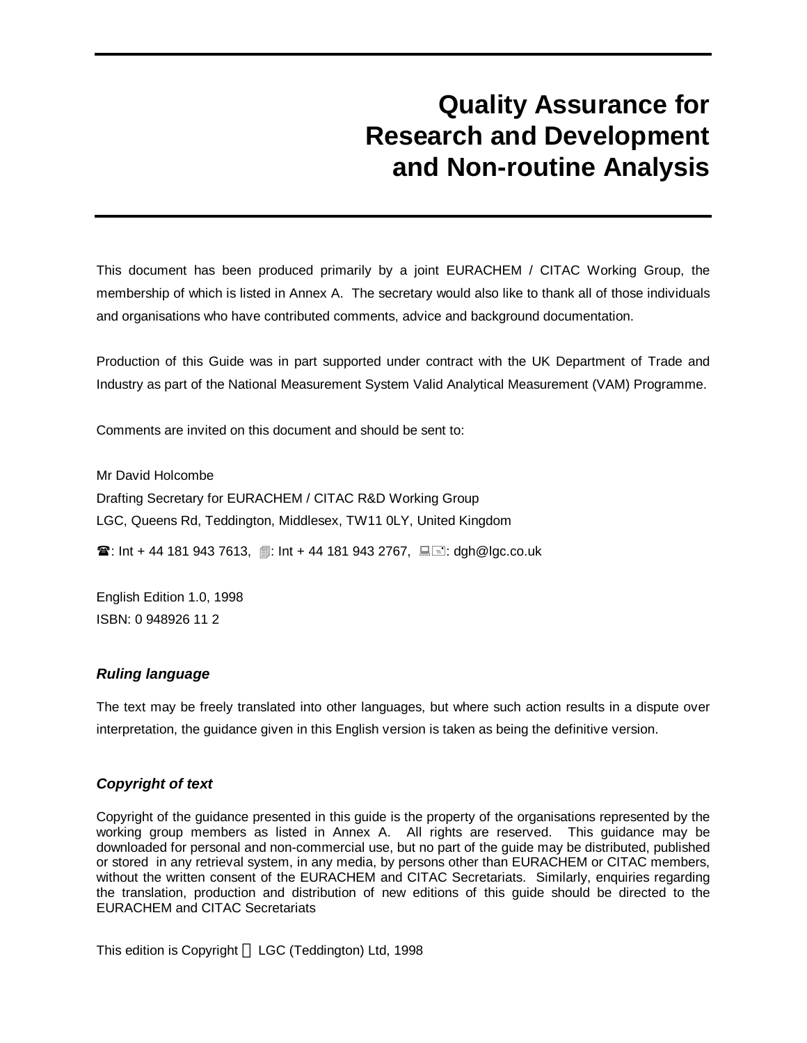# Quality Assurance for Research and Development and Non-routine Analysis

This document has been produced primarily by a joint EURACHEM / CITAC Working Group, the membership of which is listed in Annex A. The secretary would also like to thank all of those individuals and organisations who have contributed comments, advice and background documentation.

Production of this Guide was in part supported under contract with the UK Department of Trade and Industry as part of the National Measurement System Valid Analytical Measurement (VAM) Programme.

Comments are invited on this document and should be sent to:

Mr David Holcombe
Drafting Secretary for EURACHEM / CITAC R&D Working Group
LGC, Queens Rd, Teddington, Middlesex, TW11 0LY, United Kingdom

☎: Int + 44 181 943 7613, 🖷: Int + 44 181 943 2767, 🖳: dgh@lgc.co.uk

English Edition 1.0, 1998
ISBN: 0 948926 11 2

### *Ruling language*

The text may be freely translated into other languages, but where such action results in a dispute over interpretation, the guidance given in this English version is taken as being the definitive version.

### *Copyright of text*

Copyright of the guidance presented in this guide is the property of the organisations represented by the working group members as listed in Annex A. All rights are reserved. This guidance may be downloaded for personal and non-commercial use, but no part of the guide may be distributed, published or stored in any retrieval system, in any media, by persons other than EURACHEM or CITAC members, without the written consent of the EURACHEM and CITAC Secretariats. Similarly, enquiries regarding the translation, production and distribution of new editions of this guide should be directed to the EURACHEM and CITAC Secretariats

This edition is Copyright © LGC (Teddington) Ltd, 1998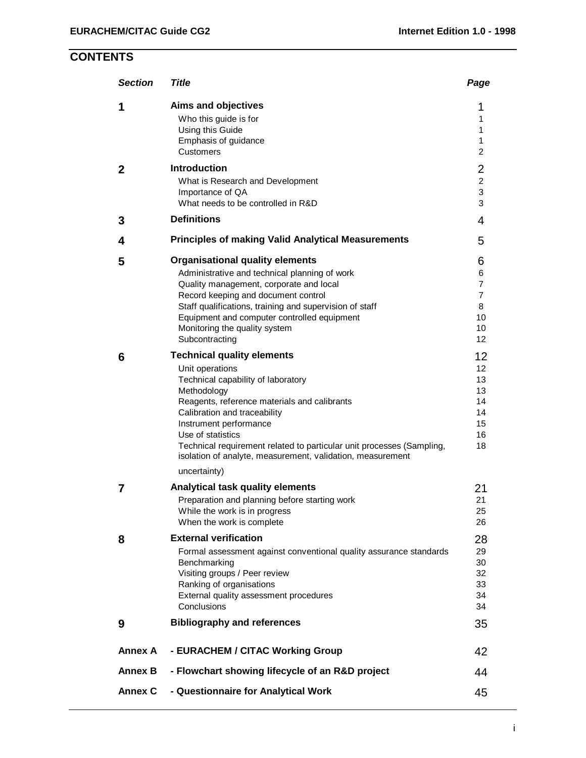# CONTENTS

| *Section* | *Title* | *Page* |
|---|---|---|
| **1** | **Aims and objectives** | 1 |
| | Who this guide is for | 1 |
| | Using this Guide | 1 |
| | Emphasis of guidance | 1 |
| | Customers | 2 |
| **2** | **Introduction** | 2 |
| | What is Research and Development | 2 |
| | Importance of QA | 3 |
| | What needs to be controlled in R&D | 3 |
| **3** | **Definitions** | 4 |
| **4** | **Principles of making Valid Analytical Measurements** | 5 |
| **5** | **Organisational quality elements** | 6 |
| | Administrative and technical planning of work | 6 |
| | Quality management, corporate and local | 7 |
| | Record keeping and document control | 7 |
| | Staff qualifications, training and supervision of staff | 8 |
| | Equipment and computer controlled equipment | 10 |
| | Monitoring the quality system | 10 |
| | Subcontracting | 12 |
| **6** | **Technical quality elements** | 12 |
| | Unit operations | 12 |
| | Technical capability of laboratory | 13 |
| | Methodology | 13 |
| | Reagents, reference materials and calibrants | 14 |
| | Calibration and traceability | 14 |
| | Instrument performance | 15 |
| | Use of statistics | 16 |
| | Technical requirement related to particular unit processes (Sampling, isolation of analyte, measurement, validation, measurement uncertainty) | 18 |
| **7** | **Analytical task quality elements** | 21 |
| | Preparation and planning before starting work | 21 |
| | While the work is in progress | 25 |
| | When the work is complete | 26 |
| **8** | **External verification** | 28 |
| | Formal assessment against conventional quality assurance standards | 29 |
| | Benchmarking | 30 |
| | Visiting groups / Peer review | 32 |
| | Ranking of organisations | 33 |
| | External quality assessment procedures | 34 |
| | Conclusions | 34 |
| **9** | **Bibliography and references** | 35 |
| **Annex A** | **- EURACHEM / CITAC Working Group** | 42 |
| **Annex B** | **- Flowchart showing lifecycle of an R&D project** | 44 |
| **Annex C** | **- Questionnaire for Analytical Work** | 45 |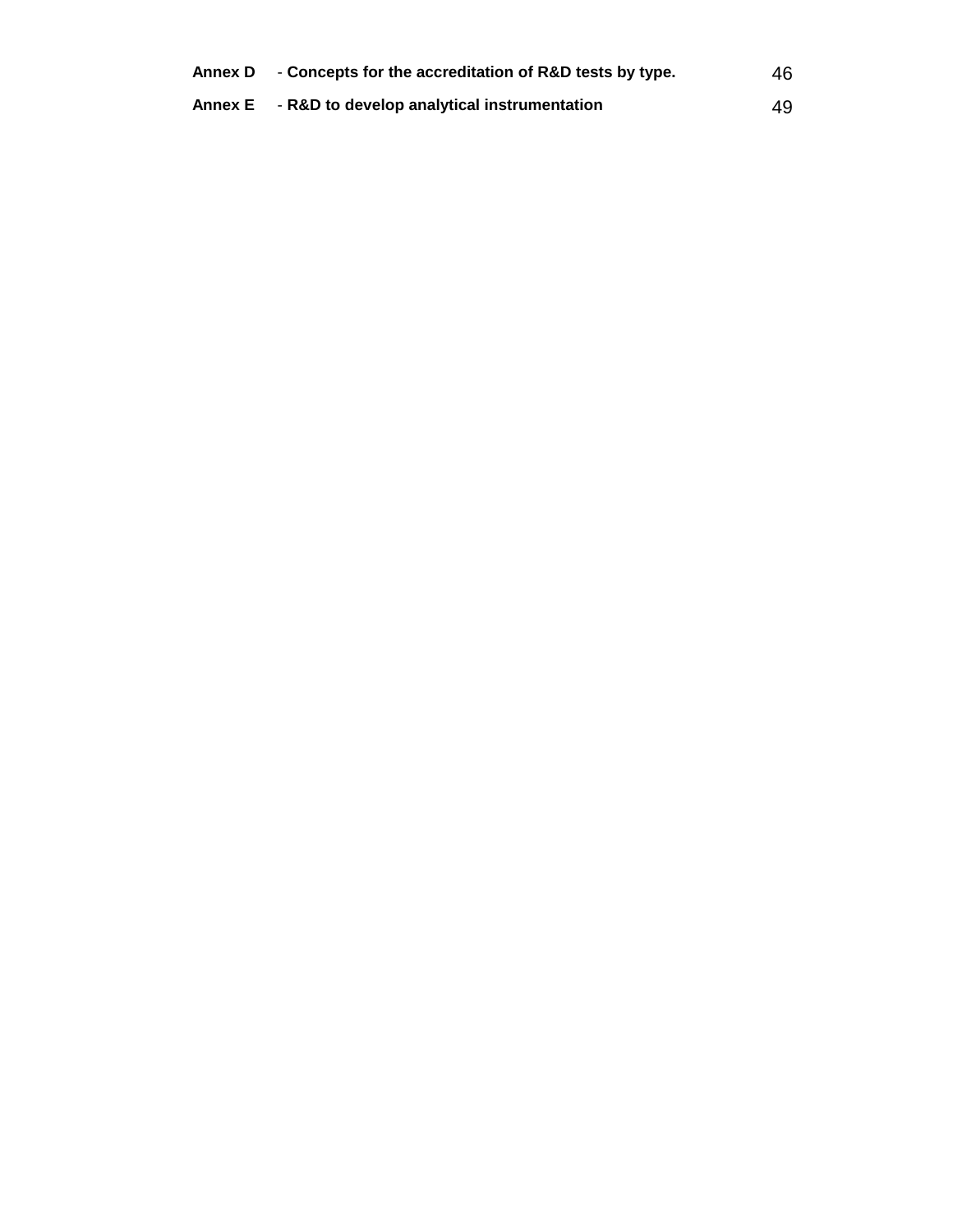| | | |
|---|---|---|
| **Annex D** | - **Concepts for the accreditation of R&D tests by type.** | 46 |
| **Annex E** | - **R&D to develop analytical instrumentation** | 49 |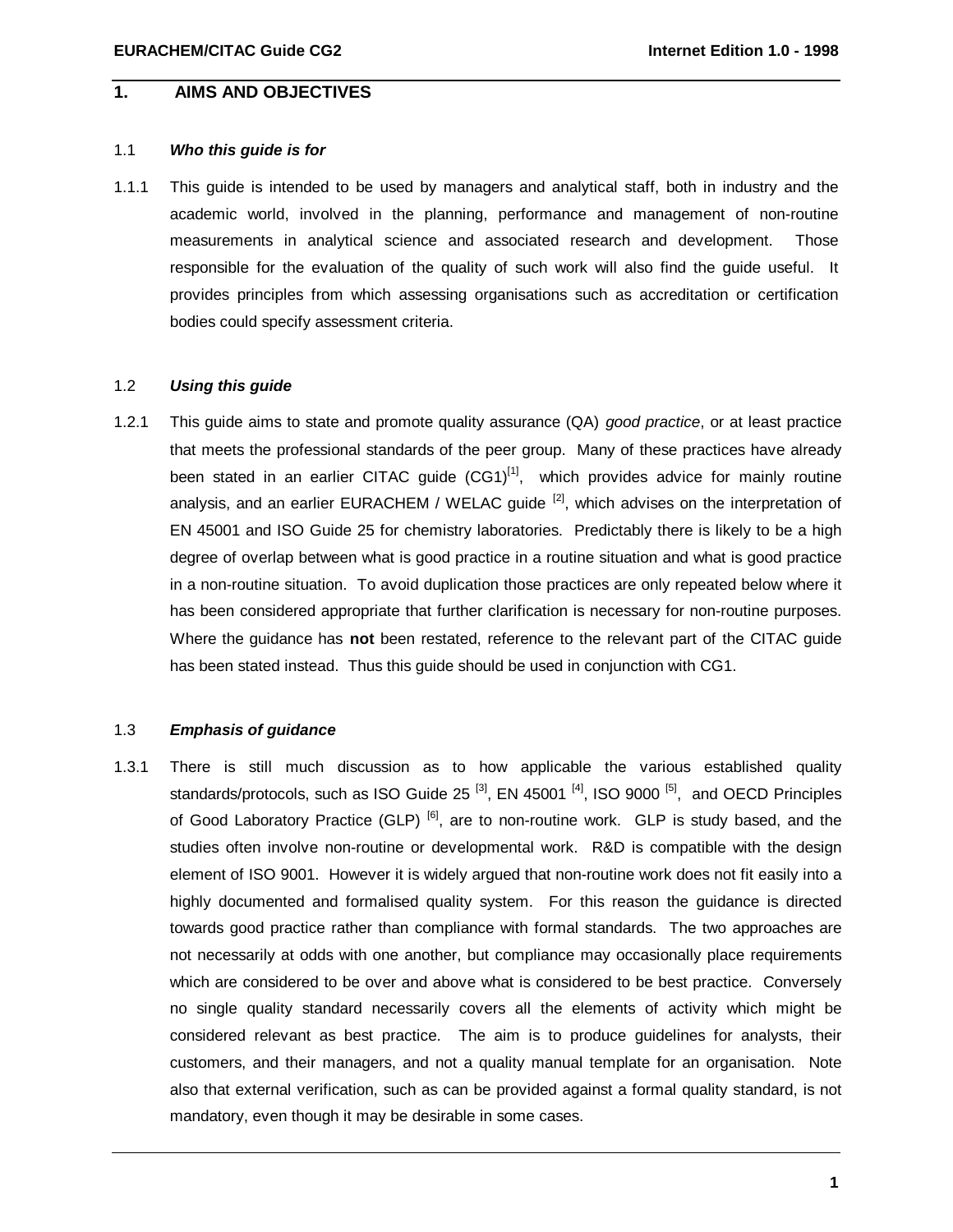## 1. AIMS AND OBJECTIVES

### 1.1 *Who this guide is for*

1.1.1 This guide is intended to be used by managers and analytical staff, both in industry and the academic world, involved in the planning, performance and management of non-routine measurements in analytical science and associated research and development. Those responsible for the evaluation of the quality of such work will also find the guide useful. It provides principles from which assessing organisations such as accreditation or certification bodies could specify assessment criteria.

### 1.2 *Using this guide*

1.2.1 This guide aims to state and promote quality assurance (QA) *good practice*, or at least practice that meets the professional standards of the peer group. Many of these practices have already been stated in an earlier CITAC guide (CG1)[1], which provides advice for mainly routine analysis, and an earlier EURACHEM / WELAC guide [2], which advises on the interpretation of EN 45001 and ISO Guide 25 for chemistry laboratories. Predictably there is likely to be a high degree of overlap between what is good practice in a routine situation and what is good practice in a non-routine situation. To avoid duplication those practices are only repeated below where it has been considered appropriate that further clarification is necessary for non-routine purposes. Where the guidance has **not** been restated, reference to the relevant part of the CITAC guide has been stated instead. Thus this guide should be used in conjunction with CG1.

### 1.3 *Emphasis of guidance*

1.3.1 There is still much discussion as to how applicable the various established quality standards/protocols, such as ISO Guide 25 [3], EN 45001 [4], ISO 9000 [5], and OECD Principles of Good Laboratory Practice (GLP) [6], are to non-routine work. GLP is study based, and the studies often involve non-routine or developmental work. R&D is compatible with the design element of ISO 9001. However it is widely argued that non-routine work does not fit easily into a highly documented and formalised quality system. For this reason the guidance is directed towards good practice rather than compliance with formal standards. The two approaches are not necessarily at odds with one another, but compliance may occasionally place requirements which are considered to be over and above what is considered to be best practice. Conversely no single quality standard necessarily covers all the elements of activity which might be considered relevant as best practice. The aim is to produce guidelines for analysts, their customers, and their managers, and not a quality manual template for an organisation. Note also that external verification, such as can be provided against a formal quality standard, is not mandatory, even though it may be desirable in some cases.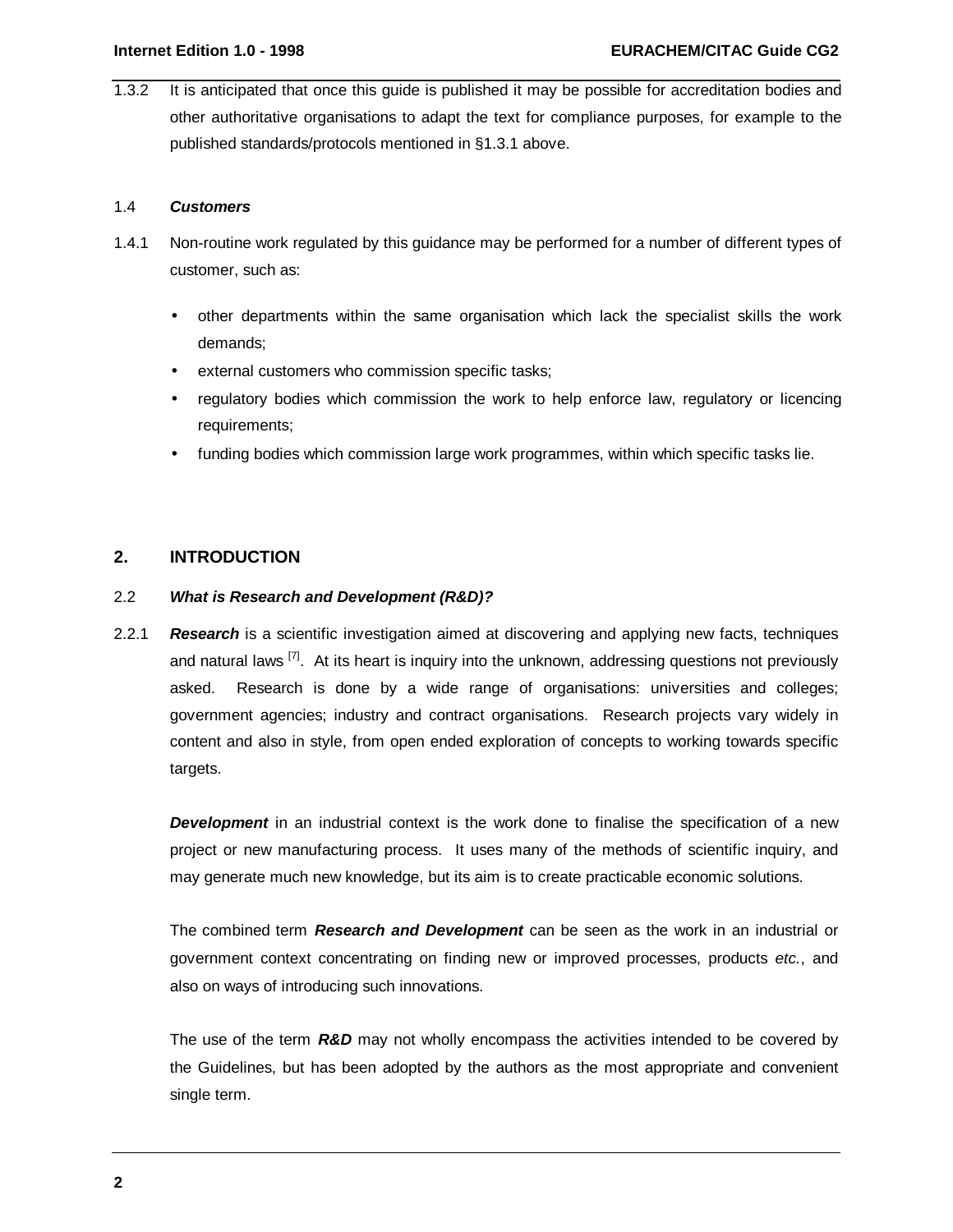1.3.2 It is anticipated that once this guide is published it may be possible for accreditation bodies and other authoritative organisations to adapt the text for compliance purposes, for example to the published standards/protocols mentioned in §1.3.1 above.

### 1.4 ***Customers***

1.4.1 Non-routine work regulated by this guidance may be performed for a number of different types of customer, such as:

- other departments within the same organisation which lack the specialist skills the work demands;
- external customers who commission specific tasks;
- regulatory bodies which commission the work to help enforce law, regulatory or licencing requirements;
- funding bodies which commission large work programmes, within which specific tasks lie.

## 2. INTRODUCTION

### 2.2 ***What is Research and Development (R&D)?***

2.2.1 ***Research*** is a scientific investigation aimed at discovering and applying new facts, techniques and natural laws [7]. At its heart is inquiry into the unknown, addressing questions not previously asked. Research is done by a wide range of organisations: universities and colleges; government agencies; industry and contract organisations. Research projects vary widely in content and also in style, from open ended exploration of concepts to working towards specific targets.

***Development*** in an industrial context is the work done to finalise the specification of a new project or new manufacturing process. It uses many of the methods of scientific inquiry, and may generate much new knowledge, but its aim is to create practicable economic solutions.

The combined term ***Research and Development*** can be seen as the work in an industrial or government context concentrating on finding new or improved processes, products *etc.*, and also on ways of introducing such innovations.

The use of the term ***R&D*** may not wholly encompass the activities intended to be covered by the Guidelines, but has been adopted by the authors as the most appropriate and convenient single term.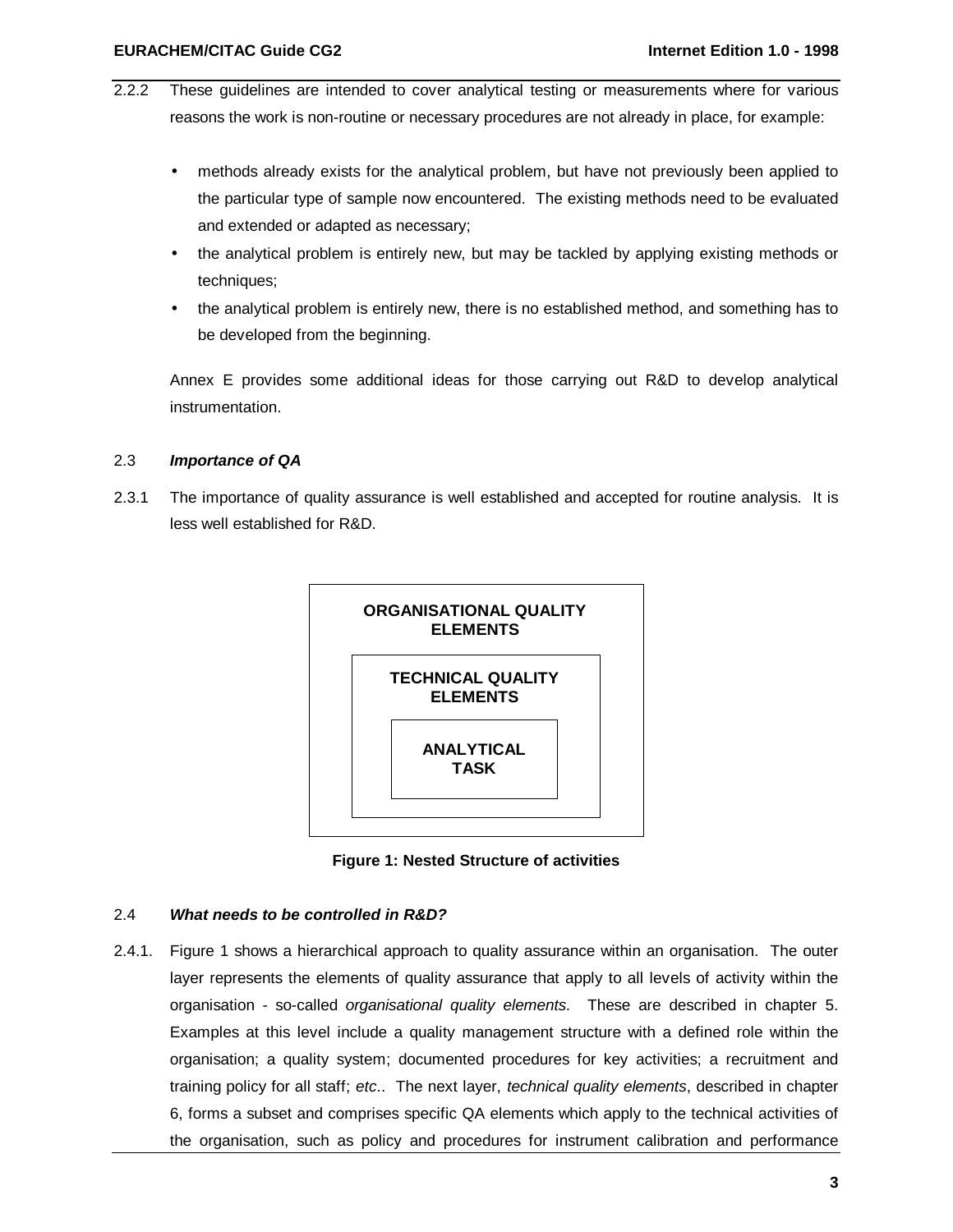2.2.2 These guidelines are intended to cover analytical testing or measurements where for various reasons the work is non-routine or necessary procedures are not already in place, for example:

- methods already exists for the analytical problem, but have not previously been applied to the particular type of sample now encountered. The existing methods need to be evaluated and extended or adapted as necessary;
- the analytical problem is entirely new, but may be tackled by applying existing methods or techniques;
- the analytical problem is entirely new, there is no established method, and something has to be developed from the beginning.

Annex E provides some additional ideas for those carrying out R&D to develop analytical instrumentation.

### 2.3 *Importance of QA*

2.3.1 The importance of quality assurance is well established and accepted for routine analysis. It is less well established for R&D.

**ORGANISATIONAL QUALITY ELEMENTS**

**TECHNICAL QUALITY ELEMENTS**

**ANALYTICAL TASK**

**Figure 1: Nested Structure of activities**

### 2.4 *What needs to be controlled in R&D?*

2.4.1. Figure 1 shows a hierarchical approach to quality assurance within an organisation. The outer layer represents the elements of quality assurance that apply to all levels of activity within the organisation - so-called *organisational quality elements.* These are described in chapter 5. Examples at this level include a quality management structure with a defined role within the organisation; a quality system; documented procedures for key activities; a recruitment and training policy for all staff; *etc*.. The next layer, *technical quality elements*, described in chapter 6, forms a subset and comprises specific QA elements which apply to the technical activities of the organisation, such as policy and procedures for instrument calibration and performance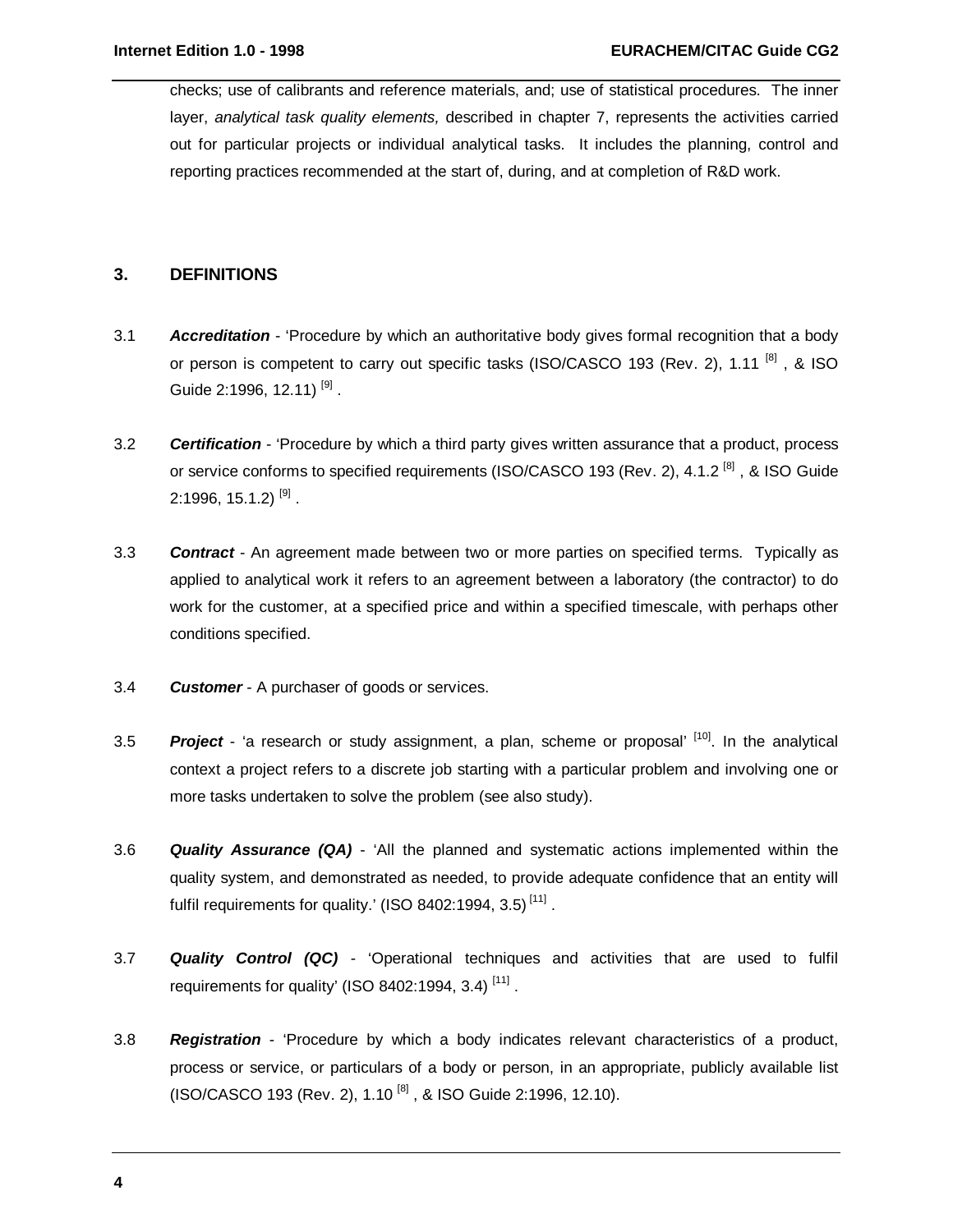checks; use of calibrants and reference materials, and; use of statistical procedures. The inner layer, *analytical task quality elements,* described in chapter 7, represents the activities carried out for particular projects or individual analytical tasks. It includes the planning, control and reporting practices recommended at the start of, during, and at completion of R&D work.

## 3. DEFINITIONS

3.1 ***Accreditation*** - 'Procedure by which an authoritative body gives formal recognition that a body or person is competent to carry out specific tasks (ISO/CASCO 193 (Rev. 2), 1.11 [8] , & ISO Guide 2:1996, 12.11) [9] .

3.2 ***Certification*** - 'Procedure by which a third party gives written assurance that a product, process or service conforms to specified requirements (ISO/CASCO 193 (Rev. 2), 4.1.2 [8] , & ISO Guide 2:1996, 15.1.2) [9] .

3.3 ***Contract*** - An agreement made between two or more parties on specified terms. Typically as applied to analytical work it refers to an agreement between a laboratory (the contractor) to do work for the customer, at a specified price and within a specified timescale, with perhaps other conditions specified.

3.4 ***Customer*** - A purchaser of goods or services.

3.5 ***Project*** - 'a research or study assignment, a plan, scheme or proposal' [10]. In the analytical context a project refers to a discrete job starting with a particular problem and involving one or more tasks undertaken to solve the problem (see also study).

3.6 ***Quality Assurance (QA)*** - 'All the planned and systematic actions implemented within the quality system, and demonstrated as needed, to provide adequate confidence that an entity will fulfil requirements for quality.' (ISO 8402:1994, 3.5) [11] .

3.7 ***Quality Control (QC)*** - 'Operational techniques and activities that are used to fulfil requirements for quality' (ISO 8402:1994, 3.4) [11] .

3.8 ***Registration*** - 'Procedure by which a body indicates relevant characteristics of a product, process or service, or particulars of a body or person, in an appropriate, publicly available list (ISO/CASCO 193 (Rev. 2), 1.10 [8] , & ISO Guide 2:1996, 12.10).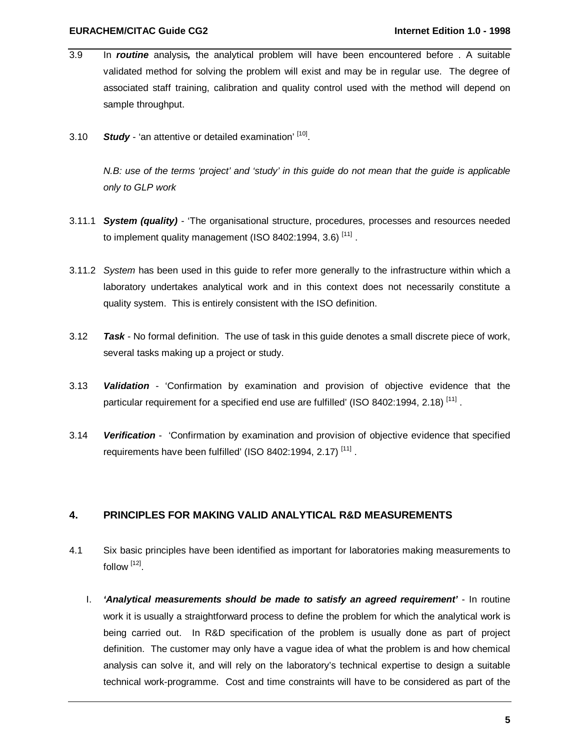3.9 In ***routine*** analysis***,*** the analytical problem will have been encountered before . A suitable validated method for solving the problem will exist and may be in regular use. The degree of associated staff training, calibration and quality control used with the method will depend on sample throughput.

3.10 ***Study*** - 'an attentive or detailed examination' [10].

*N.B: use of the terms 'project' and 'study' in this guide do not mean that the guide is applicable only to GLP work*

3.11.1 ***System (quality)*** - 'The organisational structure, procedures, processes and resources needed to implement quality management (ISO 8402:1994, 3.6) [11] .

3.11.2 *System* has been used in this guide to refer more generally to the infrastructure within which a laboratory undertakes analytical work and in this context does not necessarily constitute a quality system. This is entirely consistent with the ISO definition.

3.12 ***Task*** - No formal definition. The use of task in this guide denotes a small discrete piece of work, several tasks making up a project or study.

3.13 ***Validation*** - 'Confirmation by examination and provision of objective evidence that the particular requirement for a specified end use are fulfilled' (ISO 8402:1994, 2.18) [11] .

3.14 ***Verification*** - 'Confirmation by examination and provision of objective evidence that specified requirements have been fulfilled' (ISO 8402:1994, 2.17) [11] .

## 4. PRINCIPLES FOR MAKING VALID ANALYTICAL R&D MEASUREMENTS

4.1 Six basic principles have been identified as important for laboratories making measurements to follow [12].

I. ***'Analytical measurements should be made to satisfy an agreed requirement'*** - In routine work it is usually a straightforward process to define the problem for which the analytical work is being carried out. In R&D specification of the problem is usually done as part of project definition. The customer may only have a vague idea of what the problem is and how chemical analysis can solve it, and will rely on the laboratory's technical expertise to design a suitable technical work-programme. Cost and time constraints will have to be considered as part of the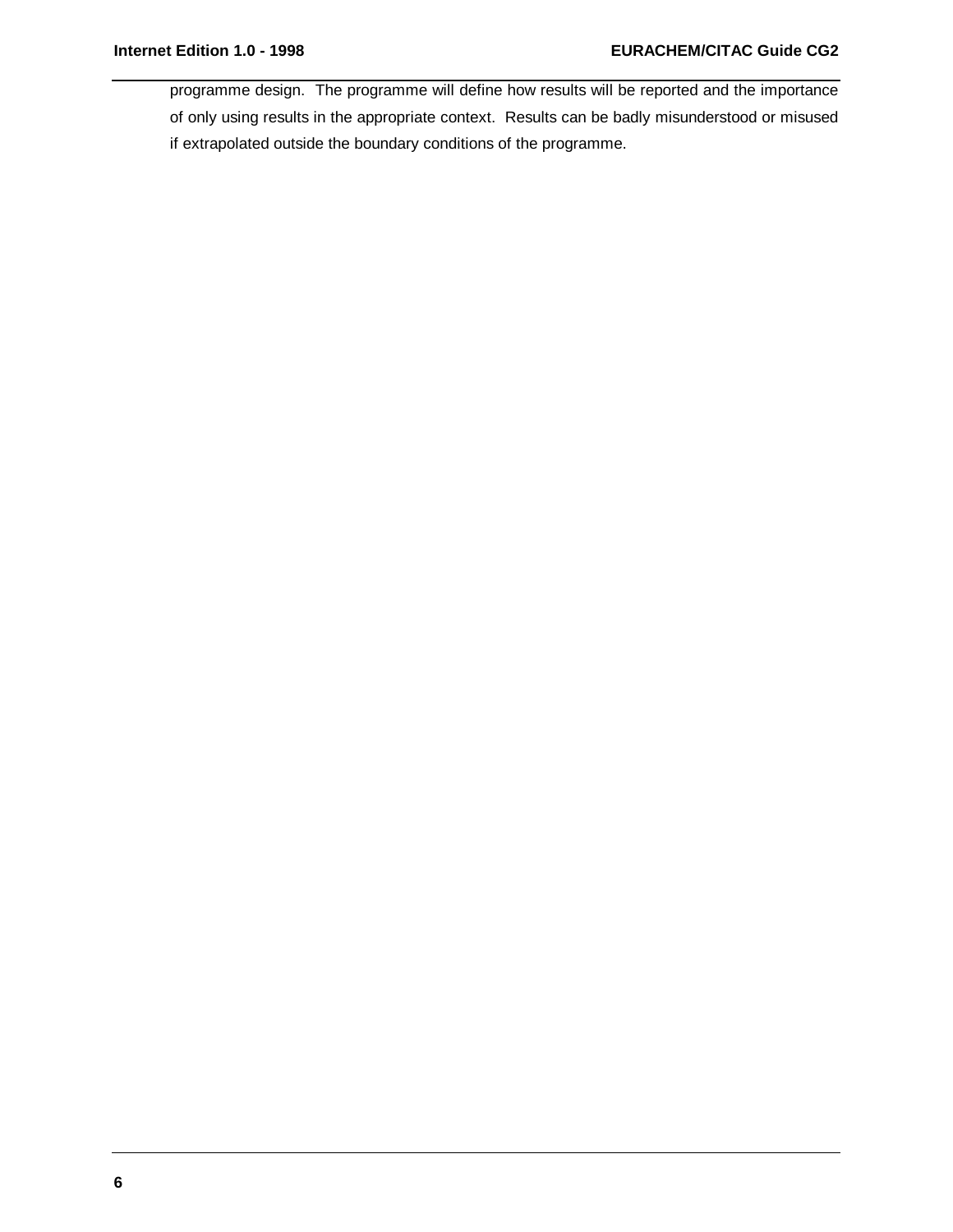programme design. The programme will define how results will be reported and the importance of only using results in the appropriate context. Results can be badly misunderstood or misused if extrapolated outside the boundary conditions of the programme.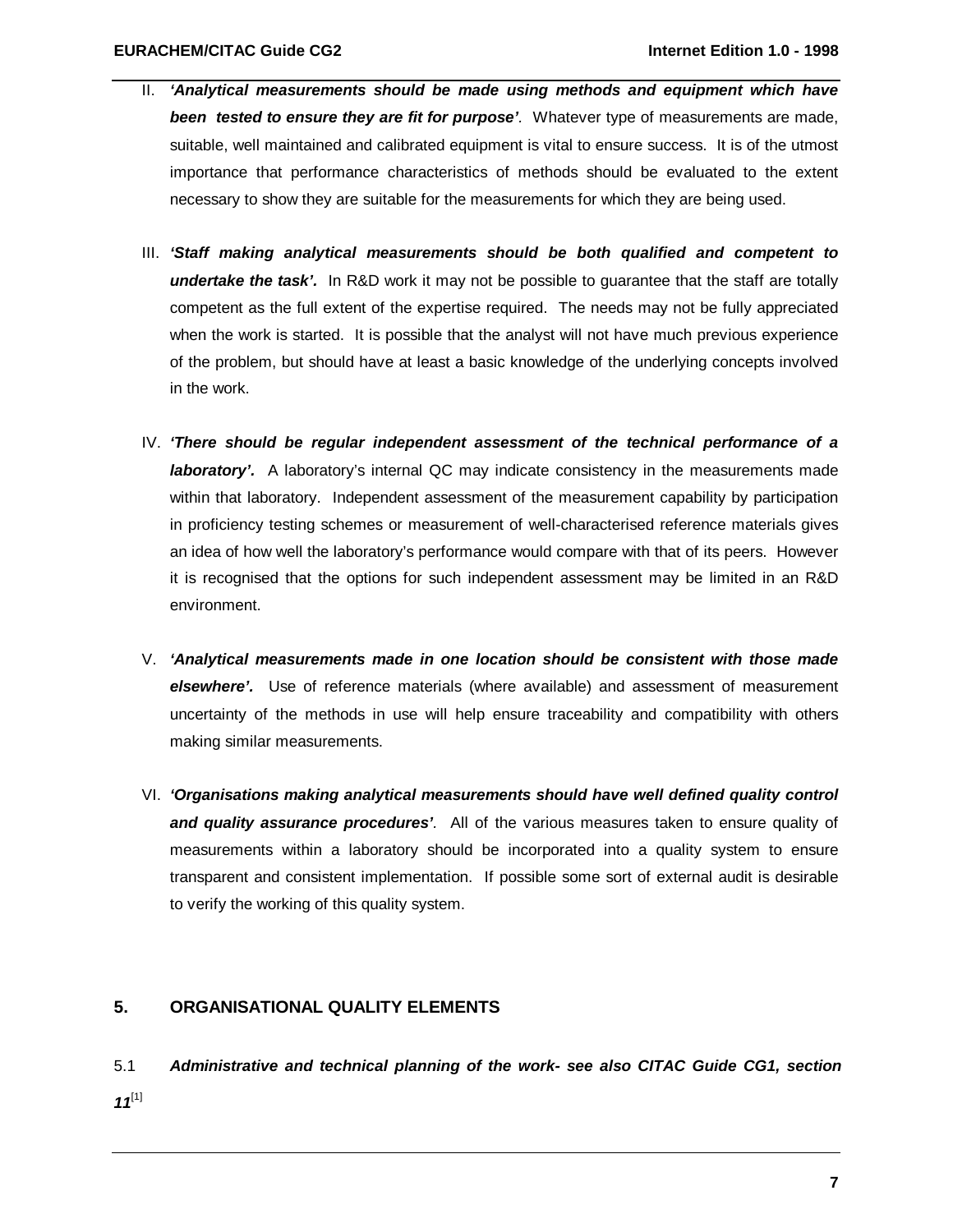II. ***'Analytical measurements should be made using methods and equipment which have been tested to ensure they are fit for purpose'***. Whatever type of measurements are made, suitable, well maintained and calibrated equipment is vital to ensure success. It is of the utmost importance that performance characteristics of methods should be evaluated to the extent necessary to show they are suitable for the measurements for which they are being used.

III. ***'Staff making analytical measurements should be both qualified and competent to undertake the task'.*** In R&D work it may not be possible to guarantee that the staff are totally competent as the full extent of the expertise required. The needs may not be fully appreciated when the work is started. It is possible that the analyst will not have much previous experience of the problem, but should have at least a basic knowledge of the underlying concepts involved in the work.

IV. ***'There should be regular independent assessment of the technical performance of a laboratory'.*** A laboratory's internal QC may indicate consistency in the measurements made within that laboratory. Independent assessment of the measurement capability by participation in proficiency testing schemes or measurement of well-characterised reference materials gives an idea of how well the laboratory's performance would compare with that of its peers. However it is recognised that the options for such independent assessment may be limited in an R&D environment.

V. ***'Analytical measurements made in one location should be consistent with those made elsewhere'.*** Use of reference materials (where available) and assessment of measurement uncertainty of the methods in use will help ensure traceability and compatibility with others making similar measurements.

VI. ***'Organisations making analytical measurements should have well defined quality control and quality assurance procedures'***. All of the various measures taken to ensure quality of measurements within a laboratory should be incorporated into a quality system to ensure transparent and consistent implementation. If possible some sort of external audit is desirable to verify the working of this quality system.

## 5. ORGANISATIONAL QUALITY ELEMENTS

5.1 ***Administrative and technical planning of the work- see also CITAC Guide CG1, section 11***[1]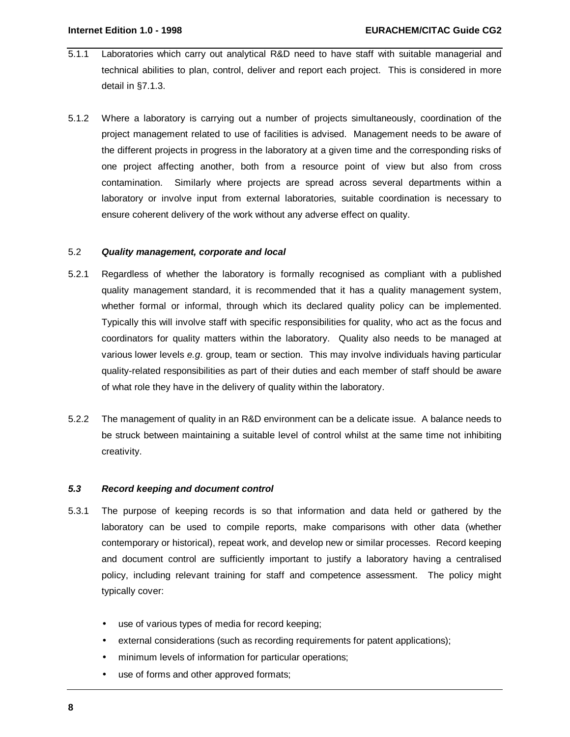5.1.1 Laboratories which carry out analytical R&D need to have staff with suitable managerial and technical abilities to plan, control, deliver and report each project. This is considered in more detail in §7.1.3.

5.1.2 Where a laboratory is carrying out a number of projects simultaneously, coordination of the project management related to use of facilities is advised. Management needs to be aware of the different projects in progress in the laboratory at a given time and the corresponding risks of one project affecting another, both from a resource point of view but also from cross contamination. Similarly where projects are spread across several departments within a laboratory or involve input from external laboratories, suitable coordination is necessary to ensure coherent delivery of the work without any adverse effect on quality.

### 5.2 ***Quality management, corporate and local***

5.2.1 Regardless of whether the laboratory is formally recognised as compliant with a published quality management standard, it is recommended that it has a quality management system, whether formal or informal, through which its declared quality policy can be implemented. Typically this will involve staff with specific responsibilities for quality, who act as the focus and coordinators for quality matters within the laboratory. Quality also needs to be managed at various lower levels *e.g*. group, team or section. This may involve individuals having particular quality-related responsibilities as part of their duties and each member of staff should be aware of what role they have in the delivery of quality within the laboratory.

5.2.2 The management of quality in an R&D environment can be a delicate issue. A balance needs to be struck between maintaining a suitable level of control whilst at the same time not inhibiting creativity.

### ***5.3 Record keeping and document control***

5.3.1 The purpose of keeping records is so that information and data held or gathered by the laboratory can be used to compile reports, make comparisons with other data (whether contemporary or historical), repeat work, and develop new or similar processes. Record keeping and document control are sufficiently important to justify a laboratory having a centralised policy, including relevant training for staff and competence assessment. The policy might typically cover:

- use of various types of media for record keeping;
- external considerations (such as recording requirements for patent applications);
- minimum levels of information for particular operations;
- use of forms and other approved formats;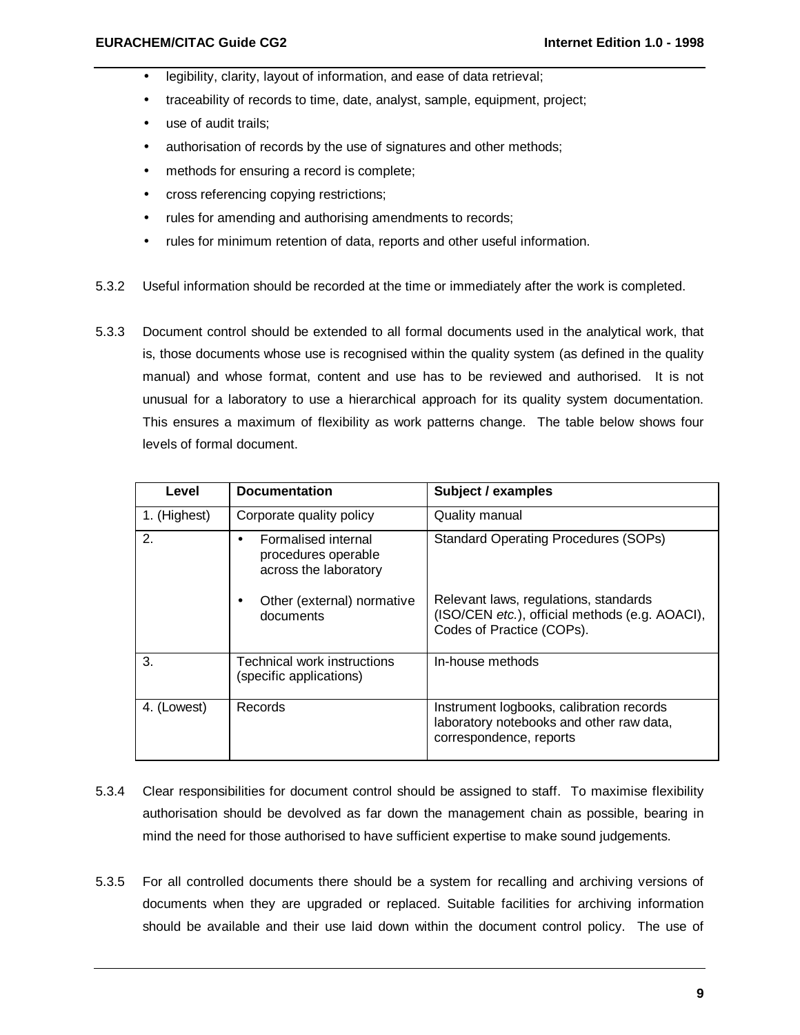- legibility, clarity, layout of information, and ease of data retrieval;
- traceability of records to time, date, analyst, sample, equipment, project;
- use of audit trails;
- authorisation of records by the use of signatures and other methods;
- methods for ensuring a record is complete;
- cross referencing copying restrictions;
- rules for amending and authorising amendments to records;
- rules for minimum retention of data, reports and other useful information.

5.3.2 Useful information should be recorded at the time or immediately after the work is completed.

5.3.3 Document control should be extended to all formal documents used in the analytical work, that is, those documents whose use is recognised within the quality system (as defined in the quality manual) and whose format, content and use has to be reviewed and authorised. It is not unusual for a laboratory to use a hierarchical approach for its quality system documentation. This ensures a maximum of flexibility as work patterns change. The table below shows four levels of formal document.

| Level | Documentation | Subject / examples |
|---|---|---|
| 1. (Highest) | Corporate quality policy | Quality manual |
| 2. | • Formalised internal procedures operable across the laboratory<br>• Other (external) normative documents | Standard Operating Procedures (SOPs)<br>Relevant laws, regulations, standards (ISO/CEN *etc.*), official methods (e.g. AOACI), Codes of Practice (COPs). |
| 3. | Technical work instructions (specific applications) | In-house methods |
| 4. (Lowest) | Records | Instrument logbooks, calibration records laboratory notebooks and other raw data, correspondence, reports |

5.3.4 Clear responsibilities for document control should be assigned to staff. To maximise flexibility authorisation should be devolved as far down the management chain as possible, bearing in mind the need for those authorised to have sufficient expertise to make sound judgements.

5.3.5 For all controlled documents there should be a system for recalling and archiving versions of documents when they are upgraded or replaced. Suitable facilities for archiving information should be available and their use laid down within the document control policy. The use of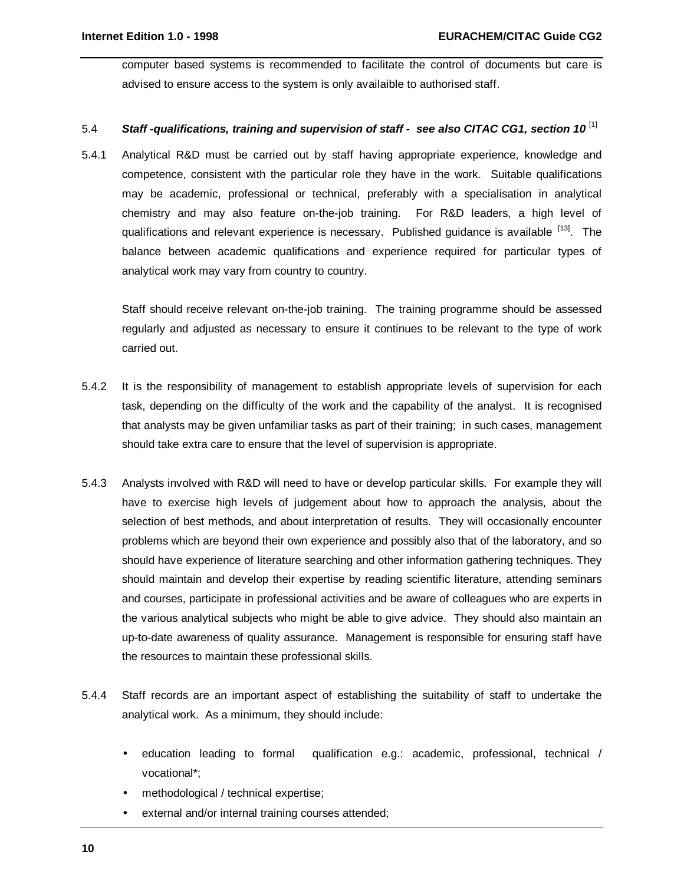computer based systems is recommended to facilitate the control of documents but care is advised to ensure access to the system is only availaible to authorised staff.

### 5.4 ***Staff -qualifications, training and supervision of staff - see also CITAC CG1, section 10*** [1]

5.4.1 Analytical R&D must be carried out by staff having appropriate experience, knowledge and competence, consistent with the particular role they have in the work. Suitable qualifications may be academic, professional or technical, preferably with a specialisation in analytical chemistry and may also feature on-the-job training. For R&D leaders, a high level of qualifications and relevant experience is necessary. Published guidance is available [13]. The balance between academic qualifications and experience required for particular types of analytical work may vary from country to country.

Staff should receive relevant on-the-job training. The training programme should be assessed regularly and adjusted as necessary to ensure it continues to be relevant to the type of work carried out.

5.4.2 It is the responsibility of management to establish appropriate levels of supervision for each task, depending on the difficulty of the work and the capability of the analyst. It is recognised that analysts may be given unfamiliar tasks as part of their training; in such cases, management should take extra care to ensure that the level of supervision is appropriate.

5.4.3 Analysts involved with R&D will need to have or develop particular skills. For example they will have to exercise high levels of judgement about how to approach the analysis, about the selection of best methods, and about interpretation of results. They will occasionally encounter problems which are beyond their own experience and possibly also that of the laboratory, and so should have experience of literature searching and other information gathering techniques. They should maintain and develop their expertise by reading scientific literature, attending seminars and courses, participate in professional activities and be aware of colleagues who are experts in the various analytical subjects who might be able to give advice. They should also maintain an up-to-date awareness of quality assurance. Management is responsible for ensuring staff have the resources to maintain these professional skills.

5.4.4 Staff records are an important aspect of establishing the suitability of staff to undertake the analytical work. As a minimum, they should include:

- education leading to formal qualification e.g.: academic, professional, technical / vocational*;
- methodological / technical expertise;
- external and/or internal training courses attended;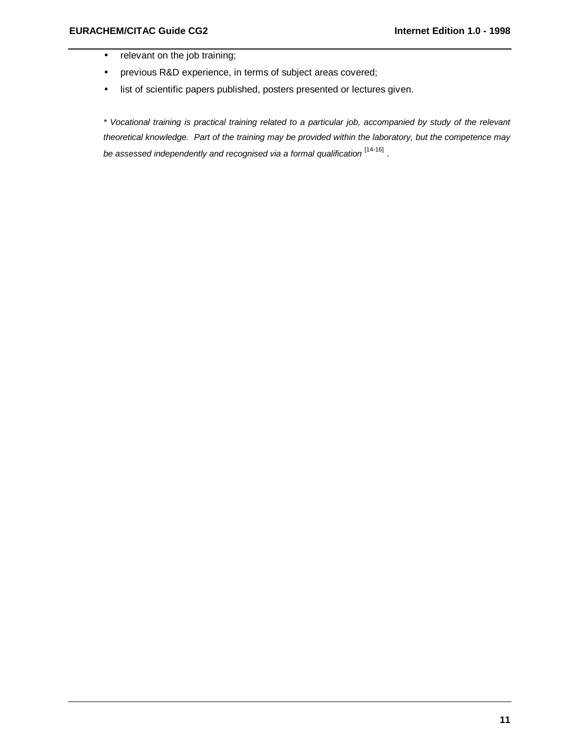- relevant on the job training;
- previous R&D experience, in terms of subject areas covered;
- list of scientific papers published, posters presented or lectures given.

*\* Vocational training is practical training related to a particular job, accompanied by study of the relevant theoretical knowledge. Part of the training may be provided within the laboratory, but the competence may be assessed independently and recognised via a formal qualification* [14-16] .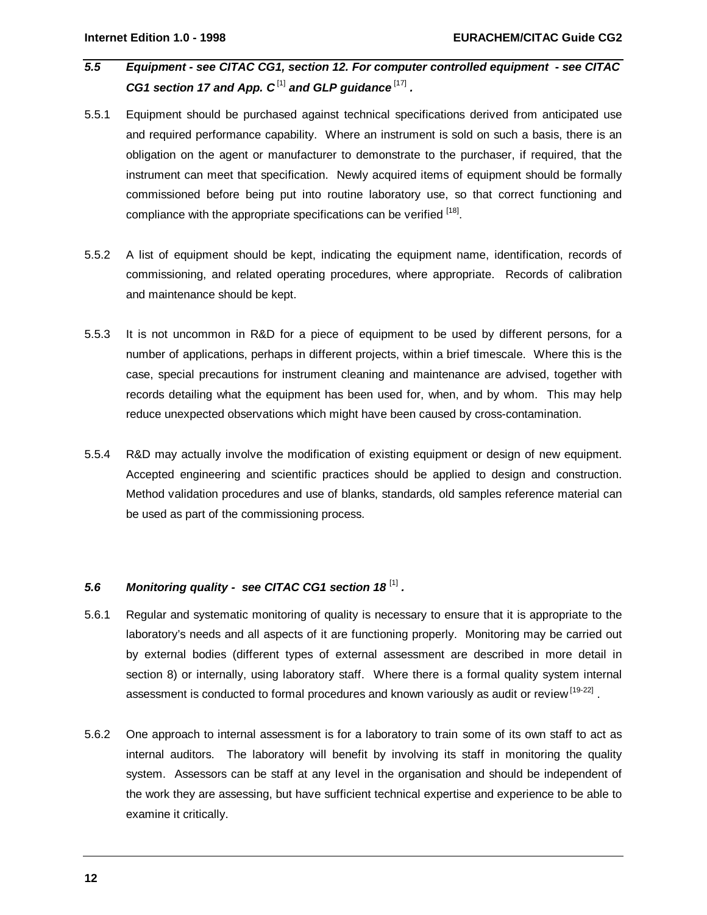### *5.5 Equipment - see CITAC CG1, section 12. For computer controlled equipment - see CITAC CG1 section 17 and App. C [1] and GLP guidance [17] .*

5.5.1 Equipment should be purchased against technical specifications derived from anticipated use and required performance capability. Where an instrument is sold on such a basis, there is an obligation on the agent or manufacturer to demonstrate to the purchaser, if required, that the instrument can meet that specification. Newly acquired items of equipment should be formally commissioned before being put into routine laboratory use, so that correct functioning and compliance with the appropriate specifications can be verified [18].

5.5.2 A list of equipment should be kept, indicating the equipment name, identification, records of commissioning, and related operating procedures, where appropriate. Records of calibration and maintenance should be kept.

5.5.3 It is not uncommon in R&D for a piece of equipment to be used by different persons, for a number of applications, perhaps in different projects, within a brief timescale. Where this is the case, special precautions for instrument cleaning and maintenance are advised, together with records detailing what the equipment has been used for, when, and by whom. This may help reduce unexpected observations which might have been caused by cross-contamination.

5.5.4 R&D may actually involve the modification of existing equipment or design of new equipment. Accepted engineering and scientific practices should be applied to design and construction. Method validation procedures and use of blanks, standards, old samples reference material can be used as part of the commissioning process.

### *5.6 Monitoring quality - see CITAC CG1 section 18 [1] .*

5.6.1 Regular and systematic monitoring of quality is necessary to ensure that it is appropriate to the laboratory's needs and all aspects of it are functioning properly. Monitoring may be carried out by external bodies (different types of external assessment are described in more detail in section 8) or internally, using laboratory staff. Where there is a formal quality system internal assessment is conducted to formal procedures and known variously as audit or review [19-22] .

5.6.2 One approach to internal assessment is for a laboratory to train some of its own staff to act as internal auditors. The laboratory will benefit by involving its staff in monitoring the quality system. Assessors can be staff at any level in the organisation and should be independent of the work they are assessing, but have sufficient technical expertise and experience to be able to examine it critically.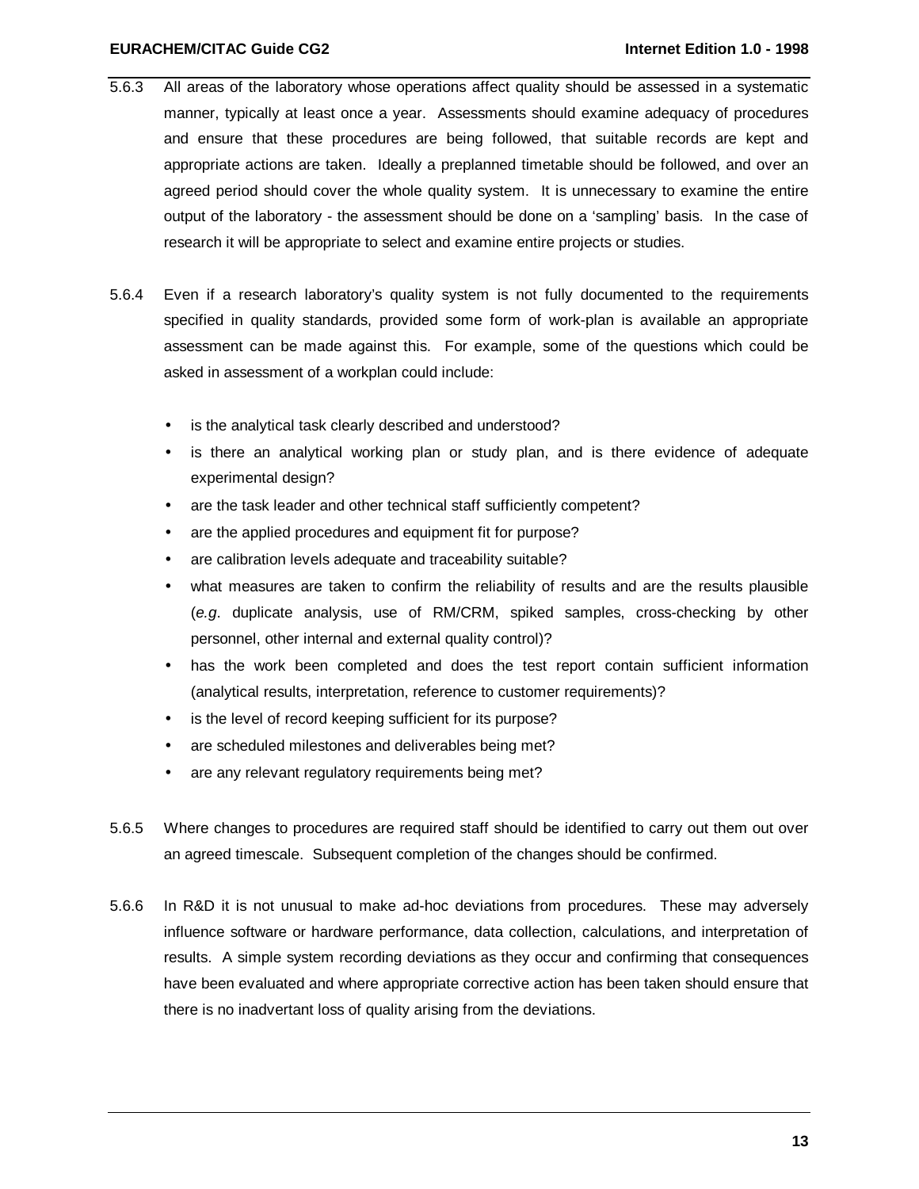5.6.3 All areas of the laboratory whose operations affect quality should be assessed in a systematic manner, typically at least once a year. Assessments should examine adequacy of procedures and ensure that these procedures are being followed, that suitable records are kept and appropriate actions are taken. Ideally a preplanned timetable should be followed, and over an agreed period should cover the whole quality system. It is unnecessary to examine the entire output of the laboratory - the assessment should be done on a 'sampling' basis. In the case of research it will be appropriate to select and examine entire projects or studies.

5.6.4 Even if a research laboratory's quality system is not fully documented to the requirements specified in quality standards, provided some form of work-plan is available an appropriate assessment can be made against this. For example, some of the questions which could be asked in assessment of a workplan could include:

- is the analytical task clearly described and understood?
- is there an analytical working plan or study plan, and is there evidence of adequate experimental design?
- are the task leader and other technical staff sufficiently competent?
- are the applied procedures and equipment fit for purpose?
- are calibration levels adequate and traceability suitable?
- what measures are taken to confirm the reliability of results and are the results plausible (*e.g*. duplicate analysis, use of RM/CRM, spiked samples, cross-checking by other personnel, other internal and external quality control)?
- has the work been completed and does the test report contain sufficient information (analytical results, interpretation, reference to customer requirements)?
- is the level of record keeping sufficient for its purpose?
- are scheduled milestones and deliverables being met?
- are any relevant regulatory requirements being met?

5.6.5 Where changes to procedures are required staff should be identified to carry out them out over an agreed timescale. Subsequent completion of the changes should be confirmed.

5.6.6 In R&D it is not unusual to make ad-hoc deviations from procedures. These may adversely influence software or hardware performance, data collection, calculations, and interpretation of results. A simple system recording deviations as they occur and confirming that consequences have been evaluated and where appropriate corrective action has been taken should ensure that there is no inadvertant loss of quality arising from the deviations.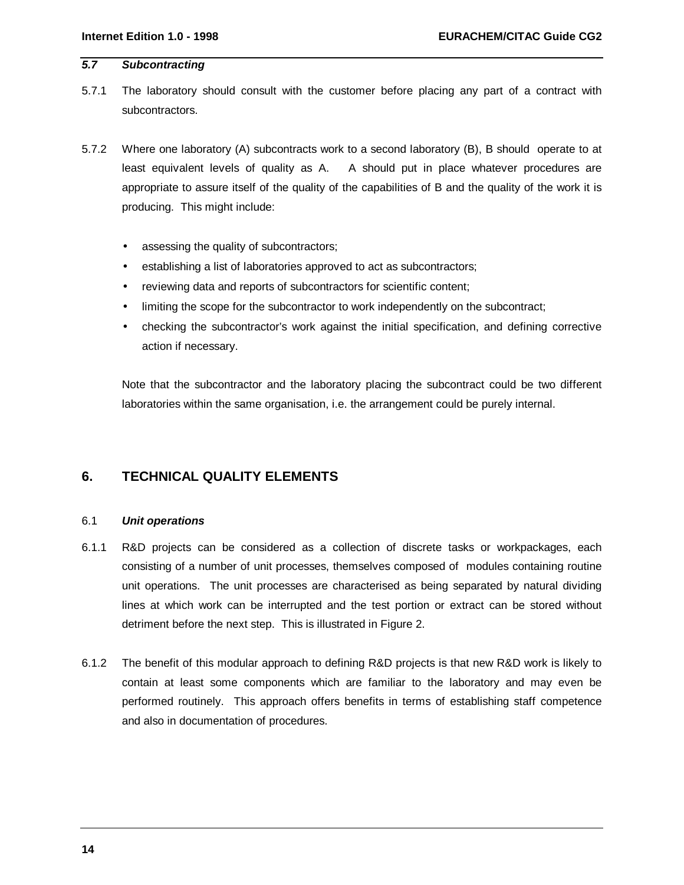### *5.7 Subcontracting*

5.7.1 The laboratory should consult with the customer before placing any part of a contract with subcontractors.

5.7.2 Where one laboratory (A) subcontracts work to a second laboratory (B), B should operate to at least equivalent levels of quality as A. A should put in place whatever procedures are appropriate to assure itself of the quality of the capabilities of B and the quality of the work it is producing. This might include:

- assessing the quality of subcontractors;
- establishing a list of laboratories approved to act as subcontractors;
- reviewing data and reports of subcontractors for scientific content;
- limiting the scope for the subcontractor to work independently on the subcontract;
- checking the subcontractor's work against the initial specification, and defining corrective action if necessary.

Note that the subcontractor and the laboratory placing the subcontract could be two different laboratories within the same organisation, i.e. the arrangement could be purely internal.

## 6. TECHNICAL QUALITY ELEMENTS

### 6.1 *Unit operations*

6.1.1 R&D projects can be considered as a collection of discrete tasks or workpackages, each consisting of a number of unit processes, themselves composed of modules containing routine unit operations. The unit processes are characterised as being separated by natural dividing lines at which work can be interrupted and the test portion or extract can be stored without detriment before the next step. This is illustrated in Figure 2.

6.1.2 The benefit of this modular approach to defining R&D projects is that new R&D work is likely to contain at least some components which are familiar to the laboratory and may even be performed routinely. This approach offers benefits in terms of establishing staff competence and also in documentation of procedures.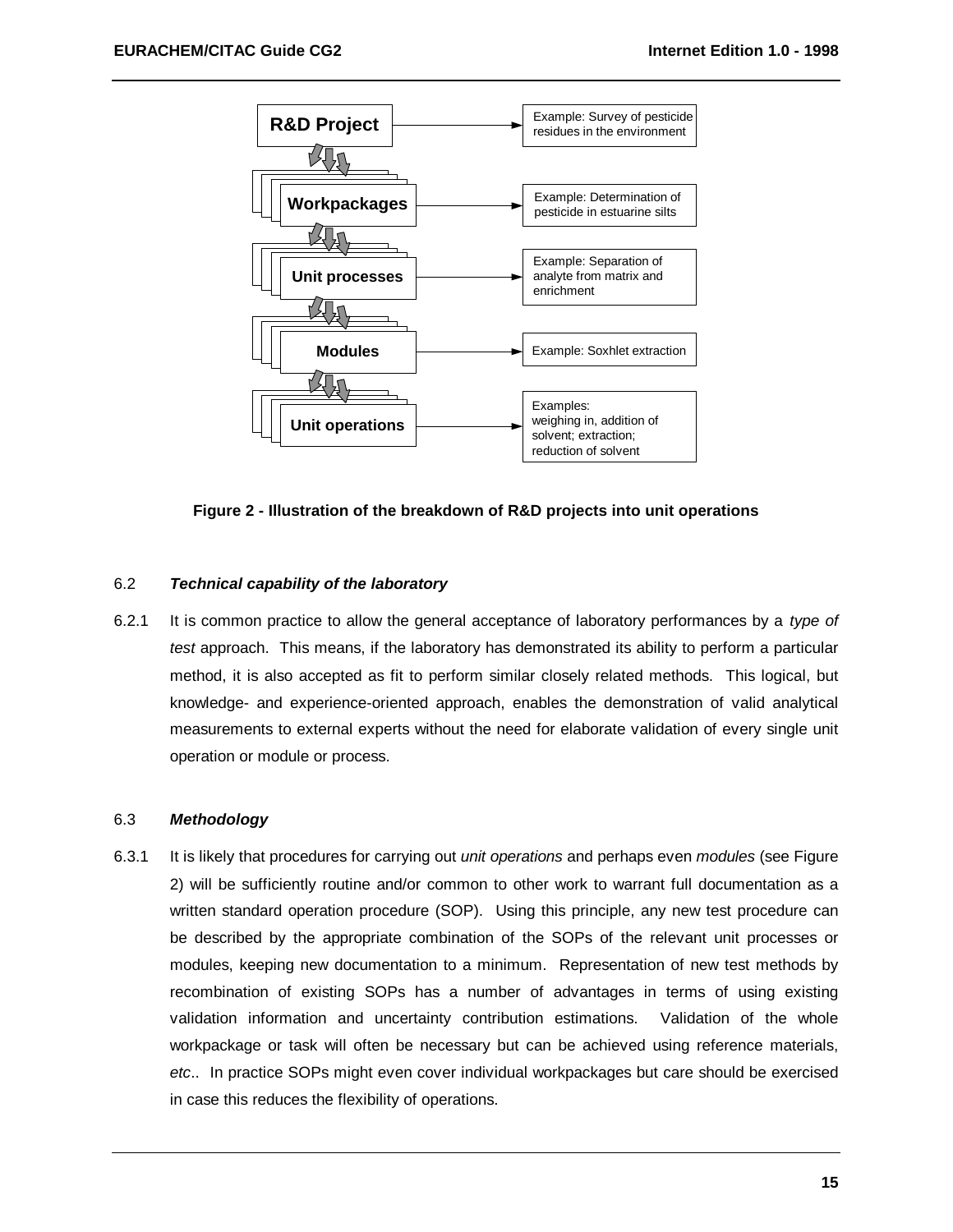| Level | Example |
| --- | --- |
| R&D Project | Example: Survey of pesticide residues in the environment |
| Workpackages | Example: Determination of pesticide in estuarine silts |
| Unit processes | Example: Separation of analyte from matrix and enrichment |
| Modules | Example: Soxhlet extraction |
| Unit operations | Examples: weighing in, addition of solvent; extraction; reduction of solvent |

**Figure 2 - Illustration of the breakdown of R&D projects into unit operations**

6.2 ***Technical capability of the laboratory***

6.2.1 It is common practice to allow the general acceptance of laboratory performances by a *type of test* approach. This means, if the laboratory has demonstrated its ability to perform a particular method, it is also accepted as fit to perform similar closely related methods. This logical, but knowledge- and experience-oriented approach, enables the demonstration of valid analytical measurements to external experts without the need for elaborate validation of every single unit operation or module or process.

6.3 ***Methodology***

6.3.1 It is likely that procedures for carrying out *unit operations* and perhaps even *modules* (see Figure 2) will be sufficiently routine and/or common to other work to warrant full documentation as a written standard operation procedure (SOP). Using this principle, any new test procedure can be described by the appropriate combination of the SOPs of the relevant unit processes or modules, keeping new documentation to a minimum. Representation of new test methods by recombination of existing SOPs has a number of advantages in terms of using existing validation information and uncertainty contribution estimations. Validation of the whole workpackage or task will often be necessary but can be achieved using reference materials, *etc*.. In practice SOPs might even cover individual workpackages but care should be exercised in case this reduces the flexibility of operations.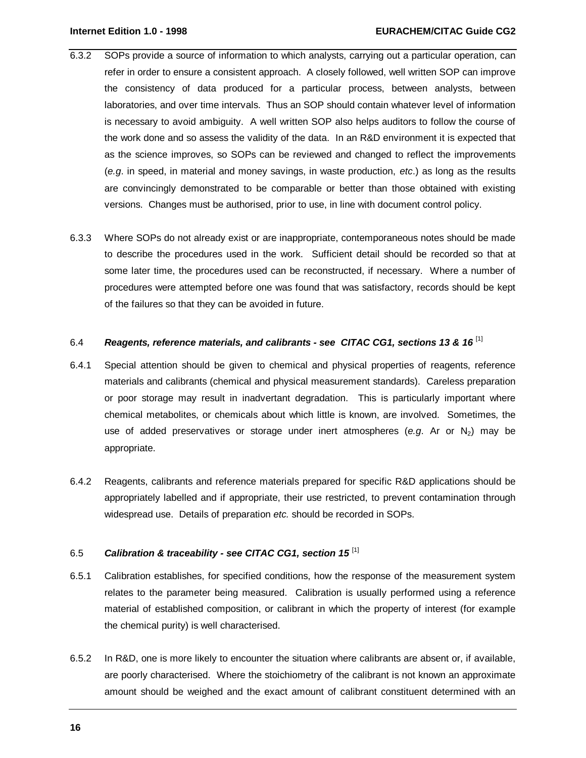6.3.2 SOPs provide a source of information to which analysts, carrying out a particular operation, can refer in order to ensure a consistent approach. A closely followed, well written SOP can improve the consistency of data produced for a particular process, between analysts, between laboratories, and over time intervals. Thus an SOP should contain whatever level of information is necessary to avoid ambiguity. A well written SOP also helps auditors to follow the course of the work done and so assess the validity of the data. In an R&D environment it is expected that as the science improves, so SOPs can be reviewed and changed to reflect the improvements (*e.g*. in speed, in material and money savings, in waste production, *etc*.) as long as the results are convincingly demonstrated to be comparable or better than those obtained with existing versions. Changes must be authorised, prior to use, in line with document control policy.

6.3.3 Where SOPs do not already exist or are inappropriate, contemporaneous notes should be made to describe the procedures used in the work. Sufficient detail should be recorded so that at some later time, the procedures used can be reconstructed, if necessary. Where a number of procedures were attempted before one was found that was satisfactory, records should be kept of the failures so that they can be avoided in future.

### 6.4 *Reagents, reference materials, and calibrants - see CITAC CG1, sections 13 & 16* [1]

6.4.1 Special attention should be given to chemical and physical properties of reagents, reference materials and calibrants (chemical and physical measurement standards). Careless preparation or poor storage may result in inadvertant degradation. This is particularly important where chemical metabolites, or chemicals about which little is known, are involved. Sometimes, the use of added preservatives or storage under inert atmospheres (*e.g*. Ar or $N_2$) may be appropriate.

6.4.2 Reagents, calibrants and reference materials prepared for specific R&D applications should be appropriately labelled and if appropriate, their use restricted, to prevent contamination through widespread use. Details of preparation *etc.* should be recorded in SOPs.

### 6.5 *Calibration & traceability - see CITAC CG1, section 15* [1]

6.5.1 Calibration establishes, for specified conditions, how the response of the measurement system relates to the parameter being measured. Calibration is usually performed using a reference material of established composition, or calibrant in which the property of interest (for example the chemical purity) is well characterised.

6.5.2 In R&D, one is more likely to encounter the situation where calibrants are absent or, if available, are poorly characterised. Where the stoichiometry of the calibrant is not known an approximate amount should be weighed and the exact amount of calibrant constituent determined with an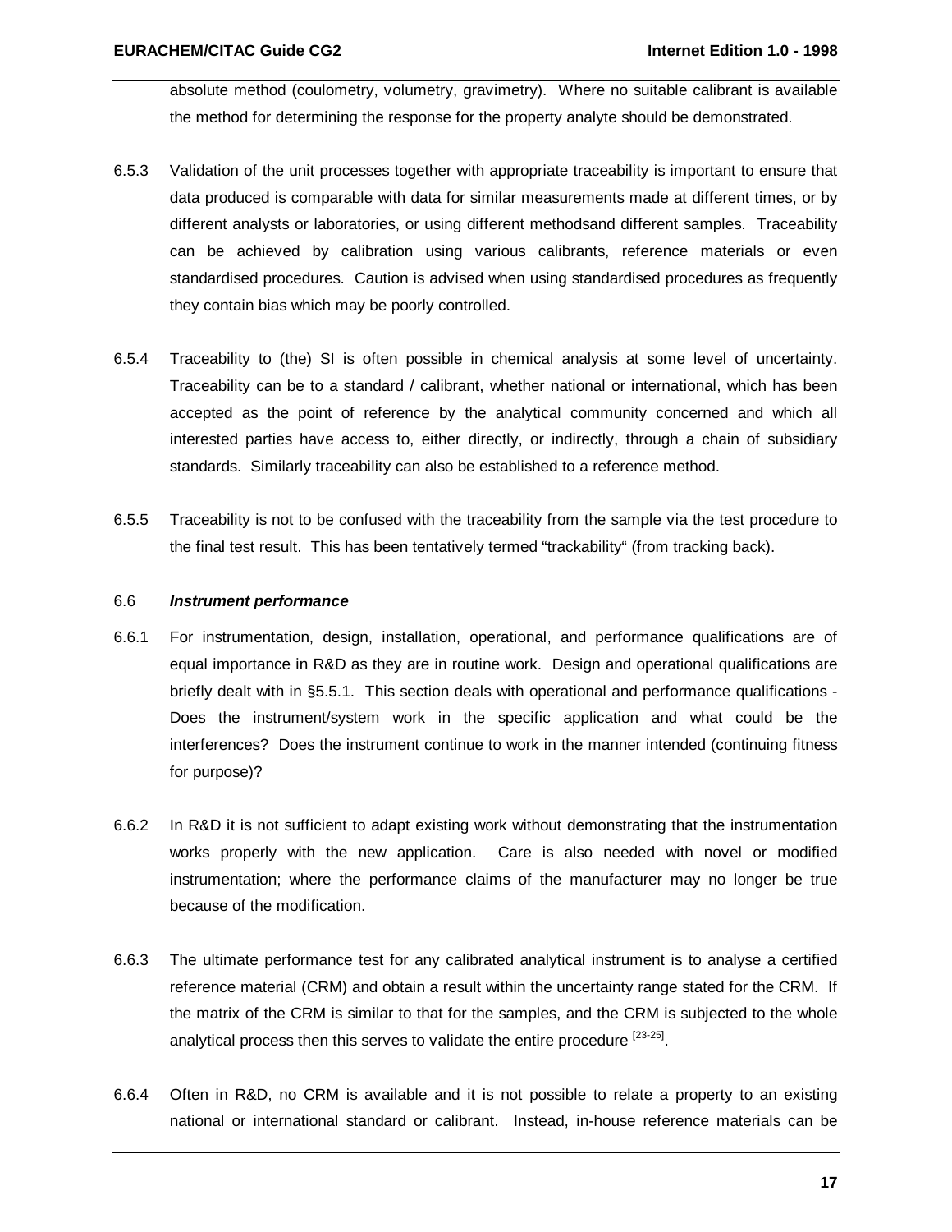absolute method (coulometry, volumetry, gravimetry). Where no suitable calibrant is available the method for determining the response for the property analyte should be demonstrated.

6.5.3 Validation of the unit processes together with appropriate traceability is important to ensure that data produced is comparable with data for similar measurements made at different times, or by different analysts or laboratories, or using different methodsand different samples. Traceability can be achieved by calibration using various calibrants, reference materials or even standardised procedures. Caution is advised when using standardised procedures as frequently they contain bias which may be poorly controlled.

6.5.4 Traceability to (the) SI is often possible in chemical analysis at some level of uncertainty. Traceability can be to a standard / calibrant, whether national or international, which has been accepted as the point of reference by the analytical community concerned and which all interested parties have access to, either directly, or indirectly, through a chain of subsidiary standards. Similarly traceability can also be established to a reference method.

6.5.5 Traceability is not to be confused with the traceability from the sample via the test procedure to the final test result. This has been tentatively termed "trackability" (from tracking back).

### 6.6 *Instrument performance*

6.6.1 For instrumentation, design, installation, operational, and performance qualifications are of equal importance in R&D as they are in routine work. Design and operational qualifications are briefly dealt with in §5.5.1. This section deals with operational and performance qualifications - Does the instrument/system work in the specific application and what could be the interferences? Does the instrument continue to work in the manner intended (continuing fitness for purpose)?

6.6.2 In R&D it is not sufficient to adapt existing work without demonstrating that the instrumentation works properly with the new application. Care is also needed with novel or modified instrumentation; where the performance claims of the manufacturer may no longer be true because of the modification.

6.6.3 The ultimate performance test for any calibrated analytical instrument is to analyse a certified reference material (CRM) and obtain a result within the uncertainty range stated for the CRM. If the matrix of the CRM is similar to that for the samples, and the CRM is subjected to the whole analytical process then this serves to validate the entire procedure [23-25].

6.6.4 Often in R&D, no CRM is available and it is not possible to relate a property to an existing national or international standard or calibrant. Instead, in-house reference materials can be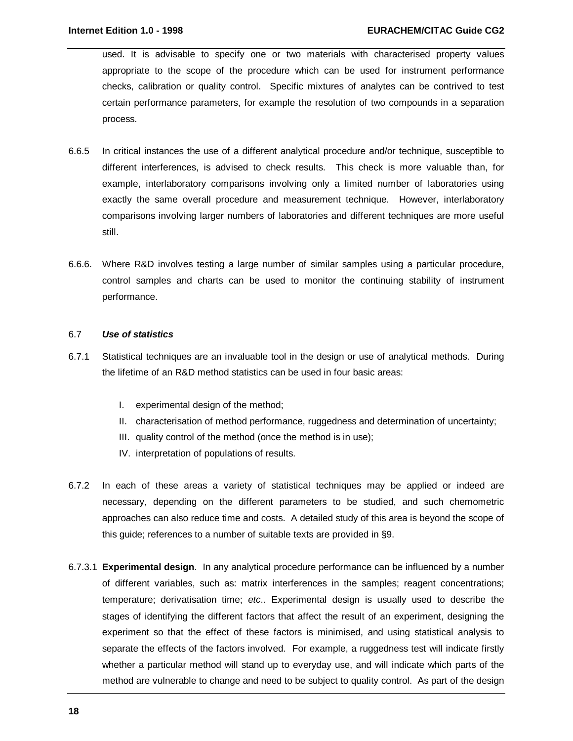used. It is advisable to specify one or two materials with characterised property values appropriate to the scope of the procedure which can be used for instrument performance checks, calibration or quality control. Specific mixtures of analytes can be contrived to test certain performance parameters, for example the resolution of two compounds in a separation process.

6.6.5 In critical instances the use of a different analytical procedure and/or technique, susceptible to different interferences, is advised to check results. This check is more valuable than, for example, interlaboratory comparisons involving only a limited number of laboratories using exactly the same overall procedure and measurement technique. However, interlaboratory comparisons involving larger numbers of laboratories and different techniques are more useful still.

6.6.6. Where R&D involves testing a large number of similar samples using a particular procedure, control samples and charts can be used to monitor the continuing stability of instrument performance.

### 6.7 *Use of statistics*

6.7.1 Statistical techniques are an invaluable tool in the design or use of analytical methods. During the lifetime of an R&D method statistics can be used in four basic areas:

I. experimental design of the method;
II. characterisation of method performance, ruggedness and determination of uncertainty;
III. quality control of the method (once the method is in use);
IV. interpretation of populations of results.

6.7.2 In each of these areas a variety of statistical techniques may be applied or indeed are necessary, depending on the different parameters to be studied, and such chemometric approaches can also reduce time and costs. A detailed study of this area is beyond the scope of this guide; references to a number of suitable texts are provided in §9.

6.7.3.1 **Experimental design**. In any analytical procedure performance can be influenced by a number of different variables, such as: matrix interferences in the samples; reagent concentrations; temperature; derivatisation time; *etc*.. Experimental design is usually used to describe the stages of identifying the different factors that affect the result of an experiment, designing the experiment so that the effect of these factors is minimised, and using statistical analysis to separate the effects of the factors involved. For example, a ruggedness test will indicate firstly whether a particular method will stand up to everyday use, and will indicate which parts of the method are vulnerable to change and need to be subject to quality control. As part of the design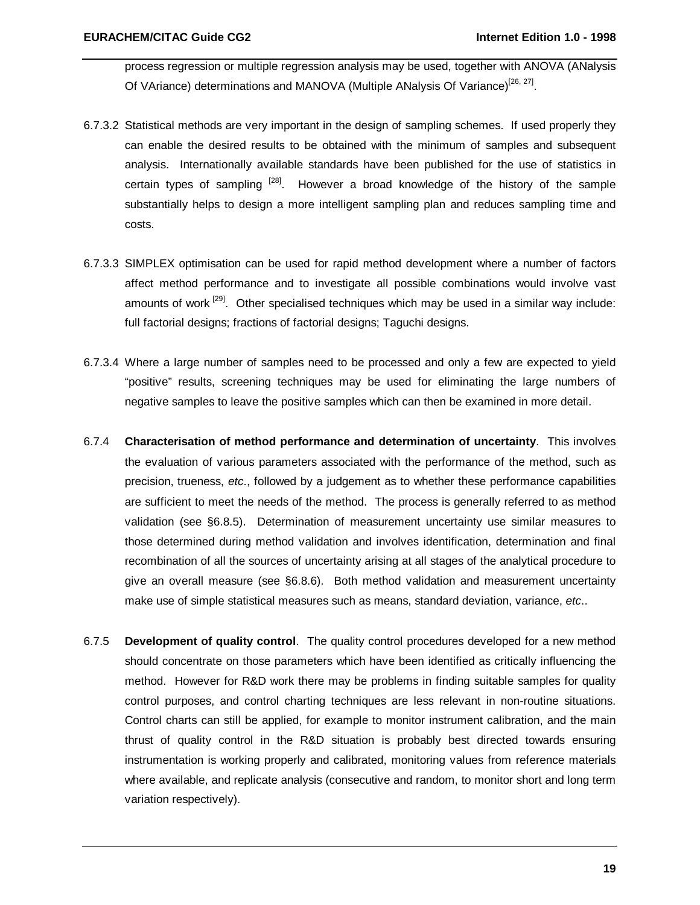process regression or multiple regression analysis may be used, together with ANOVA (ANalysis Of VAriance) determinations and MANOVA (Multiple ANalysis Of Variance)[26, 27].

6.7.3.2 Statistical methods are very important in the design of sampling schemes. If used properly they can enable the desired results to be obtained with the minimum of samples and subsequent analysis. Internationally available standards have been published for the use of statistics in certain types of sampling [28]. However a broad knowledge of the history of the sample substantially helps to design a more intelligent sampling plan and reduces sampling time and costs.

6.7.3.3 SIMPLEX optimisation can be used for rapid method development where a number of factors affect method performance and to investigate all possible combinations would involve vast amounts of work [29]. Other specialised techniques which may be used in a similar way include: full factorial designs; fractions of factorial designs; Taguchi designs.

6.7.3.4 Where a large number of samples need to be processed and only a few are expected to yield "positive" results, screening techniques may be used for eliminating the large numbers of negative samples to leave the positive samples which can then be examined in more detail.

6.7.4 **Characterisation of method performance and determination of uncertainty**. This involves the evaluation of various parameters associated with the performance of the method, such as precision, trueness, *etc*., followed by a judgement as to whether these performance capabilities are sufficient to meet the needs of the method. The process is generally referred to as method validation (see §6.8.5). Determination of measurement uncertainty use similar measures to those determined during method validation and involves identification, determination and final recombination of all the sources of uncertainty arising at all stages of the analytical procedure to give an overall measure (see §6.8.6). Both method validation and measurement uncertainty make use of simple statistical measures such as means, standard deviation, variance, *etc*..

6.7.5 **Development of quality control**. The quality control procedures developed for a new method should concentrate on those parameters which have been identified as critically influencing the method. However for R&D work there may be problems in finding suitable samples for quality control purposes, and control charting techniques are less relevant in non-routine situations. Control charts can still be applied, for example to monitor instrument calibration, and the main thrust of quality control in the R&D situation is probably best directed towards ensuring instrumentation is working properly and calibrated, monitoring values from reference materials where available, and replicate analysis (consecutive and random, to monitor short and long term variation respectively).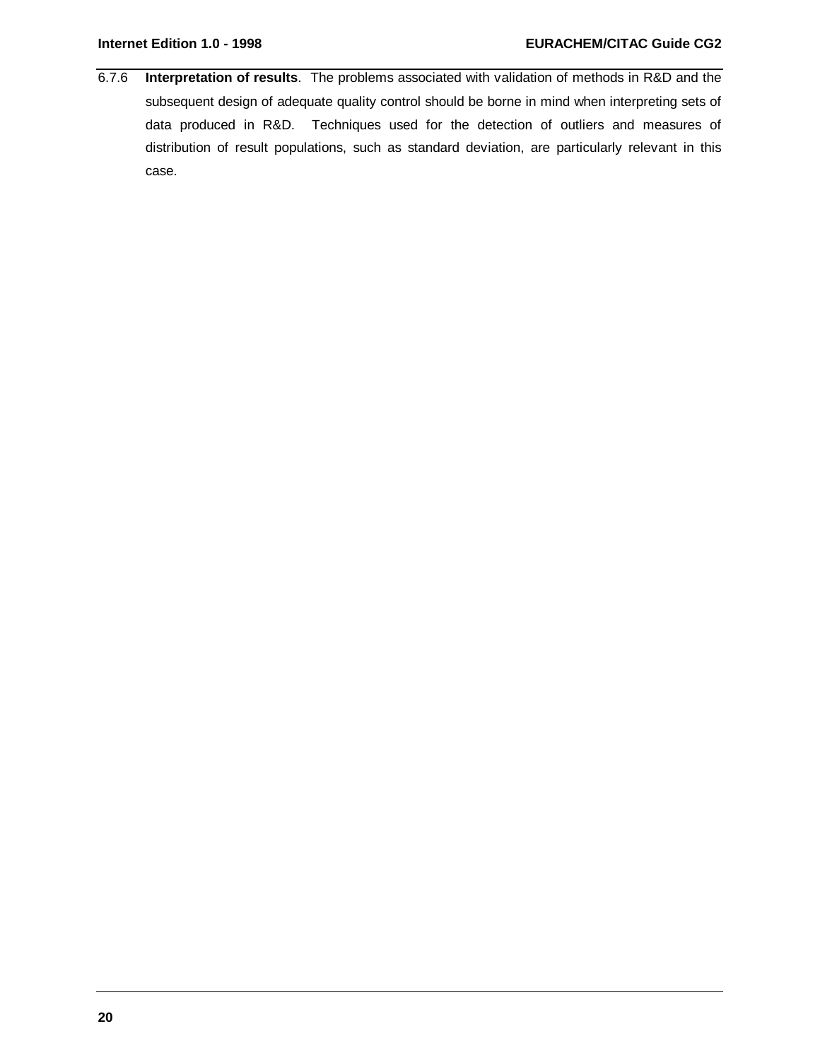6.7.6 **Interpretation of results**. The problems associated with validation of methods in R&D and the subsequent design of adequate quality control should be borne in mind when interpreting sets of data produced in R&D. Techniques used for the detection of outliers and measures of distribution of result populations, such as standard deviation, are particularly relevant in this case.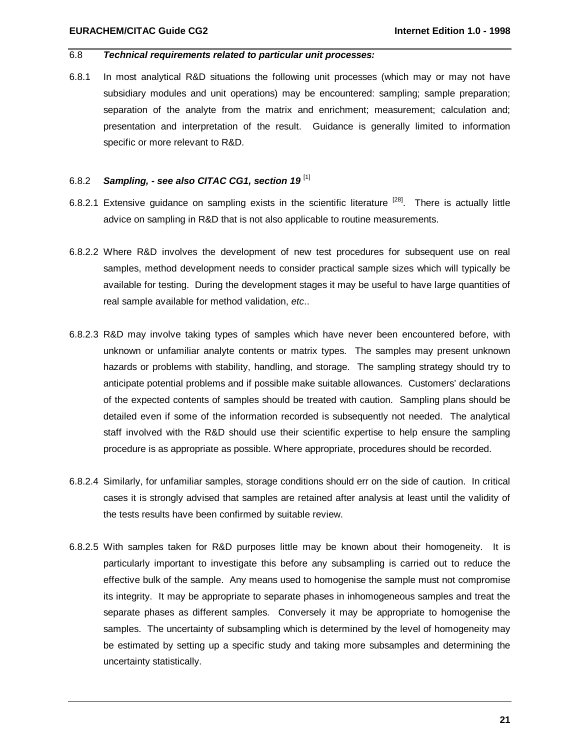### 6.8 *Technical requirements related to particular unit processes:*

6.8.1 In most analytical R&D situations the following unit processes (which may or may not have subsidiary modules and unit operations) may be encountered: sampling; sample preparation; separation of the analyte from the matrix and enrichment; measurement; calculation and; presentation and interpretation of the result. Guidance is generally limited to information specific or more relevant to R&D.

#### 6.8.2 *Sampling, - see also CITAC CG1, section 19* [1]

6.8.2.1 Extensive guidance on sampling exists in the scientific literature [28]. There is actually little advice on sampling in R&D that is not also applicable to routine measurements.

6.8.2.2 Where R&D involves the development of new test procedures for subsequent use on real samples, method development needs to consider practical sample sizes which will typically be available for testing. During the development stages it may be useful to have large quantities of real sample available for method validation, *etc*..

6.8.2.3 R&D may involve taking types of samples which have never been encountered before, with unknown or unfamiliar analyte contents or matrix types. The samples may present unknown hazards or problems with stability, handling, and storage. The sampling strategy should try to anticipate potential problems and if possible make suitable allowances. Customers' declarations of the expected contents of samples should be treated with caution. Sampling plans should be detailed even if some of the information recorded is subsequently not needed. The analytical staff involved with the R&D should use their scientific expertise to help ensure the sampling procedure is as appropriate as possible. Where appropriate, procedures should be recorded.

6.8.2.4 Similarly, for unfamiliar samples, storage conditions should err on the side of caution. In critical cases it is strongly advised that samples are retained after analysis at least until the validity of the tests results have been confirmed by suitable review.

6.8.2.5 With samples taken for R&D purposes little may be known about their homogeneity. It is particularly important to investigate this before any subsampling is carried out to reduce the effective bulk of the sample. Any means used to homogenise the sample must not compromise its integrity. It may be appropriate to separate phases in inhomogeneous samples and treat the separate phases as different samples. Conversely it may be appropriate to homogenise the samples. The uncertainty of subsampling which is determined by the level of homogeneity may be estimated by setting up a specific study and taking more subsamples and determining the uncertainty statistically.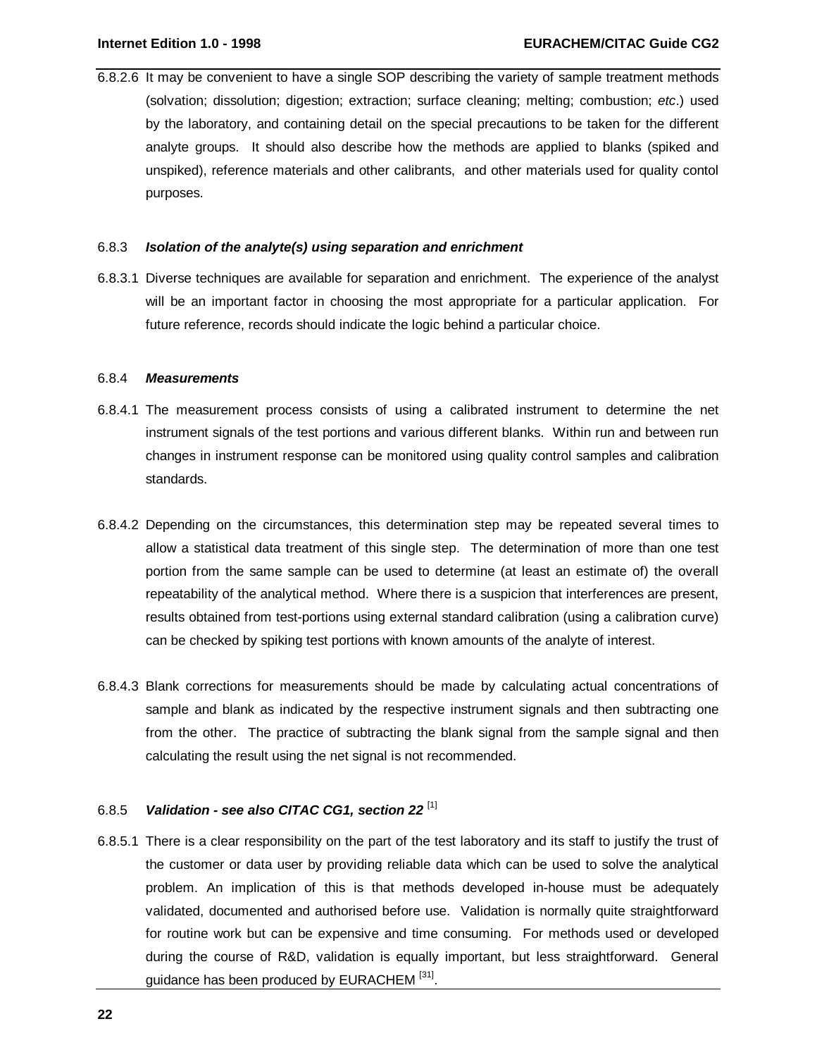6.8.2.6 It may be convenient to have a single SOP describing the variety of sample treatment methods (solvation; dissolution; digestion; extraction; surface cleaning; melting; combustion; *etc*.) used by the laboratory, and containing detail on the special precautions to be taken for the different analyte groups. It should also describe how the methods are applied to blanks (spiked and unspiked), reference materials and other calibrants, and other materials used for quality contol purposes.

### 6.8.3 *Isolation of the analyte(s) using separation and enrichment*

6.8.3.1 Diverse techniques are available for separation and enrichment. The experience of the analyst will be an important factor in choosing the most appropriate for a particular application. For future reference, records should indicate the logic behind a particular choice.

### 6.8.4 *Measurements*

6.8.4.1 The measurement process consists of using a calibrated instrument to determine the net instrument signals of the test portions and various different blanks. Within run and between run changes in instrument response can be monitored using quality control samples and calibration standards.

6.8.4.2 Depending on the circumstances, this determination step may be repeated several times to allow a statistical data treatment of this single step. The determination of more than one test portion from the same sample can be used to determine (at least an estimate of) the overall repeatability of the analytical method. Where there is a suspicion that interferences are present, results obtained from test-portions using external standard calibration (using a calibration curve) can be checked by spiking test portions with known amounts of the analyte of interest.

6.8.4.3 Blank corrections for measurements should be made by calculating actual concentrations of sample and blank as indicated by the respective instrument signals and then subtracting one from the other. The practice of subtracting the blank signal from the sample signal and then calculating the result using the net signal is not recommended.

### 6.8.5 *Validation - see also CITAC CG1, section 22* [1]

6.8.5.1 There is a clear responsibility on the part of the test laboratory and its staff to justify the trust of the customer or data user by providing reliable data which can be used to solve the analytical problem. An implication of this is that methods developed in-house must be adequately validated, documented and authorised before use. Validation is normally quite straightforward for routine work but can be expensive and time consuming. For methods used or developed during the course of R&D, validation is equally important, but less straightforward. General guidance has been produced by EURACHEM [31].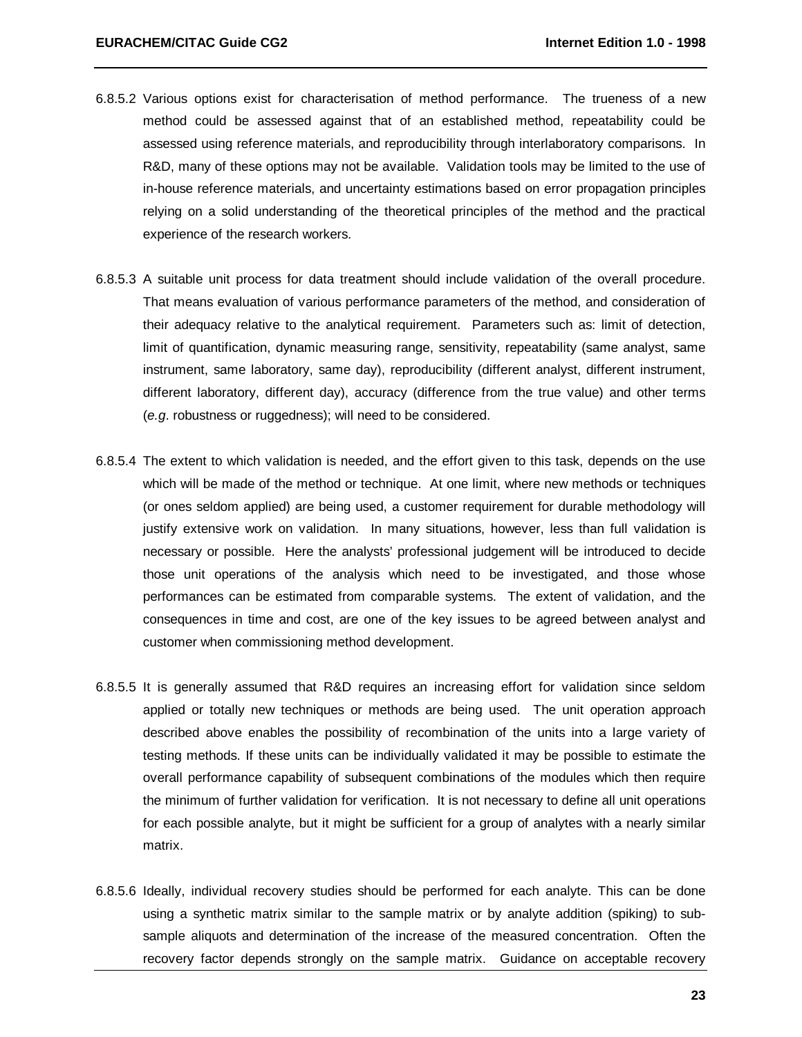6.8.5.2 Various options exist for characterisation of method performance. The trueness of a new method could be assessed against that of an established method, repeatability could be assessed using reference materials, and reproducibility through interlaboratory comparisons. In R&D, many of these options may not be available. Validation tools may be limited to the use of in-house reference materials, and uncertainty estimations based on error propagation principles relying on a solid understanding of the theoretical principles of the method and the practical experience of the research workers.

6.8.5.3 A suitable unit process for data treatment should include validation of the overall procedure. That means evaluation of various performance parameters of the method, and consideration of their adequacy relative to the analytical requirement. Parameters such as: limit of detection, limit of quantification, dynamic measuring range, sensitivity, repeatability (same analyst, same instrument, same laboratory, same day), reproducibility (different analyst, different instrument, different laboratory, different day), accuracy (difference from the true value) and other terms (*e.g*. robustness or ruggedness); will need to be considered.

6.8.5.4 The extent to which validation is needed, and the effort given to this task, depends on the use which will be made of the method or technique. At one limit, where new methods or techniques (or ones seldom applied) are being used, a customer requirement for durable methodology will justify extensive work on validation. In many situations, however, less than full validation is necessary or possible. Here the analysts' professional judgement will be introduced to decide those unit operations of the analysis which need to be investigated, and those whose performances can be estimated from comparable systems. The extent of validation, and the consequences in time and cost, are one of the key issues to be agreed between analyst and customer when commissioning method development.

6.8.5.5 It is generally assumed that R&D requires an increasing effort for validation since seldom applied or totally new techniques or methods are being used. The unit operation approach described above enables the possibility of recombination of the units into a large variety of testing methods. If these units can be individually validated it may be possible to estimate the overall performance capability of subsequent combinations of the modules which then require the minimum of further validation for verification. It is not necessary to define all unit operations for each possible analyte, but it might be sufficient for a group of analytes with a nearly similar matrix.

6.8.5.6 Ideally, individual recovery studies should be performed for each analyte. This can be done using a synthetic matrix similar to the sample matrix or by analyte addition (spiking) to sub-sample aliquots and determination of the increase of the measured concentration. Often the recovery factor depends strongly on the sample matrix. Guidance on acceptable recovery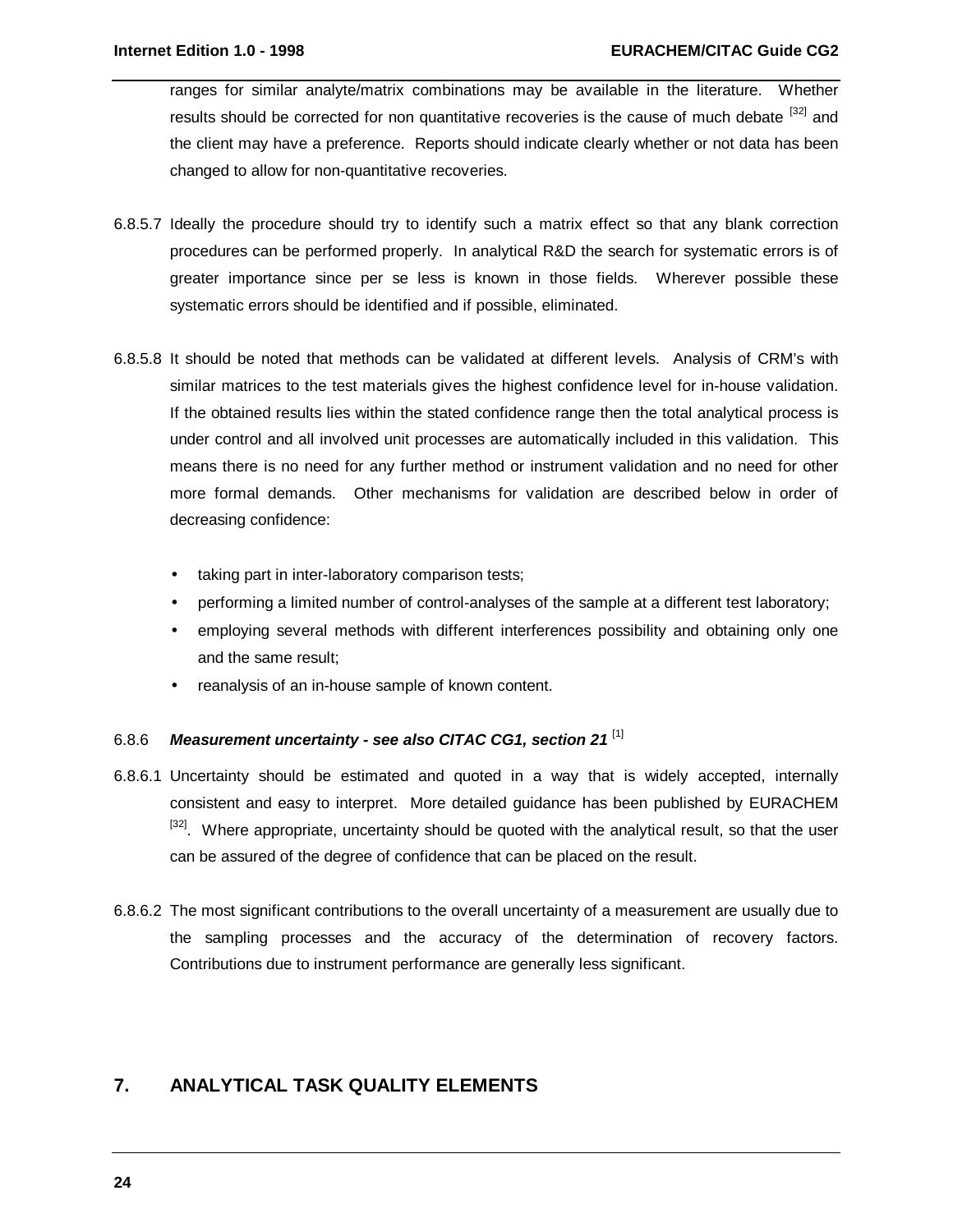ranges for similar analyte/matrix combinations may be available in the literature. Whether results should be corrected for non quantitative recoveries is the cause of much debate [32] and the client may have a preference. Reports should indicate clearly whether or not data has been changed to allow for non-quantitative recoveries.

6.8.5.7 Ideally the procedure should try to identify such a matrix effect so that any blank correction procedures can be performed properly. In analytical R&D the search for systematic errors is of greater importance since per se less is known in those fields. Wherever possible these systematic errors should be identified and if possible, eliminated.

6.8.5.8 It should be noted that methods can be validated at different levels. Analysis of CRM's with similar matrices to the test materials gives the highest confidence level for in-house validation. If the obtained results lies within the stated confidence range then the total analytical process is under control and all involved unit processes are automatically included in this validation. This means there is no need for any further method or instrument validation and no need for other more formal demands. Other mechanisms for validation are described below in order of decreasing confidence:

- taking part in inter-laboratory comparison tests;
- performing a limited number of control-analyses of the sample at a different test laboratory;
- employing several methods with different interferences possibility and obtaining only one and the same result;
- reanalysis of an in-house sample of known content.

### 6.8.6 *Measurement uncertainty - see also CITAC CG1, section 21* [1]

6.8.6.1 Uncertainty should be estimated and quoted in a way that is widely accepted, internally consistent and easy to interpret. More detailed guidance has been published by EURACHEM [32]. Where appropriate, uncertainty should be quoted with the analytical result, so that the user can be assured of the degree of confidence that can be placed on the result.

6.8.6.2 The most significant contributions to the overall uncertainty of a measurement are usually due to the sampling processes and the accuracy of the determination of recovery factors. Contributions due to instrument performance are generally less significant.

## 7. ANALYTICAL TASK QUALITY ELEMENTS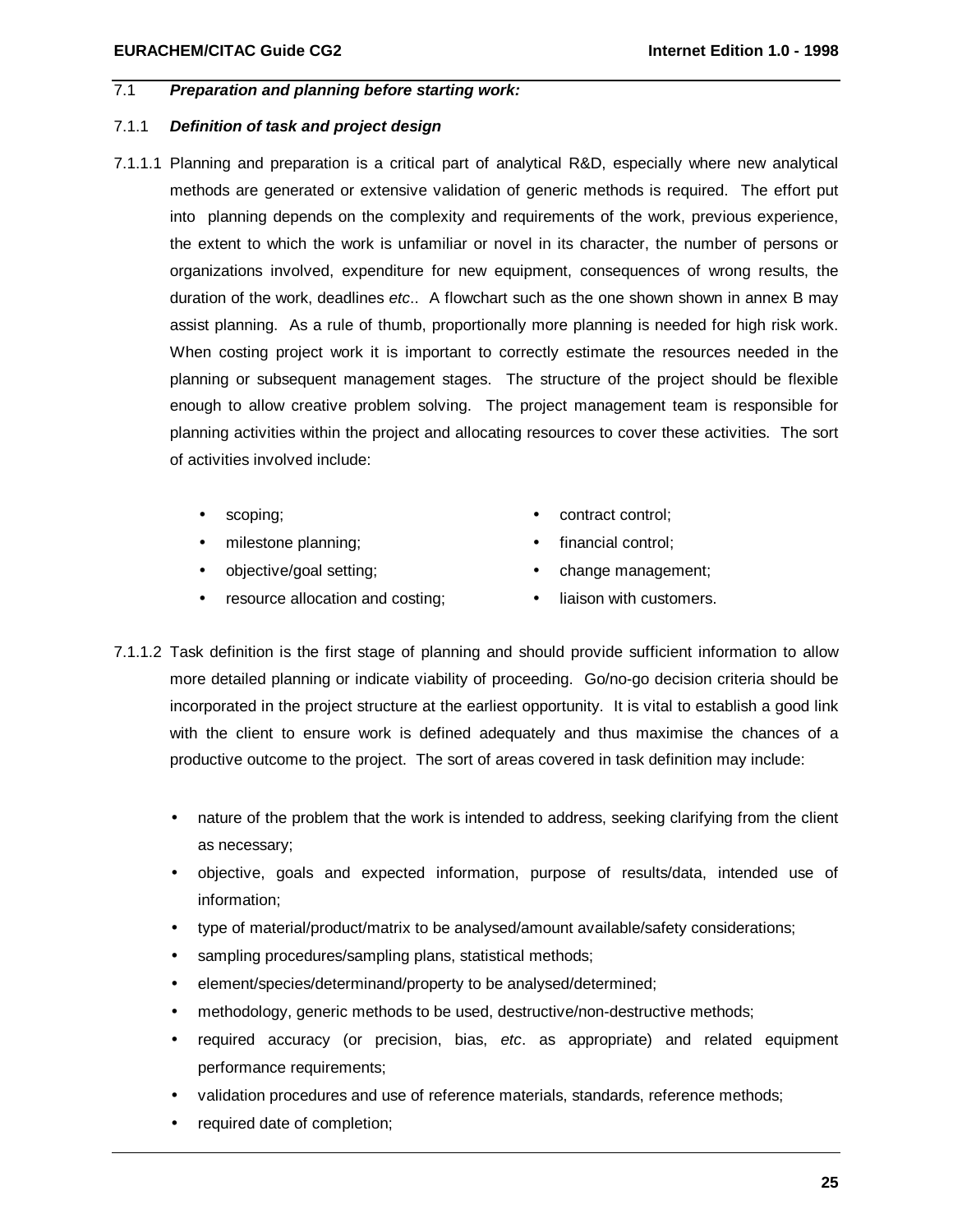## 7.1 *Preparation and planning before starting work:*

### 7.1.1 *Definition of task and project design*

7.1.1.1 Planning and preparation is a critical part of analytical R&D, especially where new analytical methods are generated or extensive validation of generic methods is required. The effort put into planning depends on the complexity and requirements of the work, previous experience, the extent to which the work is unfamiliar or novel in its character, the number of persons or organizations involved, expenditure for new equipment, consequences of wrong results, the duration of the work, deadlines *etc*.. A flowchart such as the one shown shown in annex B may assist planning. As a rule of thumb, proportionally more planning is needed for high risk work. When costing project work it is important to correctly estimate the resources needed in the planning or subsequent management stages. The structure of the project should be flexible enough to allow creative problem solving. The project management team is responsible for planning activities within the project and allocating resources to cover these activities. The sort of activities involved include:

- scoping;
- milestone planning;
- objective/goal setting;
- resource allocation and costing;
- contract control;
- financial control;
- change management;
- liaison with customers.

7.1.1.2 Task definition is the first stage of planning and should provide sufficient information to allow more detailed planning or indicate viability of proceeding. Go/no-go decision criteria should be incorporated in the project structure at the earliest opportunity. It is vital to establish a good link with the client to ensure work is defined adequately and thus maximise the chances of a productive outcome to the project. The sort of areas covered in task definition may include:

- nature of the problem that the work is intended to address, seeking clarifying from the client as necessary;
- objective, goals and expected information, purpose of results/data, intended use of information;
- type of material/product/matrix to be analysed/amount available/safety considerations;
- sampling procedures/sampling plans, statistical methods;
- element/species/determinand/property to be analysed/determined;
- methodology, generic methods to be used, destructive/non-destructive methods;
- required accuracy (or precision, bias, *etc*. as appropriate) and related equipment performance requirements;
- validation procedures and use of reference materials, standards, reference methods;
- required date of completion;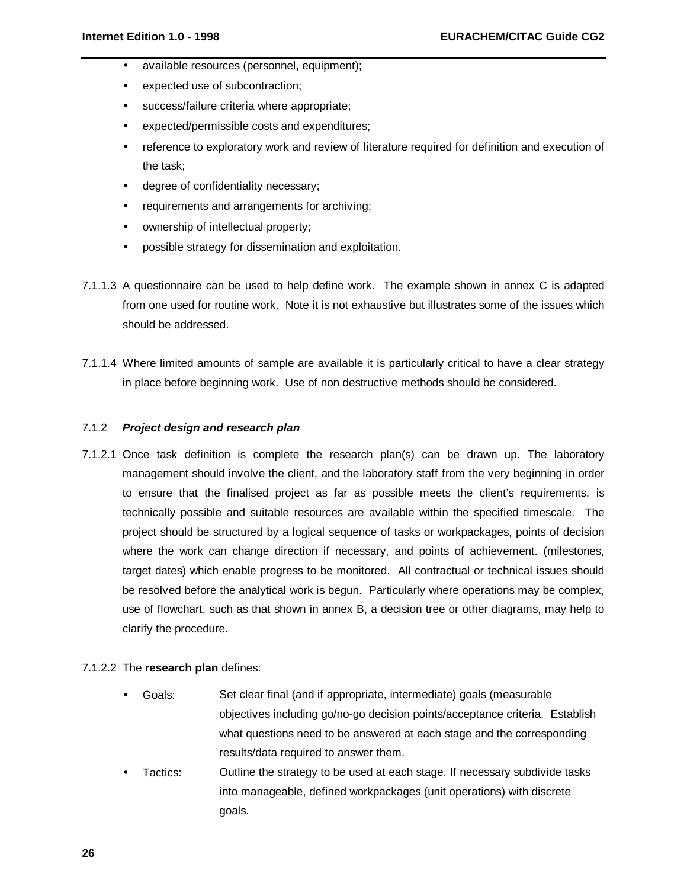- available resources (personnel, equipment);
- expected use of subcontraction;
- success/failure criteria where appropriate;
- expected/permissible costs and expenditures;
- reference to exploratory work and review of literature required for definition and execution of the task;
- degree of confidentiality necessary;
- requirements and arrangements for archiving;
- ownership of intellectual property;
- possible strategy for dissemination and exploitation.

7.1.1.3 A questionnaire can be used to help define work. The example shown in annex C is adapted from one used for routine work. Note it is not exhaustive but illustrates some of the issues which should be addressed.

7.1.1.4 Where limited amounts of sample are available it is particularly critical to have a clear strategy in place before beginning work. Use of non destructive methods should be considered.

### 7.1.2 *Project design and research plan*

7.1.2.1 Once task definition is complete the research plan(s) can be drawn up. The laboratory management should involve the client, and the laboratory staff from the very beginning in order to ensure that the finalised project as far as possible meets the client's requirements, is technically possible and suitable resources are available within the specified timescale. The project should be structured by a logical sequence of tasks or workpackages, points of decision where the work can change direction if necessary, and points of achievement. (milestones, target dates) which enable progress to be monitored. All contractual or technical issues should be resolved before the analytical work is begun. Particularly where operations may be complex, use of flowchart, such as that shown in annex B, a decision tree or other diagrams, may help to clarify the procedure.

7.1.2.2 The **research plan** defines:

- Goals: Set clear final (and if appropriate, intermediate) goals (measurable objectives including go/no-go decision points/acceptance criteria. Establish what questions need to be answered at each stage and the corresponding results/data required to answer them.
- Tactics: Outline the strategy to be used at each stage. If necessary subdivide tasks into manageable, defined workpackages (unit operations) with discrete goals.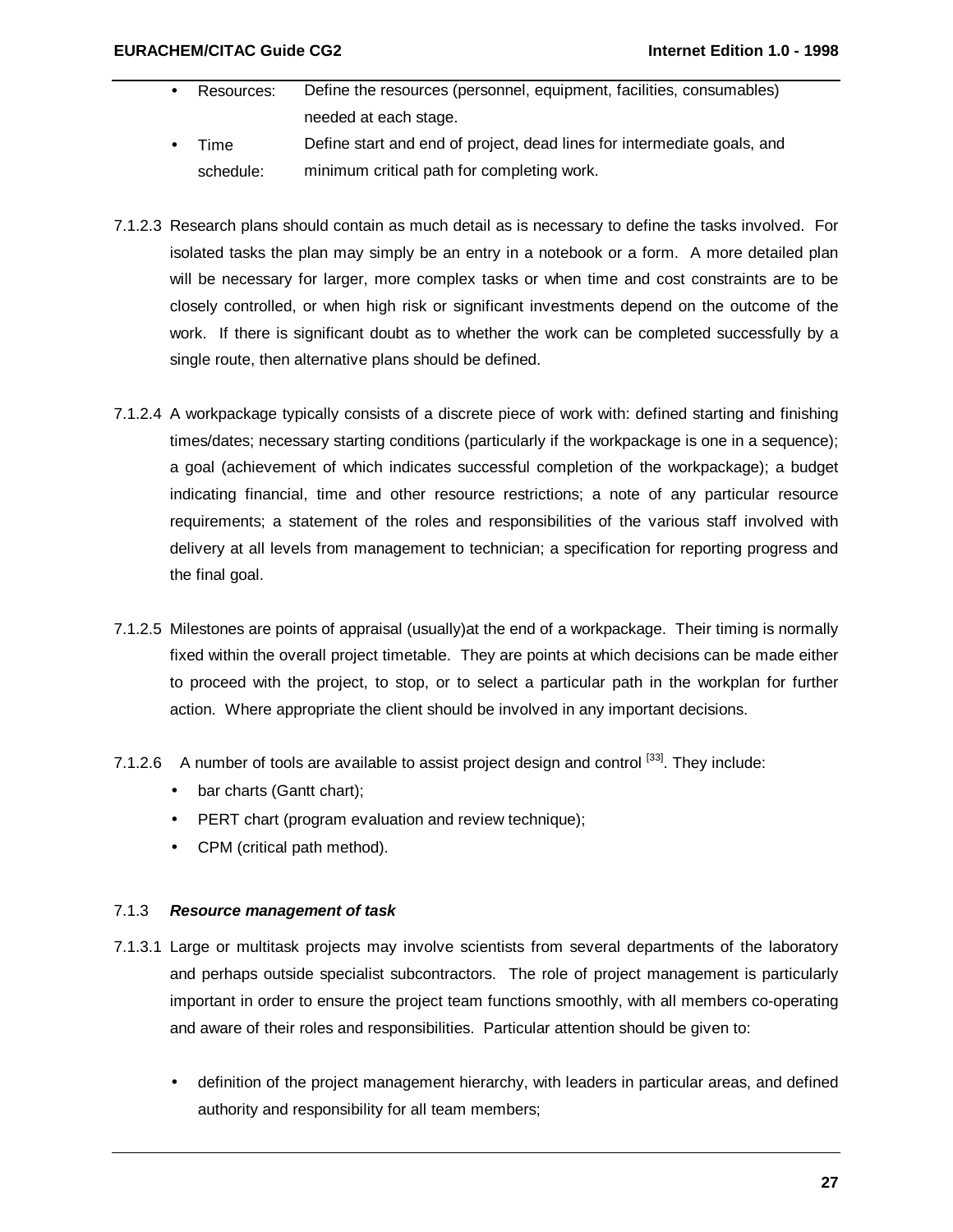- Resources: Define the resources (personnel, equipment, facilities, consumables) needed at each stage.
- Time schedule: Define start and end of project, dead lines for intermediate goals, and minimum critical path for completing work.

7.1.2.3 Research plans should contain as much detail as is necessary to define the tasks involved. For isolated tasks the plan may simply be an entry in a notebook or a form. A more detailed plan will be necessary for larger, more complex tasks or when time and cost constraints are to be closely controlled, or when high risk or significant investments depend on the outcome of the work. If there is significant doubt as to whether the work can be completed successfully by a single route, then alternative plans should be defined.

7.1.2.4 A workpackage typically consists of a discrete piece of work with: defined starting and finishing times/dates; necessary starting conditions (particularly if the workpackage is one in a sequence); a goal (achievement of which indicates successful completion of the workpackage); a budget indicating financial, time and other resource restrictions; a note of any particular resource requirements; a statement of the roles and responsibilities of the various staff involved with delivery at all levels from management to technician; a specification for reporting progress and the final goal.

7.1.2.5 Milestones are points of appraisal (usually)at the end of a workpackage. Their timing is normally fixed within the overall project timetable. They are points at which decisions can be made either to proceed with the project, to stop, or to select a particular path in the workplan for further action. Where appropriate the client should be involved in any important decisions.

7.1.2.6 A number of tools are available to assist project design and control [33]. They include:

- bar charts (Gantt chart);
- PERT chart (program evaluation and review technique);
- CPM (critical path method).

### 7.1.3 *Resource management of task*

7.1.3.1 Large or multitask projects may involve scientists from several departments of the laboratory and perhaps outside specialist subcontractors. The role of project management is particularly important in order to ensure the project team functions smoothly, with all members co-operating and aware of their roles and responsibilities. Particular attention should be given to:

- definition of the project management hierarchy, with leaders in particular areas, and defined authority and responsibility for all team members;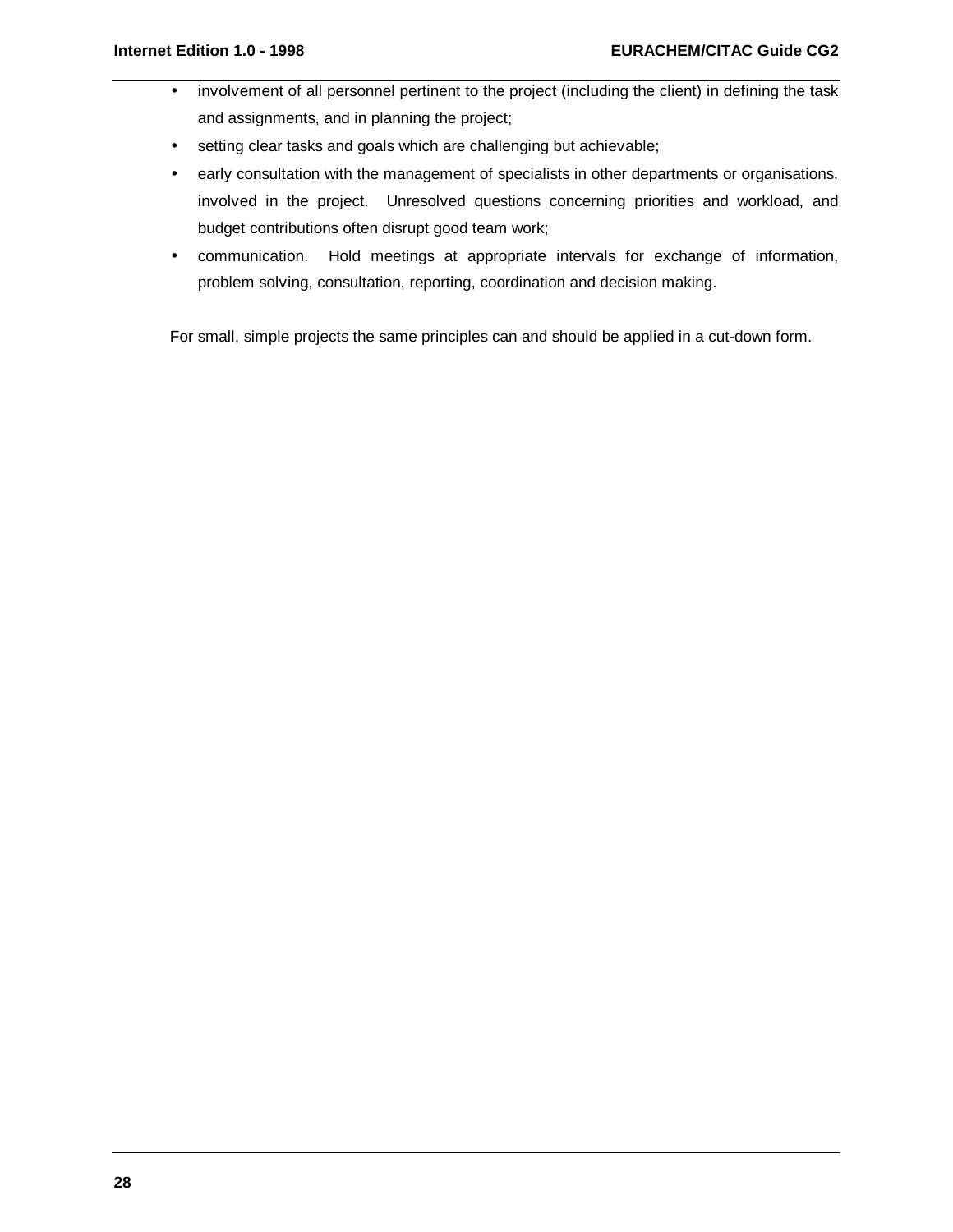- involvement of all personnel pertinent to the project (including the client) in defining the task and assignments, and in planning the project;
- setting clear tasks and goals which are challenging but achievable;
- early consultation with the management of specialists in other departments or organisations, involved in the project. Unresolved questions concerning priorities and workload, and budget contributions often disrupt good team work;
- communication. Hold meetings at appropriate intervals for exchange of information, problem solving, consultation, reporting, coordination and decision making.

For small, simple projects the same principles can and should be applied in a cut-down form.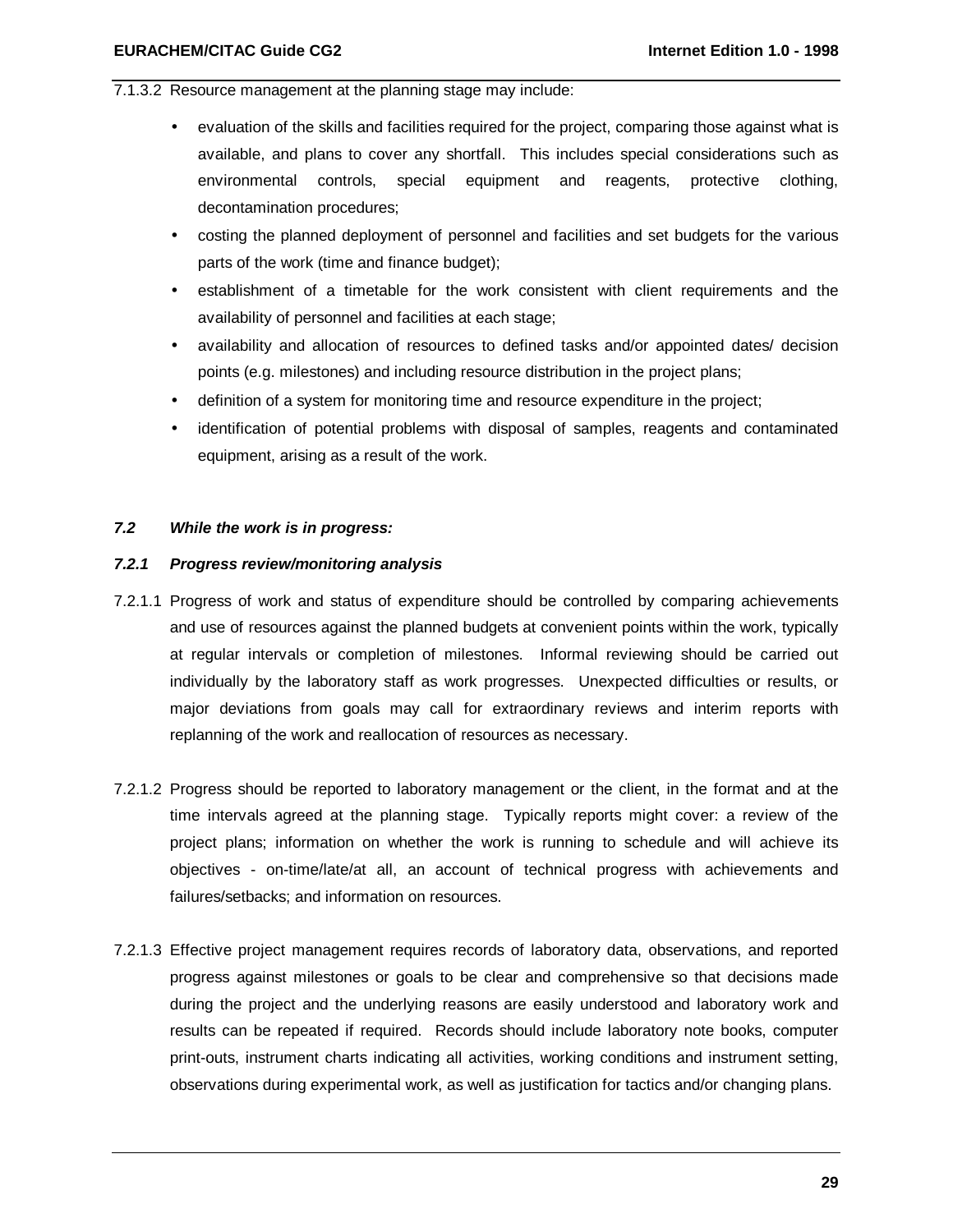7.1.3.2 Resource management at the planning stage may include:

- evaluation of the skills and facilities required for the project, comparing those against what is available, and plans to cover any shortfall. This includes special considerations such as environmental controls, special equipment and reagents, protective clothing, decontamination procedures;
- costing the planned deployment of personnel and facilities and set budgets for the various parts of the work (time and finance budget);
- establishment of a timetable for the work consistent with client requirements and the availability of personnel and facilities at each stage;
- availability and allocation of resources to defined tasks and/or appointed dates/ decision points (e.g. milestones) and including resource distribution in the project plans;
- definition of a system for monitoring time and resource expenditure in the project;
- identification of potential problems with disposal of samples, reagents and contaminated equipment, arising as a result of the work.

## *7.2 While the work is in progress:*

### *7.2.1 Progress review/monitoring analysis*

7.2.1.1 Progress of work and status of expenditure should be controlled by comparing achievements and use of resources against the planned budgets at convenient points within the work, typically at regular intervals or completion of milestones. Informal reviewing should be carried out individually by the laboratory staff as work progresses. Unexpected difficulties or results, or major deviations from goals may call for extraordinary reviews and interim reports with replanning of the work and reallocation of resources as necessary.

7.2.1.2 Progress should be reported to laboratory management or the client, in the format and at the time intervals agreed at the planning stage. Typically reports might cover: a review of the project plans; information on whether the work is running to schedule and will achieve its objectives - on-time/late/at all, an account of technical progress with achievements and failures/setbacks; and information on resources.

7.2.1.3 Effective project management requires records of laboratory data, observations, and reported progress against milestones or goals to be clear and comprehensive so that decisions made during the project and the underlying reasons are easily understood and laboratory work and results can be repeated if required. Records should include laboratory note books, computer print-outs, instrument charts indicating all activities, working conditions and instrument setting, observations during experimental work, as well as justification for tactics and/or changing plans.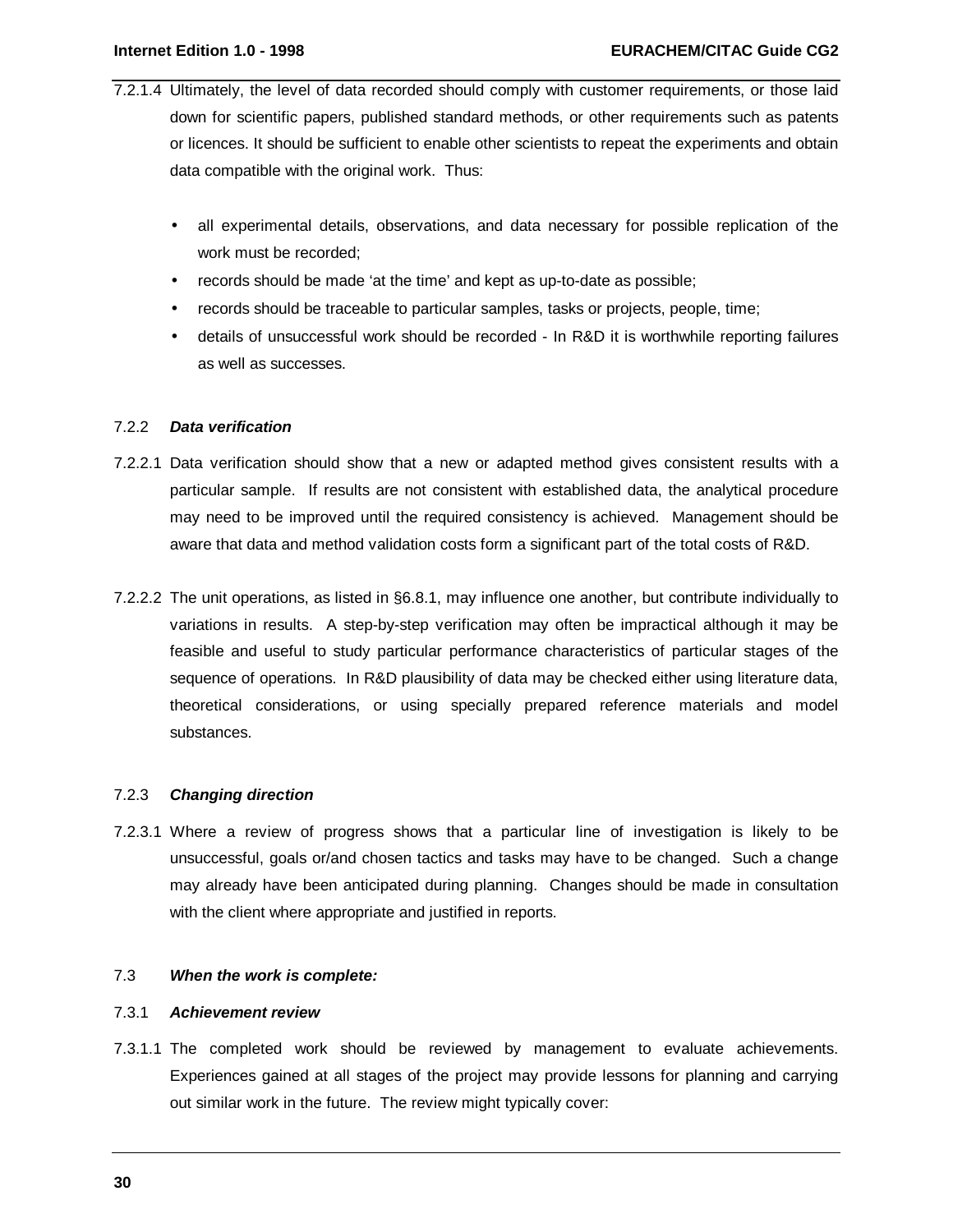7.2.1.4 Ultimately, the level of data recorded should comply with customer requirements, or those laid down for scientific papers, published standard methods, or other requirements such as patents or licences. It should be sufficient to enable other scientists to repeat the experiments and obtain data compatible with the original work. Thus:

- all experimental details, observations, and data necessary for possible replication of the work must be recorded;
- records should be made 'at the time' and kept as up-to-date as possible;
- records should be traceable to particular samples, tasks or projects, people, time;
- details of unsuccessful work should be recorded - In R&D it is worthwhile reporting failures as well as successes.

### 7.2.2 *Data verification*

7.2.2.1 Data verification should show that a new or adapted method gives consistent results with a particular sample. If results are not consistent with established data, the analytical procedure may need to be improved until the required consistency is achieved. Management should be aware that data and method validation costs form a significant part of the total costs of R&D.

7.2.2.2 The unit operations, as listed in §6.8.1, may influence one another, but contribute individually to variations in results. A step-by-step verification may often be impractical although it may be feasible and useful to study particular performance characteristics of particular stages of the sequence of operations. In R&D plausibility of data may be checked either using literature data, theoretical considerations, or using specially prepared reference materials and model substances.

### 7.2.3 *Changing direction*

7.2.3.1 Where a review of progress shows that a particular line of investigation is likely to be unsuccessful, goals or/and chosen tactics and tasks may have to be changed. Such a change may already have been anticipated during planning. Changes should be made in consultation with the client where appropriate and justified in reports.

## 7.3 *When the work is complete:*

### 7.3.1 *Achievement review*

7.3.1.1 The completed work should be reviewed by management to evaluate achievements. Experiences gained at all stages of the project may provide lessons for planning and carrying out similar work in the future. The review might typically cover: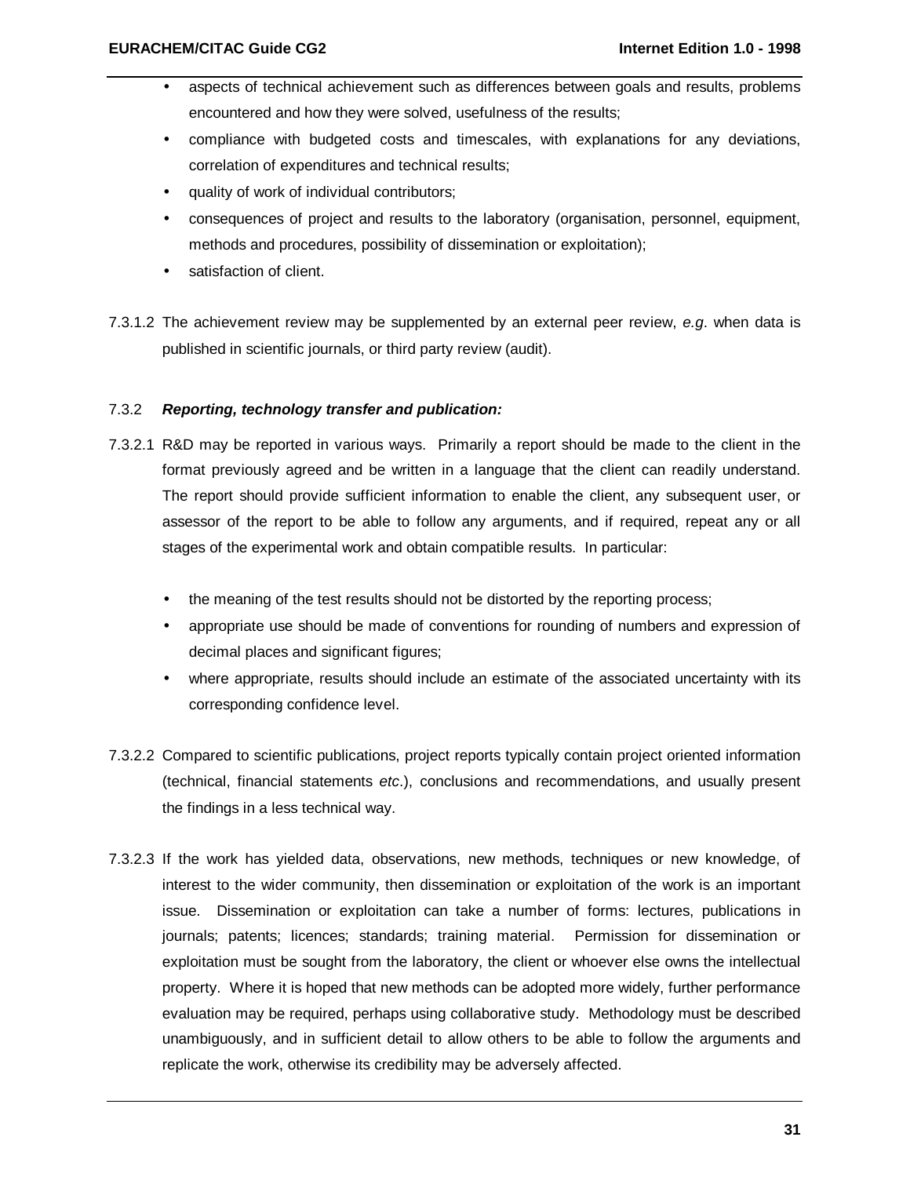- aspects of technical achievement such as differences between goals and results, problems encountered and how they were solved, usefulness of the results;
- compliance with budgeted costs and timescales, with explanations for any deviations, correlation of expenditures and technical results;
- quality of work of individual contributors;
- consequences of project and results to the laboratory (organisation, personnel, equipment, methods and procedures, possibility of dissemination or exploitation);
- satisfaction of client.

7.3.1.2 The achievement review may be supplemented by an external peer review, *e.g*. when data is published in scientific journals, or third party review (audit).

### 7.3.2 *Reporting, technology transfer and publication:*

7.3.2.1 R&D may be reported in various ways. Primarily a report should be made to the client in the format previously agreed and be written in a language that the client can readily understand. The report should provide sufficient information to enable the client, any subsequent user, or assessor of the report to be able to follow any arguments, and if required, repeat any or all stages of the experimental work and obtain compatible results. In particular:

- the meaning of the test results should not be distorted by the reporting process;
- appropriate use should be made of conventions for rounding of numbers and expression of decimal places and significant figures;
- where appropriate, results should include an estimate of the associated uncertainty with its corresponding confidence level.

7.3.2.2 Compared to scientific publications, project reports typically contain project oriented information (technical, financial statements *etc*.), conclusions and recommendations, and usually present the findings in a less technical way.

7.3.2.3 If the work has yielded data, observations, new methods, techniques or new knowledge, of interest to the wider community, then dissemination or exploitation of the work is an important issue. Dissemination or exploitation can take a number of forms: lectures, publications in journals; patents; licences; standards; training material. Permission for dissemination or exploitation must be sought from the laboratory, the client or whoever else owns the intellectual property. Where it is hoped that new methods can be adopted more widely, further performance evaluation may be required, perhaps using collaborative study. Methodology must be described unambiguously, and in sufficient detail to allow others to be able to follow the arguments and replicate the work, otherwise its credibility may be adversely affected.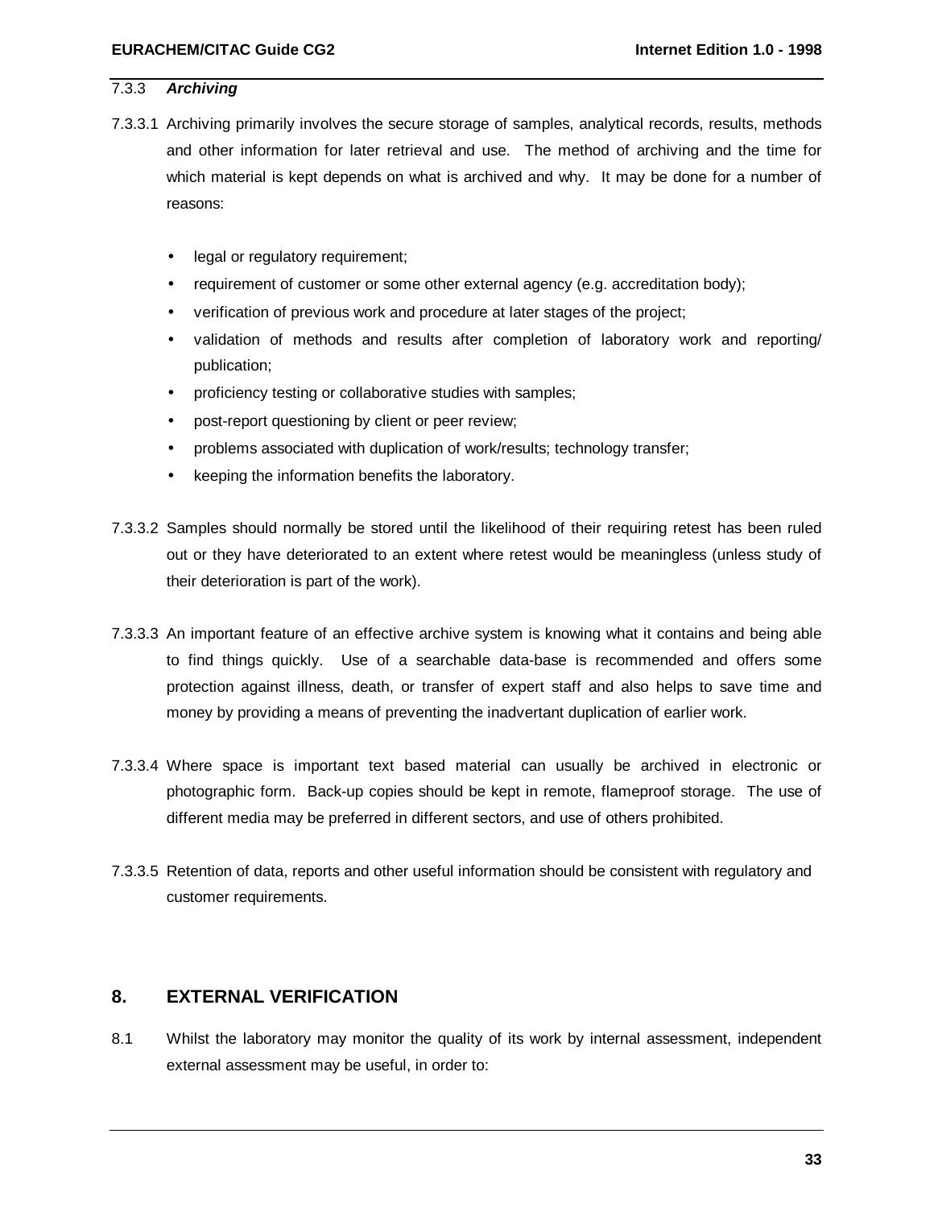### 7.3.3 *Archiving*

7.3.3.1 Archiving primarily involves the secure storage of samples, analytical records, results, methods and other information for later retrieval and use. The method of archiving and the time for which material is kept depends on what is archived and why. It may be done for a number of reasons:

- legal or regulatory requirement;
- requirement of customer or some other external agency (e.g. accreditation body);
- verification of previous work and procedure at later stages of the project;
- validation of methods and results after completion of laboratory work and reporting/ publication;
- proficiency testing or collaborative studies with samples;
- post-report questioning by client or peer review;
- problems associated with duplication of work/results; technology transfer;
- keeping the information benefits the laboratory.

7.3.3.2 Samples should normally be stored until the likelihood of their requiring retest has been ruled out or they have deteriorated to an extent where retest would be meaningless (unless study of their deterioration is part of the work).

7.3.3.3 An important feature of an effective archive system is knowing what it contains and being able to find things quickly. Use of a searchable data-base is recommended and offers some protection against illness, death, or transfer of expert staff and also helps to save time and money by providing a means of preventing the inadvertant duplication of earlier work.

7.3.3.4 Where space is important text based material can usually be archived in electronic or photographic form. Back-up copies should be kept in remote, flameproof storage. The use of different media may be preferred in different sectors, and use of others prohibited.

7.3.3.5 Retention of data, reports and other useful information should be consistent with regulatory and customer requirements.

## 8. EXTERNAL VERIFICATION

8.1 Whilst the laboratory may monitor the quality of its work by internal assessment, independent external assessment may be useful, in order to: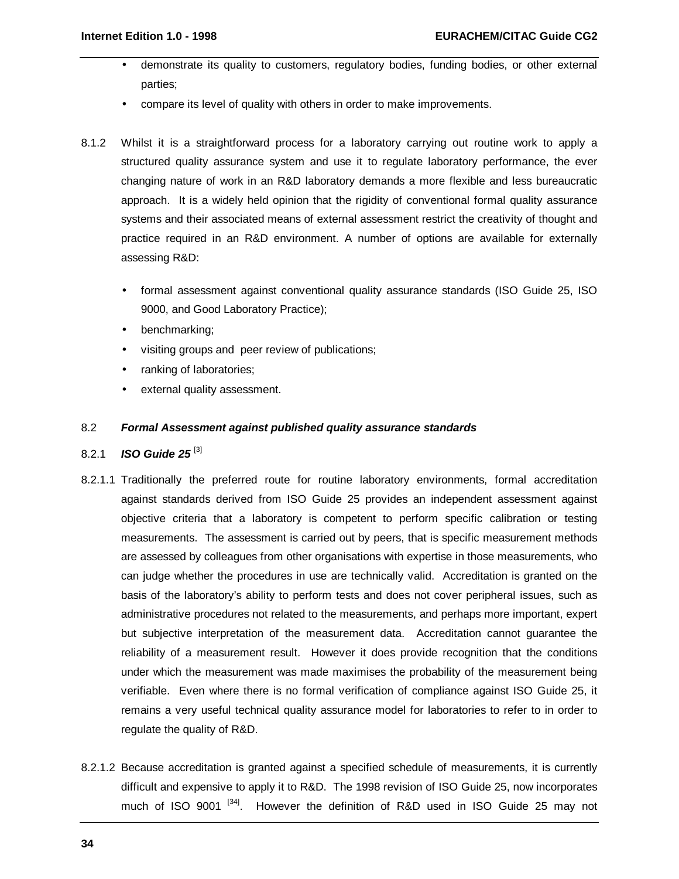- demonstrate its quality to customers, regulatory bodies, funding bodies, or other external parties;
- compare its level of quality with others in order to make improvements.

8.1.2 Whilst it is a straightforward process for a laboratory carrying out routine work to apply a structured quality assurance system and use it to regulate laboratory performance, the ever changing nature of work in an R&D laboratory demands a more flexible and less bureaucratic approach. It is a widely held opinion that the rigidity of conventional formal quality assurance systems and their associated means of external assessment restrict the creativity of thought and practice required in an R&D environment. A number of options are available for externally assessing R&D:

- formal assessment against conventional quality assurance standards (ISO Guide 25, ISO 9000, and Good Laboratory Practice);
- benchmarking;
- visiting groups and peer review of publications;
- ranking of laboratories;
- external quality assessment.

## 8.2 *Formal Assessment against published quality assurance standards*

### 8.2.1 *ISO Guide 25* [3]

8.2.1.1 Traditionally the preferred route for routine laboratory environments, formal accreditation against standards derived from ISO Guide 25 provides an independent assessment against objective criteria that a laboratory is competent to perform specific calibration or testing measurements. The assessment is carried out by peers, that is specific measurement methods are assessed by colleagues from other organisations with expertise in those measurements, who can judge whether the procedures in use are technically valid. Accreditation is granted on the basis of the laboratory's ability to perform tests and does not cover peripheral issues, such as administrative procedures not related to the measurements, and perhaps more important, expert but subjective interpretation of the measurement data. Accreditation cannot guarantee the reliability of a measurement result. However it does provide recognition that the conditions under which the measurement was made maximises the probability of the measurement being verifiable. Even where there is no formal verification of compliance against ISO Guide 25, it remains a very useful technical quality assurance model for laboratories to refer to in order to regulate the quality of R&D.

8.2.1.2 Because accreditation is granted against a specified schedule of measurements, it is currently difficult and expensive to apply it to R&D. The 1998 revision of ISO Guide 25, now incorporates much of ISO 9001 [34]. However the definition of R&D used in ISO Guide 25 may not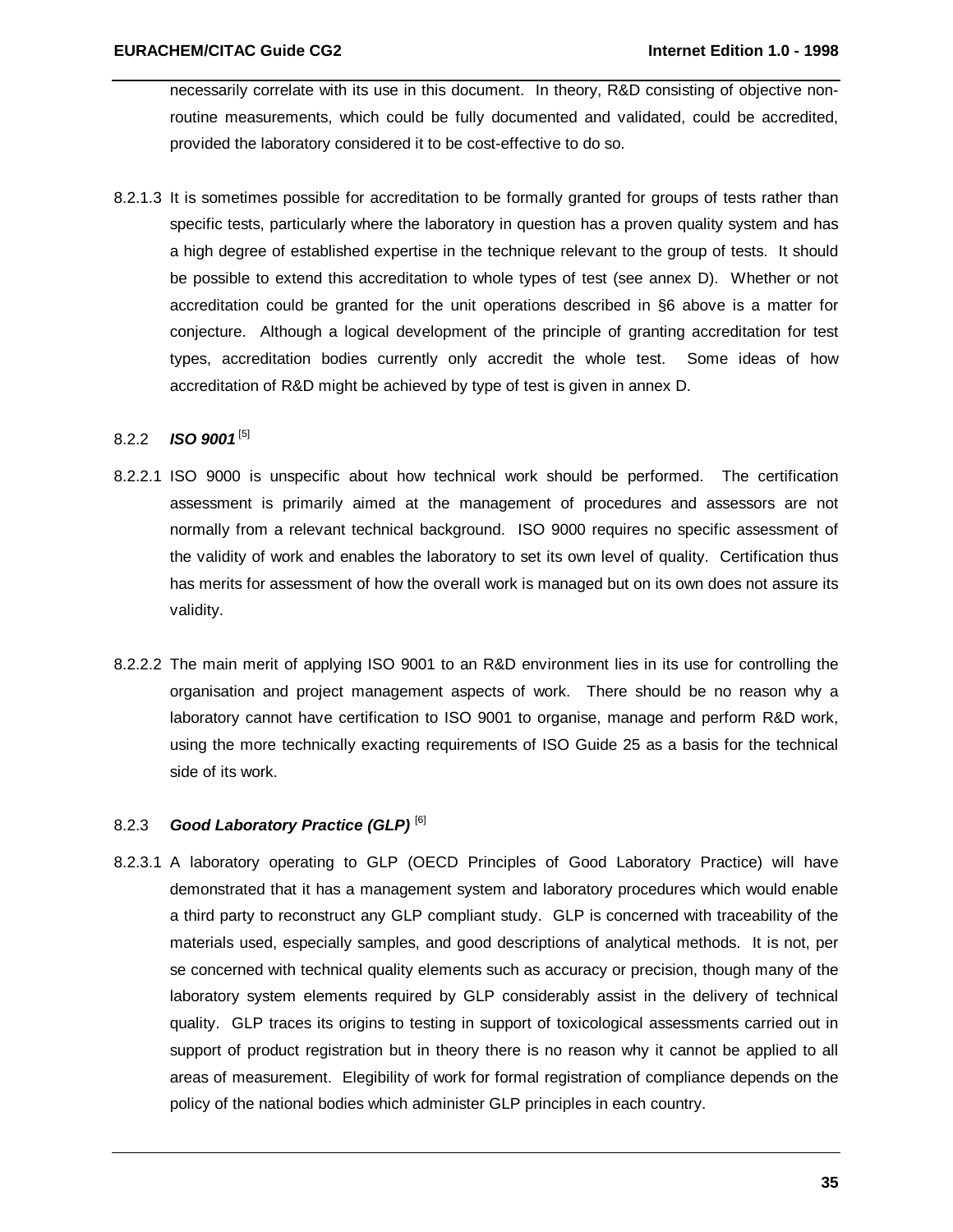necessarily correlate with its use in this document. In theory, R&D consisting of objective non-routine measurements, which could be fully documented and validated, could be accredited, provided the laboratory considered it to be cost-effective to do so.

8.2.1.3 It is sometimes possible for accreditation to be formally granted for groups of tests rather than specific tests, particularly where the laboratory in question has a proven quality system and has a high degree of established expertise in the technique relevant to the group of tests. It should be possible to extend this accreditation to whole types of test (see annex D). Whether or not accreditation could be granted for the unit operations described in §6 above is a matter for conjecture. Although a logical development of the principle of granting accreditation for test types, accreditation bodies currently only accredit the whole test. Some ideas of how accreditation of R&D might be achieved by type of test is given in annex D.

### 8.2.2 ***ISO 9001*** [5]

8.2.2.1 ISO 9000 is unspecific about how technical work should be performed. The certification assessment is primarily aimed at the management of procedures and assessors are not normally from a relevant technical background. ISO 9000 requires no specific assessment of the validity of work and enables the laboratory to set its own level of quality. Certification thus has merits for assessment of how the overall work is managed but on its own does not assure its validity.

8.2.2.2 The main merit of applying ISO 9001 to an R&D environment lies in its use for controlling the organisation and project management aspects of work. There should be no reason why a laboratory cannot have certification to ISO 9001 to organise, manage and perform R&D work, using the more technically exacting requirements of ISO Guide 25 as a basis for the technical side of its work.

### 8.2.3 ***Good Laboratory Practice (GLP)*** [6]

8.2.3.1 A laboratory operating to GLP (OECD Principles of Good Laboratory Practice) will have demonstrated that it has a management system and laboratory procedures which would enable a third party to reconstruct any GLP compliant study. GLP is concerned with traceability of the materials used, especially samples, and good descriptions of analytical methods. It is not, per se concerned with technical quality elements such as accuracy or precision, though many of the laboratory system elements required by GLP considerably assist in the delivery of technical quality. GLP traces its origins to testing in support of toxicological assessments carried out in support of product registration but in theory there is no reason why it cannot be applied to all areas of measurement. Elegibility of work for formal registration of compliance depends on the policy of the national bodies which administer GLP principles in each country.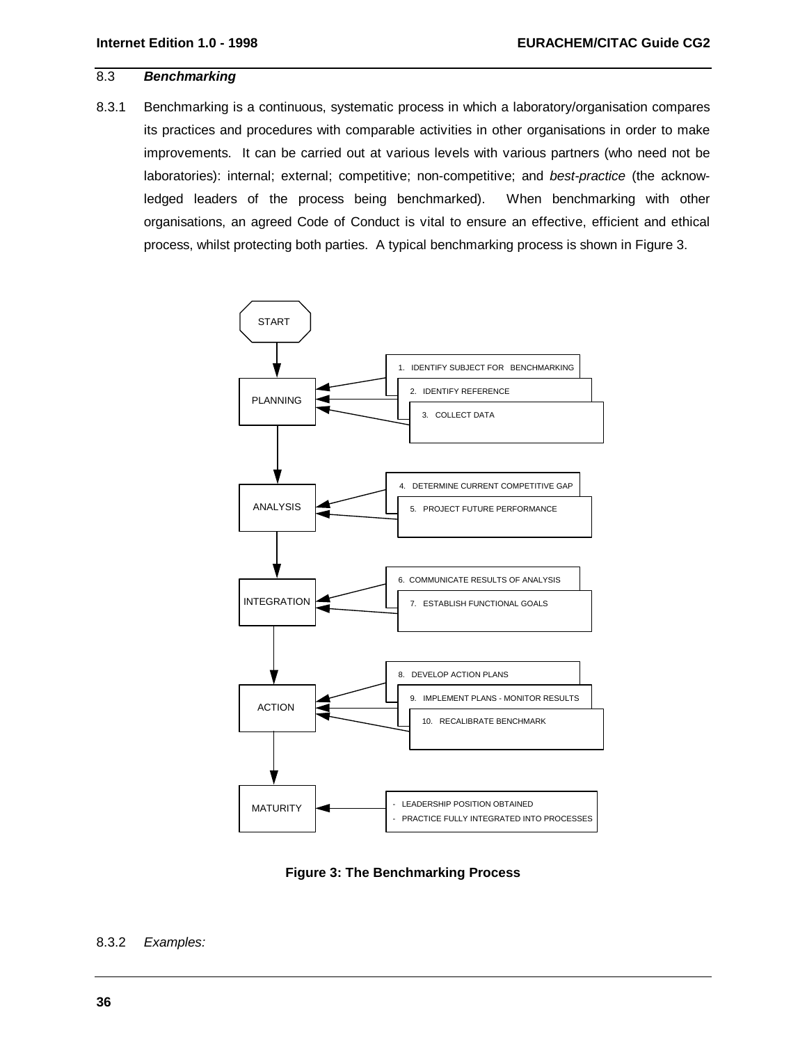### 8.3 *Benchmarking*

8.3.1 Benchmarking is a continuous, systematic process in which a laboratory/organisation compares its practices and procedures with comparable activities in other organisations in order to make improvements. It can be carried out at various levels with various partners (who need not be laboratories): internal; external; competitive; non-competitive; and *best-practice* (the acknowledged leaders of the process being benchmarked). When benchmarking with other organisations, an agreed Code of Conduct is vital to ensure an effective, efficient and ethical process, whilst protecting both parties. A typical benchmarking process is shown in Figure 3.

START

PLANNING
1. IDENTIFY SUBJECT FOR BENCHMARKING
2. IDENTIFY REFERENCE
3. COLLECT DATA

ANALYSIS
4. DETERMINE CURRENT COMPETITIVE GAP
5. PROJECT FUTURE PERFORMANCE

INTEGRATION
6. COMMUNICATE RESULTS OF ANALYSIS
7. ESTABLISH FUNCTIONAL GOALS

ACTION
8. DEVELOP ACTION PLANS
9. IMPLEMENT PLANS - MONITOR RESULTS
10. RECALIBRATE BENCHMARK

MATURITY
- LEADERSHIP POSITION OBTAINED
- PRACTICE FULLY INTEGRATED INTO PROCESSES

**Figure 3: The Benchmarking Process**

8.3.2 *Examples:*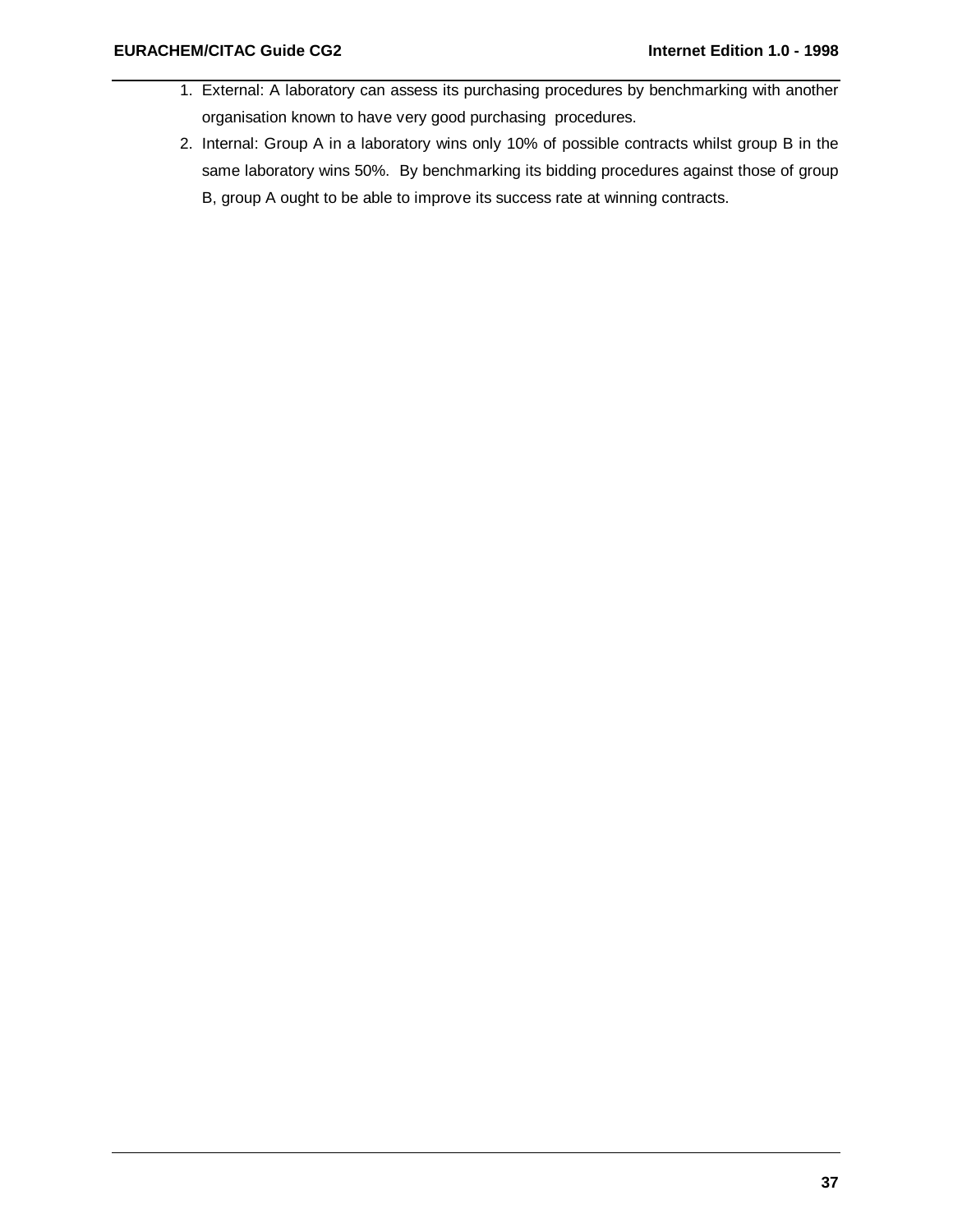1. External: A laboratory can assess its purchasing procedures by benchmarking with another organisation known to have very good purchasing procedures.
2. Internal: Group A in a laboratory wins only 10% of possible contracts whilst group B in the same laboratory wins 50%. By benchmarking its bidding procedures against those of group B, group A ought to be able to improve its success rate at winning contracts.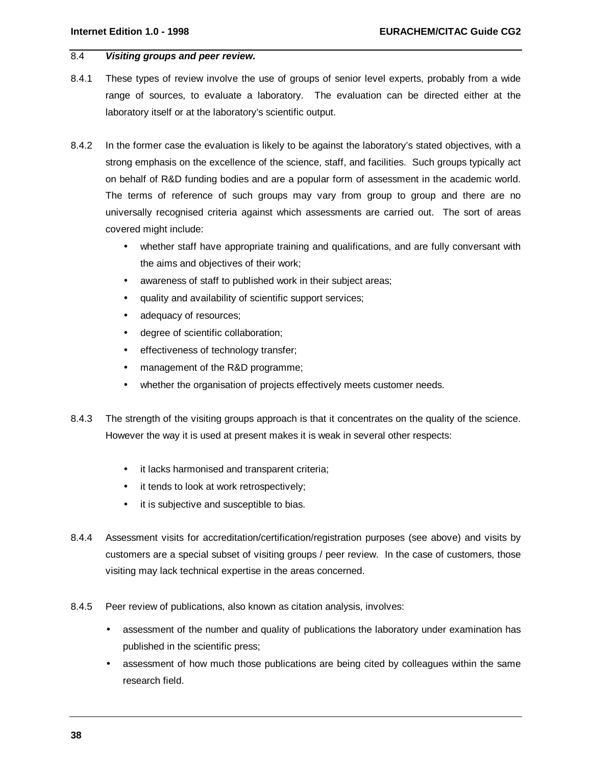### 8.4 *Visiting groups and peer review.*

8.4.1 These types of review involve the use of groups of senior level experts, probably from a wide range of sources, to evaluate a laboratory. The evaluation can be directed either at the laboratory itself or at the laboratory's scientific output.

8.4.2 In the former case the evaluation is likely to be against the laboratory's stated objectives, with a strong emphasis on the excellence of the science, staff, and facilities. Such groups typically act on behalf of R&D funding bodies and are a popular form of assessment in the academic world. The terms of reference of such groups may vary from group to group and there are no universally recognised criteria against which assessments are carried out. The sort of areas covered might include:

- whether staff have appropriate training and qualifications, and are fully conversant with the aims and objectives of their work;
- awareness of staff to published work in their subject areas;
- quality and availability of scientific support services;
- adequacy of resources;
- degree of scientific collaboration;
- effectiveness of technology transfer;
- management of the R&D programme;
- whether the organisation of projects effectively meets customer needs.

8.4.3 The strength of the visiting groups approach is that it concentrates on the quality of the science. However the way it is used at present makes it is weak in several other respects:

- it lacks harmonised and transparent criteria;
- it tends to look at work retrospectively;
- it is subjective and susceptible to bias.

8.4.4 Assessment visits for accreditation/certification/registration purposes (see above) and visits by customers are a special subset of visiting groups / peer review. In the case of customers, those visiting may lack technical expertise in the areas concerned.

8.4.5 Peer review of publications, also known as citation analysis, involves:

- assessment of the number and quality of publications the laboratory under examination has published in the scientific press;
- assessment of how much those publications are being cited by colleagues within the same research field.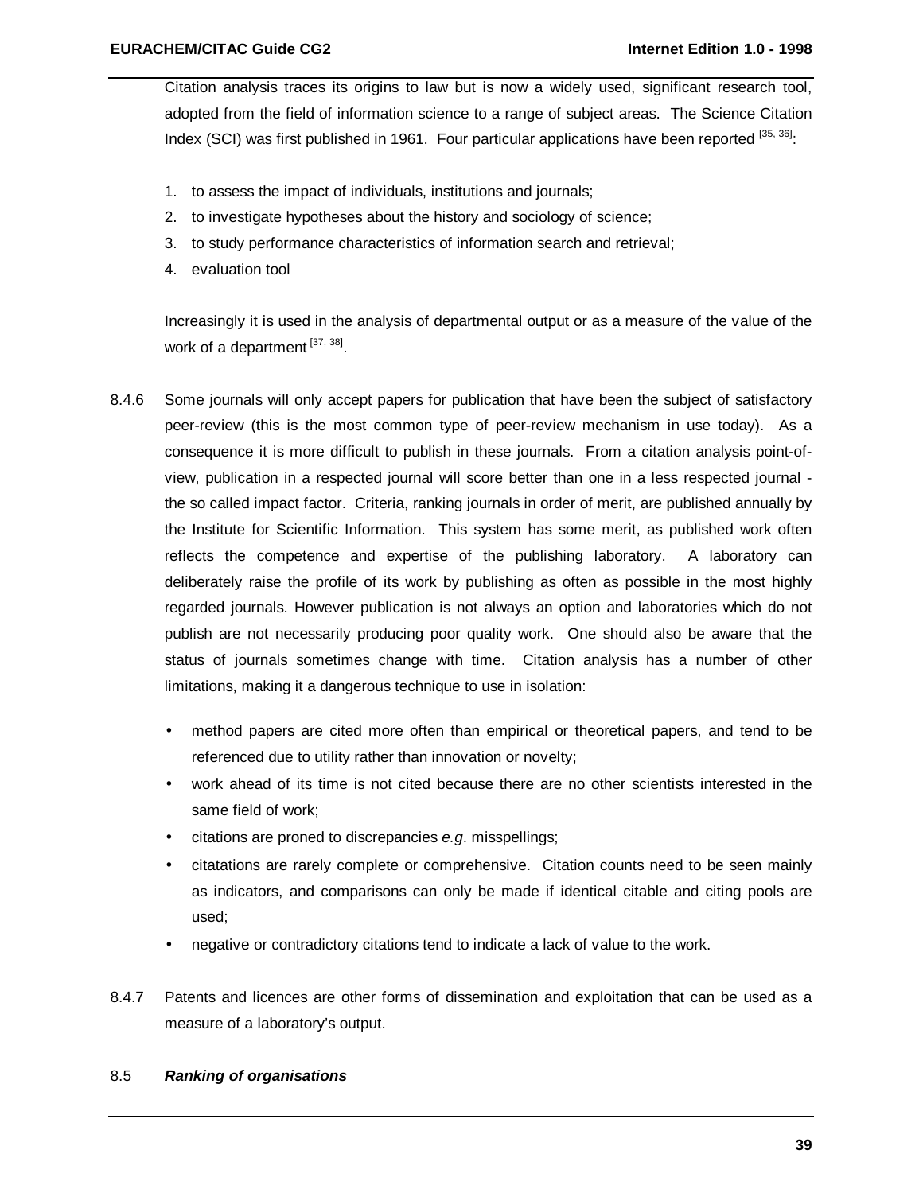Citation analysis traces its origins to law but is now a widely used, significant research tool, adopted from the field of information science to a range of subject areas. The Science Citation Index (SCI) was first published in 1961. Four particular applications have been reported [35, 36]:

1. to assess the impact of individuals, institutions and journals;
2. to investigate hypotheses about the history and sociology of science;
3. to study performance characteristics of information search and retrieval;
4. evaluation tool

Increasingly it is used in the analysis of departmental output or as a measure of the value of the work of a department [37, 38].

8.4.6 Some journals will only accept papers for publication that have been the subject of satisfactory peer-review (this is the most common type of peer-review mechanism in use today). As a consequence it is more difficult to publish in these journals. From a citation analysis point-of-view, publication in a respected journal will score better than one in a less respected journal - the so called impact factor. Criteria, ranking journals in order of merit, are published annually by the Institute for Scientific Information. This system has some merit, as published work often reflects the competence and expertise of the publishing laboratory. A laboratory can deliberately raise the profile of its work by publishing as often as possible in the most highly regarded journals. However publication is not always an option and laboratories which do not publish are not necessarily producing poor quality work. One should also be aware that the status of journals sometimes change with time. Citation analysis has a number of other limitations, making it a dangerous technique to use in isolation:

- method papers are cited more often than empirical or theoretical papers, and tend to be referenced due to utility rather than innovation or novelty;
- work ahead of its time is not cited because there are no other scientists interested in the same field of work;
- citations are proned to discrepancies *e.g*. misspellings;
- citatations are rarely complete or comprehensive. Citation counts need to be seen mainly as indicators, and comparisons can only be made if identical citable and citing pools are used;
- negative or contradictory citations tend to indicate a lack of value to the work.

8.4.7 Patents and licences are other forms of dissemination and exploitation that can be used as a measure of a laboratory's output.

## 8.5 ***Ranking of organisations***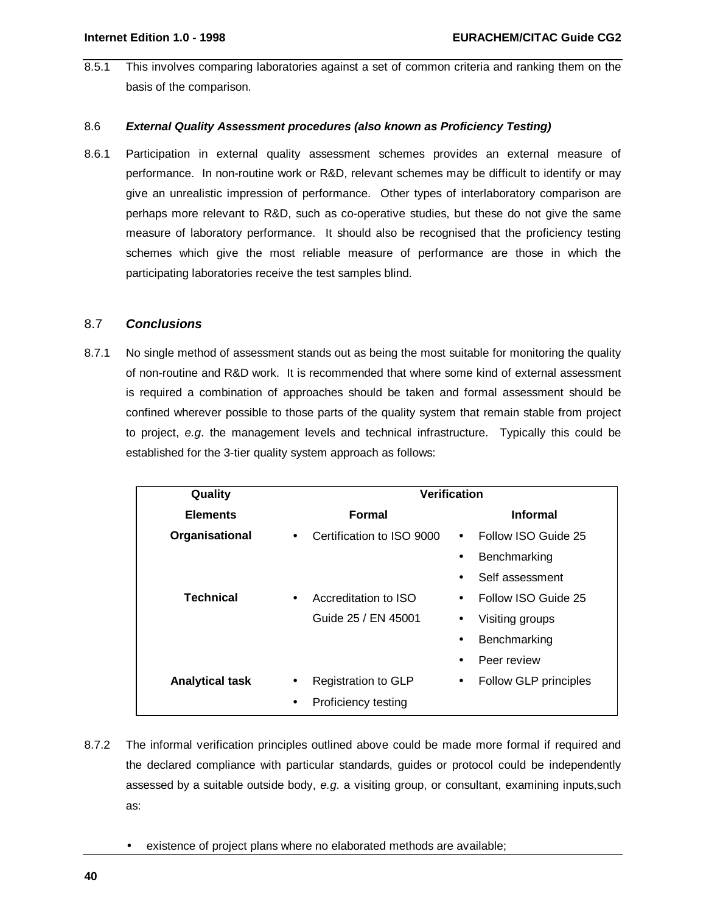8.5.1 This involves comparing laboratories against a set of common criteria and ranking them on the basis of the comparison.

### 8.6 *External Quality Assessment procedures (also known as Proficiency Testing)*

8.6.1 Participation in external quality assessment schemes provides an external measure of performance. In non-routine work or R&D, relevant schemes may be difficult to identify or may give an unrealistic impression of performance. Other types of interlaboratory comparison are perhaps more relevant to R&D, such as co-operative studies, but these do not give the same measure of laboratory performance. It should also be recognised that the proficiency testing schemes which give the most reliable measure of performance are those in which the participating laboratories receive the test samples blind.

## 8.7 *Conclusions*

8.7.1 No single method of assessment stands out as being the most suitable for monitoring the quality of non-routine and R&D work. It is recommended that where some kind of external assessment is required a combination of approaches should be taken and formal assessment should be confined wherever possible to those parts of the quality system that remain stable from project to project, *e.g*. the management levels and technical infrastructure. Typically this could be established for the 3-tier quality system approach as follows:

| Quality Elements | Verification | |
|---|---|---|
| | **Formal** | **Informal** |
| **Organisational** | • Certification to ISO 9000 | • Follow ISO Guide 25<br>• Benchmarking<br>• Self assessment |
| **Technical** | • Accreditation to ISO Guide 25 / EN 45001 | • Follow ISO Guide 25<br>• Visiting groups<br>• Benchmarking<br>• Peer review |
| **Analytical task** | • Registration to GLP<br>• Proficiency testing | • Follow GLP principles |

8.7.2 The informal verification principles outlined above could be made more formal if required and the declared compliance with particular standards, guides or protocol could be independently assessed by a suitable outside body, *e.g.* a visiting group, or consultant, examining inputs,such as:

- existence of project plans where no elaborated methods are available;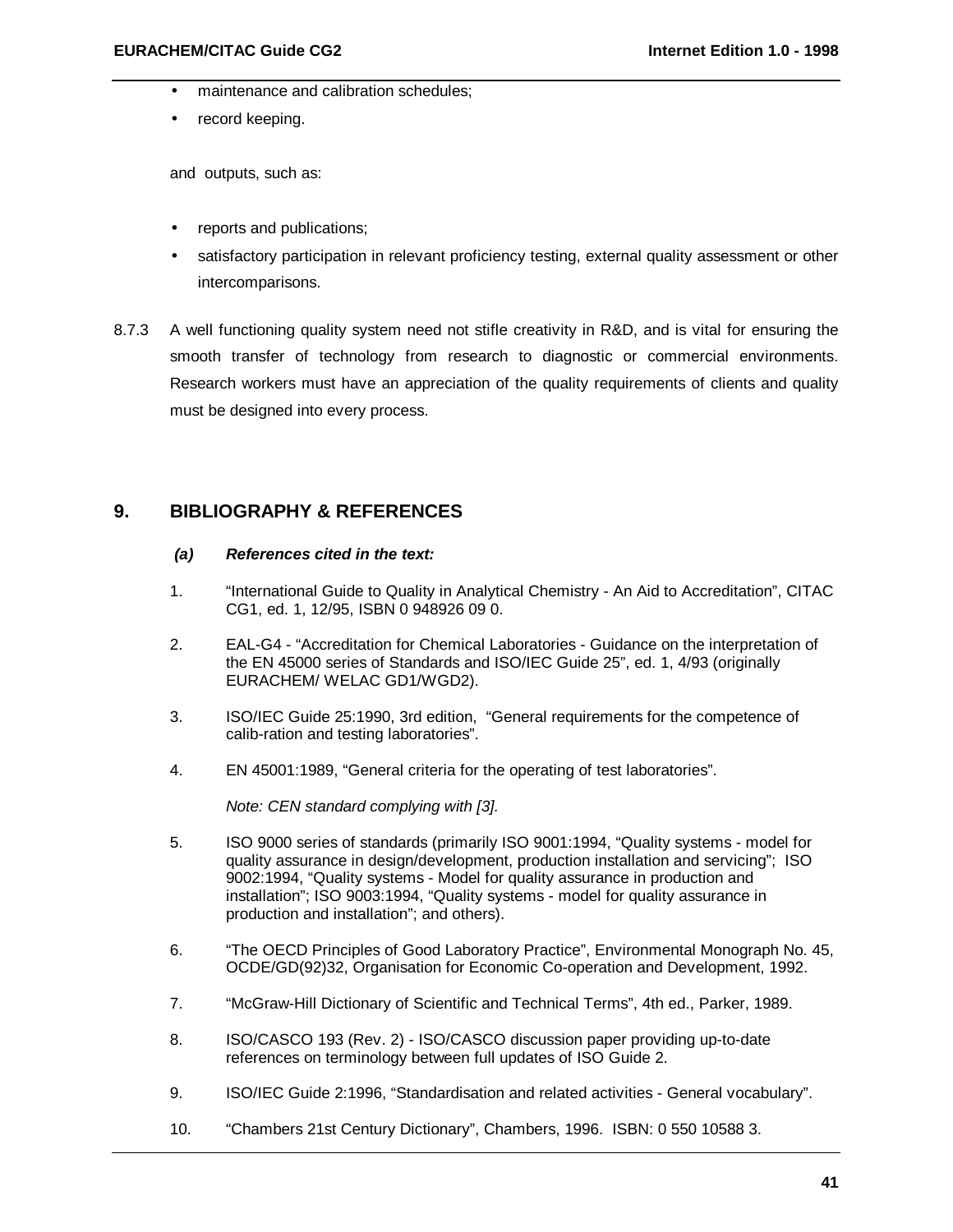- maintenance and calibration schedules;
- record keeping.

and outputs, such as:

- reports and publications;
- satisfactory participation in relevant proficiency testing, external quality assessment or other intercomparisons.

8.7.3 A well functioning quality system need not stifle creativity in R&D, and is vital for ensuring the smooth transfer of technology from research to diagnostic or commercial environments. Research workers must have an appreciation of the quality requirements of clients and quality must be designed into every process.

## 9. BIBLIOGRAPHY & REFERENCES

***(a) References cited in the text:***

1. "International Guide to Quality in Analytical Chemistry - An Aid to Accreditation", CITAC CG1, ed. 1, 12/95, ISBN 0 948926 09 0.

2. EAL-G4 - "Accreditation for Chemical Laboratories - Guidance on the interpretation of the EN 45000 series of Standards and ISO/IEC Guide 25", ed. 1, 4/93 (originally EURACHEM/ WELAC GD1/WGD2).

3. ISO/IEC Guide 25:1990, 3rd edition, "General requirements for the competence of calib-ration and testing laboratories".

4. EN 45001:1989, "General criteria for the operating of test laboratories".

   *Note: CEN standard complying with [3].*

5. ISO 9000 series of standards (primarily ISO 9001:1994, "Quality systems - model for quality assurance in design/development, production installation and servicing"; ISO 9002:1994, "Quality systems - Model for quality assurance in production and installation"; ISO 9003:1994, "Quality systems - model for quality assurance in production and installation"; and others).

6. "The OECD Principles of Good Laboratory Practice", Environmental Monograph No. 45, OCDE/GD(92)32, Organisation for Economic Co-operation and Development, 1992.

7. "McGraw-Hill Dictionary of Scientific and Technical Terms", 4th ed., Parker, 1989.

8. ISO/CASCO 193 (Rev. 2) - ISO/CASCO discussion paper providing up-to-date references on terminology between full updates of ISO Guide 2.

9. ISO/IEC Guide 2:1996, "Standardisation and related activities - General vocabulary".

10. "Chambers 21st Century Dictionary", Chambers, 1996. ISBN: 0 550 10588 3.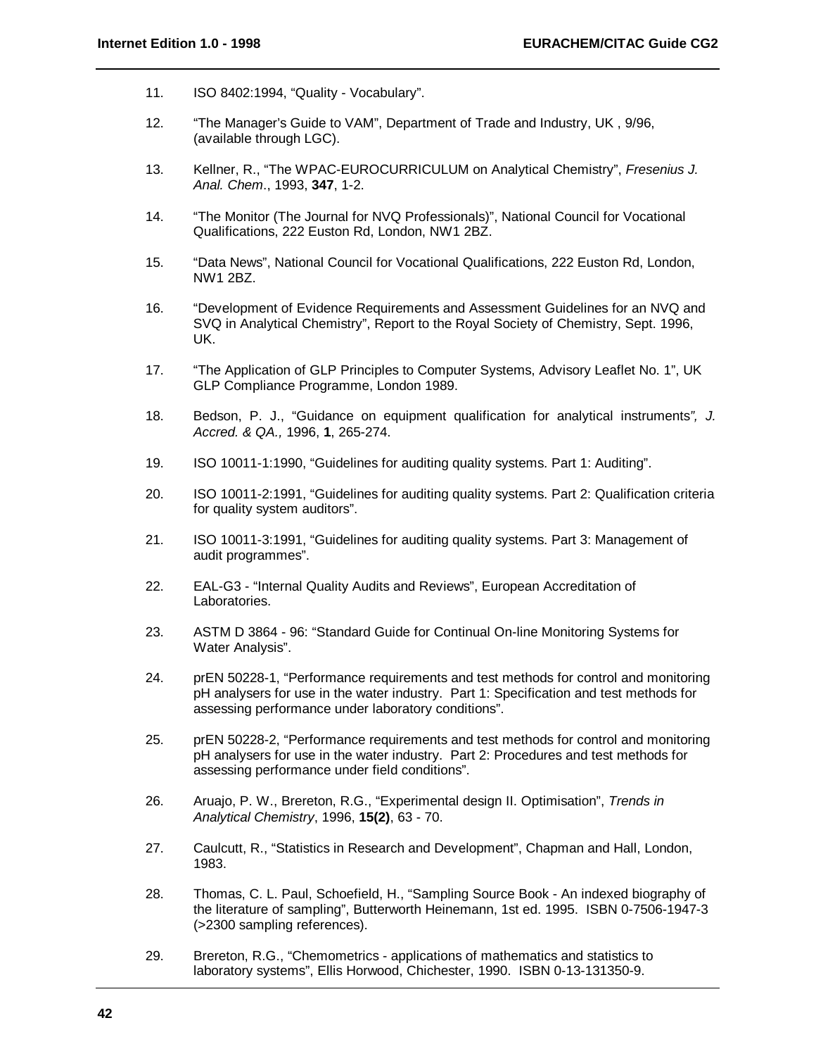11. ISO 8402:1994, "Quality - Vocabulary".

12. "The Manager's Guide to VAM", Department of Trade and Industry, UK , 9/96, (available through LGC).

13. Kellner, R., "The WPAC-EUROCURRICULUM on Analytical Chemistry", *Fresenius J. Anal. Chem*., 1993, **347**, 1-2.

14. "The Monitor (The Journal for NVQ Professionals)", National Council for Vocational Qualifications, 222 Euston Rd, London, NW1 2BZ.

15. "Data News", National Council for Vocational Qualifications, 222 Euston Rd, London, NW1 2BZ.

16. "Development of Evidence Requirements and Assessment Guidelines for an NVQ and SVQ in Analytical Chemistry", Report to the Royal Society of Chemistry, Sept. 1996, UK.

17. "The Application of GLP Principles to Computer Systems, Advisory Leaflet No. 1", UK GLP Compliance Programme, London 1989.

18. Bedson, P. J., "Guidance on equipment qualification for analytical instruments*", J. Accred. & QA.,* 1996, **1**, 265-274.

19. ISO 10011-1:1990, "Guidelines for auditing quality systems. Part 1: Auditing".

20. ISO 10011-2:1991, "Guidelines for auditing quality systems. Part 2: Qualification criteria for quality system auditors".

21. ISO 10011-3:1991, "Guidelines for auditing quality systems. Part 3: Management of audit programmes".

22. EAL-G3 - "Internal Quality Audits and Reviews", European Accreditation of Laboratories.

23. ASTM D 3864 - 96: "Standard Guide for Continual On-line Monitoring Systems for Water Analysis".

24. prEN 50228-1, "Performance requirements and test methods for control and monitoring pH analysers for use in the water industry. Part 1: Specification and test methods for assessing performance under laboratory conditions".

25. prEN 50228-2, "Performance requirements and test methods for control and monitoring pH analysers for use in the water industry. Part 2: Procedures and test methods for assessing performance under field conditions".

26. Aruajo, P. W., Brereton, R.G., "Experimental design II. Optimisation", *Trends in Analytical Chemistry*, 1996, **15(2)**, 63 - 70.

27. Caulcutt, R., "Statistics in Research and Development", Chapman and Hall, London, 1983.

28. Thomas, C. L. Paul, Schoefield, H., "Sampling Source Book - An indexed biography of the literature of sampling", Butterworth Heinemann, 1st ed. 1995. ISBN 0-7506-1947-3 (>2300 sampling references).

29. Brereton, R.G., "Chemometrics - applications of mathematics and statistics to laboratory systems", Ellis Horwood, Chichester, 1990. ISBN 0-13-131350-9.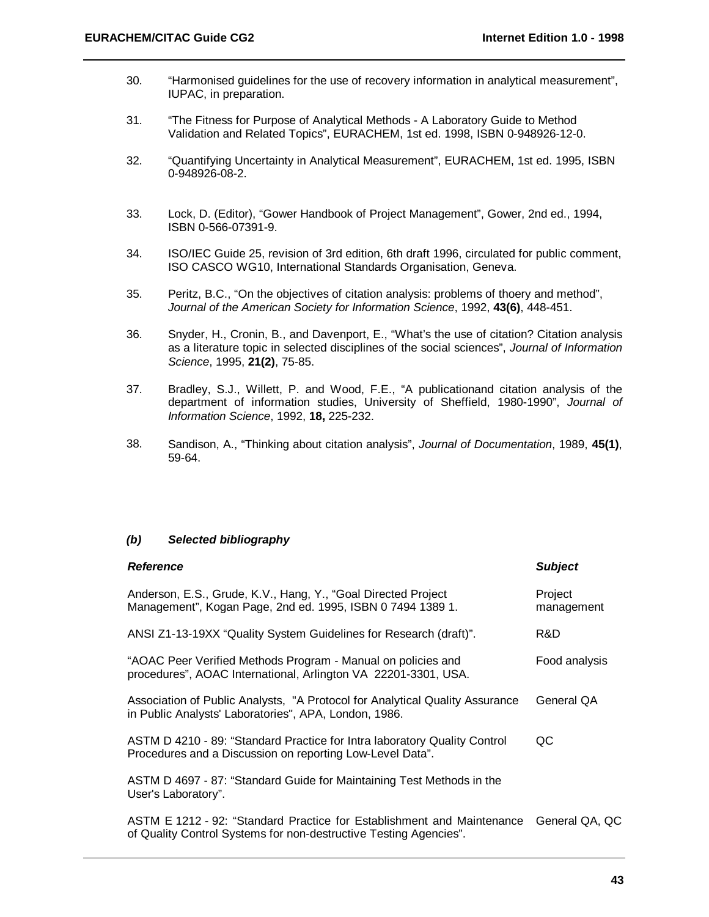30. "Harmonised guidelines for the use of recovery information in analytical measurement", IUPAC, in preparation.

31. "The Fitness for Purpose of Analytical Methods - A Laboratory Guide to Method Validation and Related Topics", EURACHEM, 1st ed. 1998, ISBN 0-948926-12-0.

32. "Quantifying Uncertainty in Analytical Measurement", EURACHEM, 1st ed. 1995, ISBN 0-948926-08-2.

33. Lock, D. (Editor), "Gower Handbook of Project Management", Gower, 2nd ed., 1994, ISBN 0-566-07391-9.

34. ISO/IEC Guide 25, revision of 3rd edition, 6th draft 1996, circulated for public comment, ISO CASCO WG10, International Standards Organisation, Geneva.

35. Peritz, B.C., "On the objectives of citation analysis: problems of thoery and method", *Journal of the American Society for Information Science*, 1992, **43(6)**, 448-451.

36. Snyder, H., Cronin, B., and Davenport, E., "What's the use of citation? Citation analysis as a literature topic in selected disciplines of the social sciences", *Journal of Information Science*, 1995, **21(2)**, 75-85.

37. Bradley, S.J., Willett, P. and Wood, F.E., "A publicationand citation analysis of the department of information studies, University of Sheffield, 1980-1990", *Journal of Information Science*, 1992, **18,** 225-232.

38. Sandison, A., "Thinking about citation analysis", *Journal of Documentation*, 1989, **45(1)**, 59-64.

### *(b) Selected bibliography*

| ***Reference*** | ***Subject*** |
|---|---|
| Anderson, E.S., Grude, K.V., Hang, Y., "Goal Directed Project Management", Kogan Page, 2nd ed. 1995, ISBN 0 7494 1389 1. | Project management |
| ANSI Z1-13-19XX "Quality System Guidelines for Research (draft)". | R&D |
| "AOAC Peer Verified Methods Program - Manual on policies and procedures", AOAC International, Arlington VA 22201-3301, USA. | Food analysis |
| Association of Public Analysts, "A Protocol for Analytical Quality Assurance in Public Analysts' Laboratories", APA, London, 1986. | General QA |
| ASTM D 4210 - 89: "Standard Practice for Intra laboratory Quality Control Procedures and a Discussion on reporting Low-Level Data". | QC |
| ASTM D 4697 - 87: "Standard Guide for Maintaining Test Methods in the User's Laboratory". | |
| ASTM E 1212 - 92: "Standard Practice for Establishment and Maintenance of Quality Control Systems for non-destructive Testing Agencies". | General QA, QC |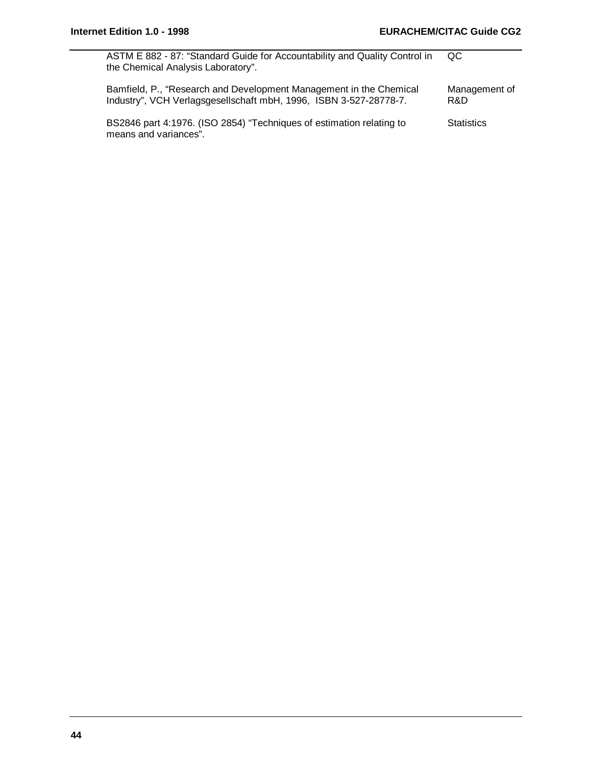| | |
|---|---|
| ASTM E 882 - 87: "Standard Guide for Accountability and Quality Control in the Chemical Analysis Laboratory". | QC |
| Bamfield, P., "Research and Development Management in the Chemical Industry", VCH Verlagsgesellschaft mbH, 1996, ISBN 3-527-28778-7. | Management of R&D |
| BS2846 part 4:1976. (ISO 2854) "Techniques of estimation relating to means and variances". | Statistics |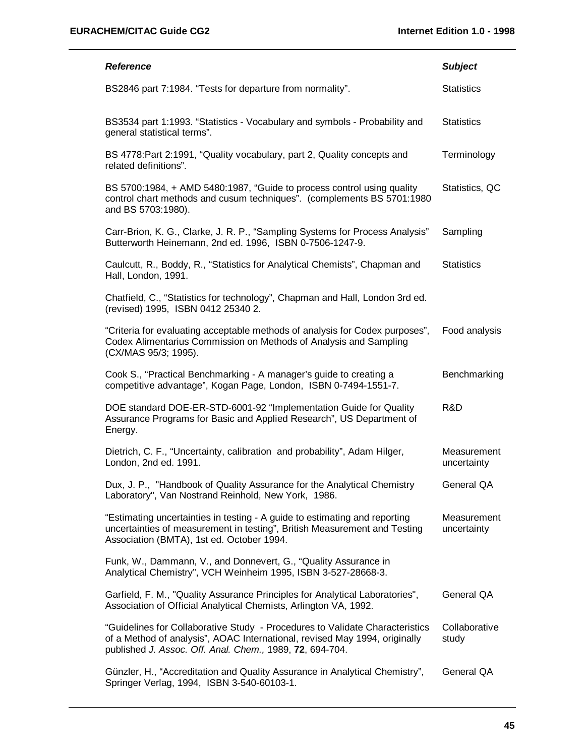| *Reference* | *Subject* |
|---|---|
| BS2846 part 7:1984. “Tests for departure from normality”. | Statistics |
| BS3534 part 1:1993. “Statistics - Vocabulary and symbols - Probability and general statistical terms”. | Statistics |
| BS 4778:Part 2:1991, “Quality vocabulary, part 2, Quality concepts and related definitions”. | Terminology |
| BS 5700:1984, + AMD 5480:1987, “Guide to process control using quality control chart methods and cusum techniques”. (complements BS 5701:1980 and BS 5703:1980). | Statistics, QC |
| Carr-Brion, K. G., Clarke, J. R. P., “Sampling Systems for Process Analysis” Butterworth Heinemann, 2nd ed. 1996, ISBN 0-7506-1247-9. | Sampling |
| Caulcutt, R., Boddy, R., “Statistics for Analytical Chemists”, Chapman and Hall, London, 1991. | Statistics |
| Chatfield, C., “Statistics for technology”, Chapman and Hall, London 3rd ed. (revised) 1995, ISBN 0412 25340 2. | |
| “Criteria for evaluating acceptable methods of analysis for Codex purposes”, Codex Alimentarius Commission on Methods of Analysis and Sampling (CX/MAS 95/3; 1995). | Food analysis |
| Cook S., “Practical Benchmarking - A manager’s guide to creating a competitive advantage”, Kogan Page, London, ISBN 0-7494-1551-7. | Benchmarking |
| DOE standard DOE-ER-STD-6001-92 “Implementation Guide for Quality Assurance Programs for Basic and Applied Research”, US Department of Energy. | R&D |
| Dietrich, C. F., “Uncertainty, calibration and probability”, Adam Hilger, London, 2nd ed. 1991. | Measurement uncertainty |
| Dux, J. P., "Handbook of Quality Assurance for the Analytical Chemistry Laboratory", Van Nostrand Reinhold, New York, 1986. | General QA |
| “Estimating uncertainties in testing - A guide to estimating and reporting uncertainties of measurement in testing”, British Measurement and Testing Association (BMTA), 1st ed. October 1994. | Measurement uncertainty |
| Funk, W., Dammann, V., and Donnevert, G., “Quality Assurance in Analytical Chemistry”, VCH Weinheim 1995, ISBN 3-527-28668-3. | |
| Garfield, F. M., "Quality Assurance Principles for Analytical Laboratories", Association of Official Analytical Chemists, Arlington VA, 1992. | General QA |
| “Guidelines for Collaborative Study - Procedures to Validate Characteristics of a Method of analysis”, AOAC International, revised May 1994, originally published *J. Assoc. Off. Anal. Chem.,* 1989, **72**, 694-704. | Collaborative study |
| Günzler, H., “Accreditation and Quality Assurance in Analytical Chemistry”, Springer Verlag, 1994, ISBN 3-540-60103-1. | General QA |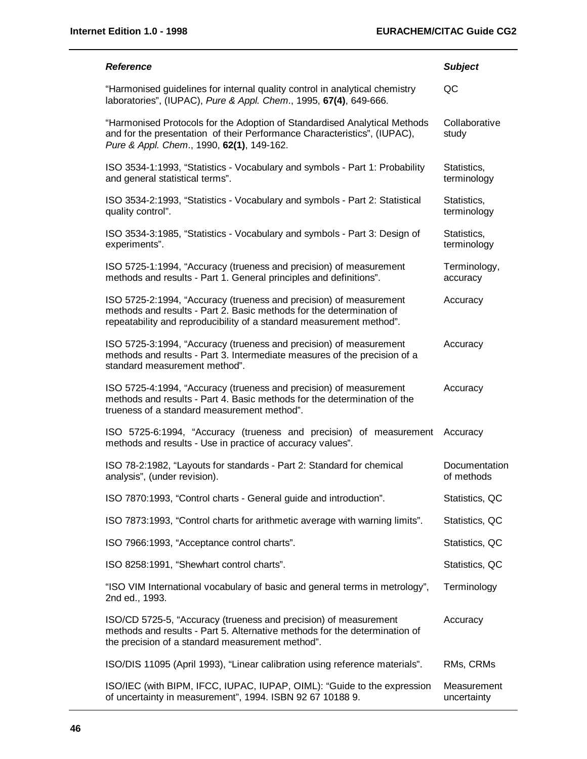| *Reference* | *Subject* |
|---|---|
| "Harmonised guidelines for internal quality control in analytical chemistry laboratories", (IUPAC), *Pure & Appl. Chem*., 1995, **67(4)**, 649-666. | QC |
| "Harmonised Protocols for the Adoption of Standardised Analytical Methods and for the presentation of their Performance Characteristics", (IUPAC), *Pure & Appl. Chem*., 1990, **62(1)**, 149-162. | Collaborative study |
| ISO 3534-1:1993, "Statistics - Vocabulary and symbols - Part 1: Probability and general statistical terms". | Statistics, terminology |
| ISO 3534-2:1993, "Statistics - Vocabulary and symbols - Part 2: Statistical quality control". | Statistics, terminology |
| ISO 3534-3:1985, "Statistics - Vocabulary and symbols - Part 3: Design of experiments". | Statistics, terminology |
| ISO 5725-1:1994, "Accuracy (trueness and precision) of measurement methods and results - Part 1. General principles and definitions". | Terminology, accuracy |
| ISO 5725-2:1994, "Accuracy (trueness and precision) of measurement methods and results - Part 2. Basic methods for the determination of repeatability and reproducibility of a standard measurement method". | Accuracy |
| ISO 5725-3:1994, "Accuracy (trueness and precision) of measurement methods and results - Part 3. Intermediate measures of the precision of a standard measurement method". | Accuracy |
| ISO 5725-4:1994, "Accuracy (trueness and precision) of measurement methods and results - Part 4. Basic methods for the determination of the trueness of a standard measurement method". | Accuracy |
| ISO 5725-6:1994, "Accuracy (trueness and precision) of measurement methods and results - Use in practice of accuracy values". | Accuracy |
| ISO 78-2:1982, "Layouts for standards - Part 2: Standard for chemical analysis", (under revision). | Documentation of methods |
| ISO 7870:1993, "Control charts - General guide and introduction". | Statistics, QC |
| ISO 7873:1993, "Control charts for arithmetic average with warning limits". | Statistics, QC |
| ISO 7966:1993, "Acceptance control charts". | Statistics, QC |
| ISO 8258:1991, "Shewhart control charts". | Statistics, QC |
| "ISO VIM International vocabulary of basic and general terms in metrology", 2nd ed., 1993. | Terminology |
| ISO/CD 5725-5, "Accuracy (trueness and precision) of measurement methods and results - Part 5. Alternative methods for the determination of the precision of a standard measurement method". | Accuracy |
| ISO/DIS 11095 (April 1993), "Linear calibration using reference materials". | RMs, CRMs |
| ISO/IEC (with BIPM, IFCC, IUPAC, IUPAP, OIML): "Guide to the expression of uncertainty in measurement", 1994. ISBN 92 67 10188 9. | Measurement uncertainty |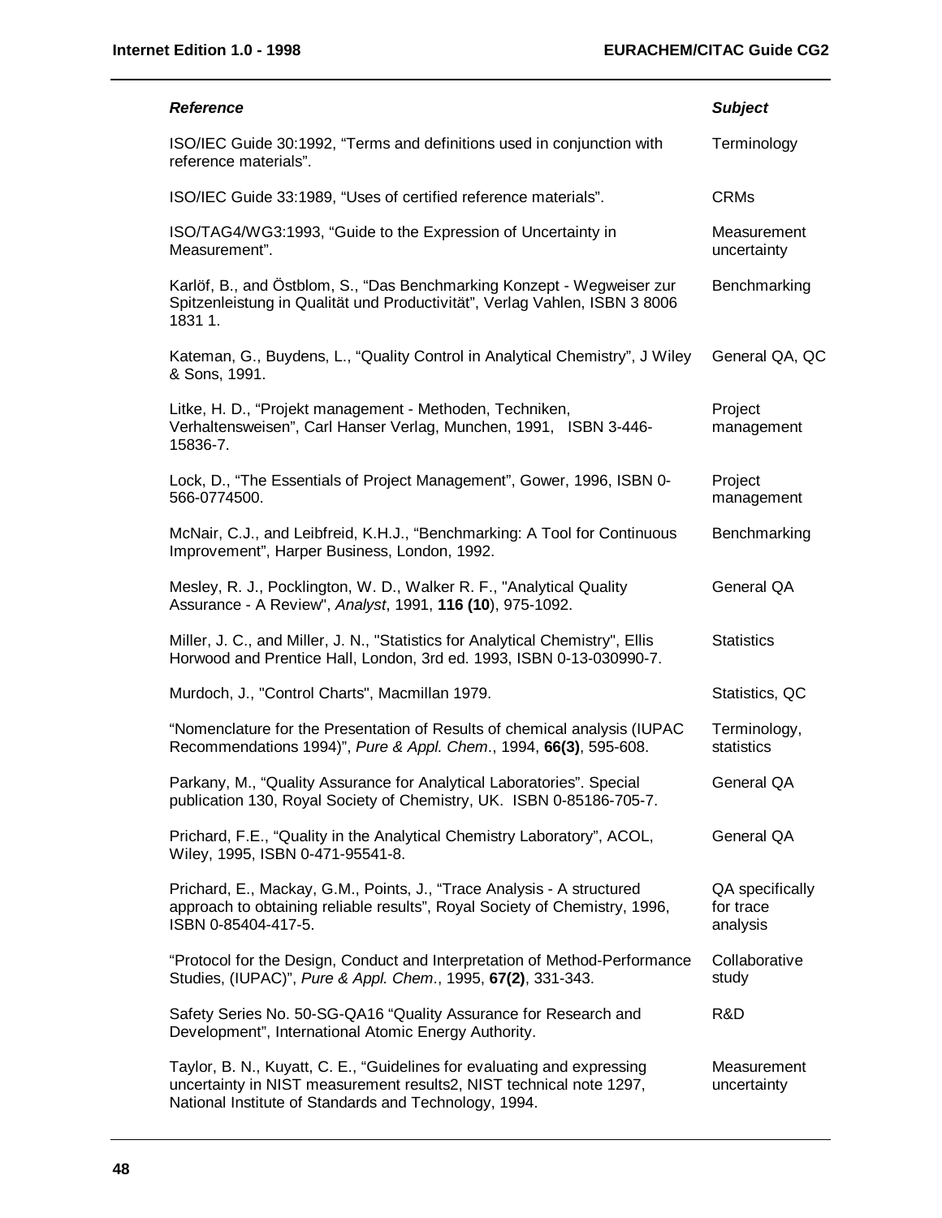| *Reference* | *Subject* |
|---|---|
| ISO/IEC Guide 30:1992, “Terms and definitions used in conjunction with reference materials”. | Terminology |
| ISO/IEC Guide 33:1989, “Uses of certified reference materials”. | CRMs |
| ISO/TAG4/WG3:1993, “Guide to the Expression of Uncertainty in Measurement”. | Measurement uncertainty |
| Karlöf, B., and Östblom, S., “Das Benchmarking Konzept - Wegweiser zur Spitzenleistung in Qualität und Productivität”, Verlag Vahlen, ISBN 3 8006 1831 1. | Benchmarking |
| Kateman, G., Buydens, L., “Quality Control in Analytical Chemistry”, J Wiley & Sons, 1991. | General QA, QC |
| Litke, H. D., “Projekt management - Methoden, Techniken, Verhaltensweisen”, Carl Hanser Verlag, Munchen, 1991, ISBN 3-446-15836-7. | Project management |
| Lock, D., “The Essentials of Project Management”, Gower, 1996, ISBN 0-566-0774500. | Project management |
| McNair, C.J., and Leibfreid, K.H.J., “Benchmarking: A Tool for Continuous Improvement”, Harper Business, London, 1992. | Benchmarking |
| Mesley, R. J., Pocklington, W. D., Walker R. F., "Analytical Quality Assurance - A Review", *Analyst*, 1991, **116 (10**), 975-1092. | General QA |
| Miller, J. C., and Miller, J. N., "Statistics for Analytical Chemistry", Ellis Horwood and Prentice Hall, London, 3rd ed. 1993, ISBN 0-13-030990-7. | Statistics |
| Murdoch, J., "Control Charts", Macmillan 1979. | Statistics, QC |
| “Nomenclature for the Presentation of Results of chemical analysis (IUPAC Recommendations 1994)”, *Pure & Appl. Chem*., 1994, **66(3)**, 595-608. | Terminology, statistics |
| Parkany, M., “Quality Assurance for Analytical Laboratories”. Special publication 130, Royal Society of Chemistry, UK. ISBN 0-85186-705-7. | General QA |
| Prichard, F.E., “Quality in the Analytical Chemistry Laboratory”, ACOL, Wiley, 1995, ISBN 0-471-95541-8. | General QA |
| Prichard, E., Mackay, G.M., Points, J., “Trace Analysis - A structured approach to obtaining reliable results”, Royal Society of Chemistry, 1996, ISBN 0-85404-417-5. | QA specifically for trace analysis |
| “Protocol for the Design, Conduct and Interpretation of Method-Performance Studies, (IUPAC)”, *Pure & Appl. Chem*., 1995, **67(2)**, 331-343. | Collaborative study |
| Safety Series No. 50-SG-QA16 “Quality Assurance for Research and Development”, International Atomic Energy Authority. | R&D |
| Taylor, B. N., Kuyatt, C. E., “Guidelines for evaluating and expressing uncertainty in NIST measurement results2, NIST technical note 1297, National Institute of Standards and Technology, 1994. | Measurement uncertainty |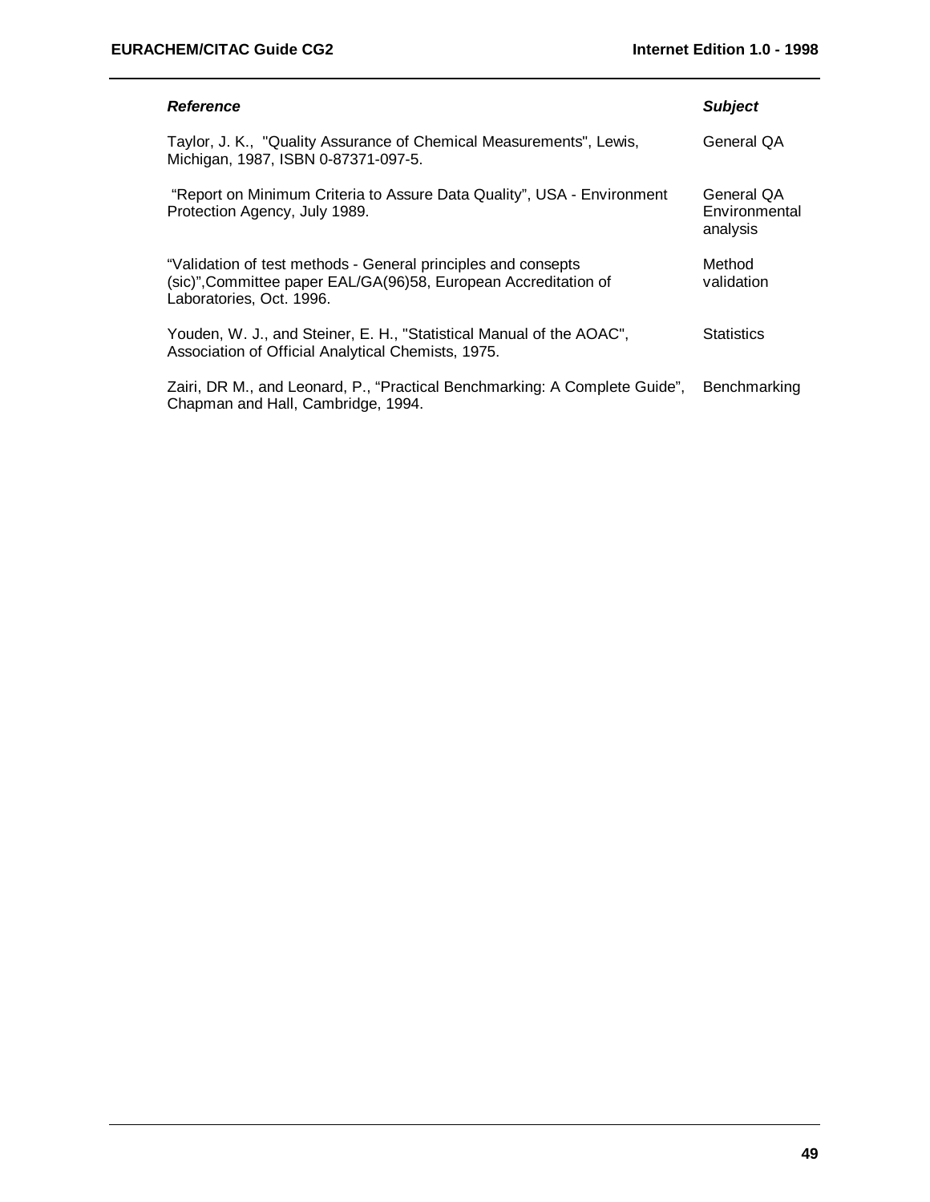| *Reference* | *Subject* |
|---|---|
| Taylor, J. K., "Quality Assurance of Chemical Measurements", Lewis, Michigan, 1987, ISBN 0-87371-097-5. | General QA |
| "Report on Minimum Criteria to Assure Data Quality", USA - Environment Protection Agency, July 1989. | General QA Environmental analysis |
| "Validation of test methods - General principles and consepts (sic)",Committee paper EAL/GA(96)58, European Accreditation of Laboratories, Oct. 1996. | Method validation |
| Youden, W. J., and Steiner, E. H., "Statistical Manual of the AOAC", Association of Official Analytical Chemists, 1975. | Statistics |
| Zairi, DR M., and Leonard, P., "Practical Benchmarking: A Complete Guide", Chapman and Hall, Cambridge, 1994. | Benchmarking |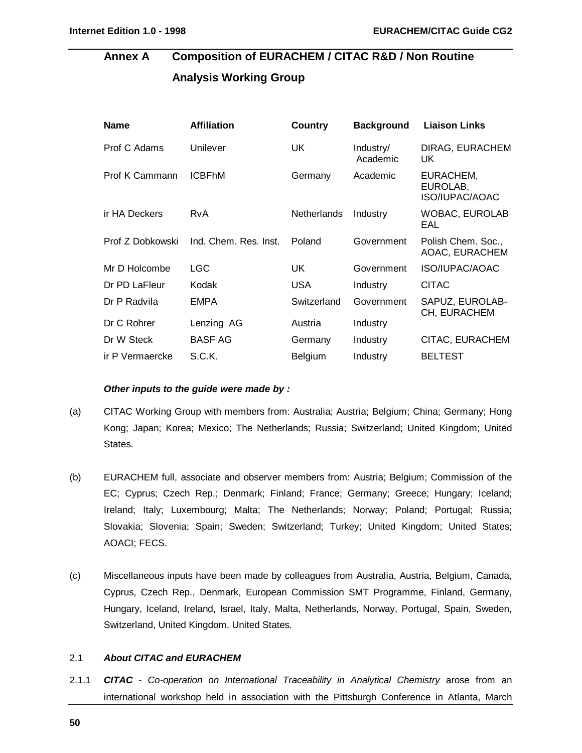## Annex A Composition of EURACHEM / CITAC R&D / Non Routine Analysis Working Group

| Name | Affiliation | Country | Background | Liaison Links |
|---|---|---|---|---|
| Prof C Adams | Unilever | UK | Industry/ Academic | DIRAG, EURACHEM UK |
| Prof K Cammann | ICBFhM | Germany | Academic | EURACHEM, EUROLAB, ISO/IUPAC/AOAC |
| ir HA Deckers | RvA | Netherlands | Industry | WOBAC, EUROLAB EAL |
| Prof Z Dobkowski | Ind. Chem. Res. Inst. | Poland | Government | Polish Chem. Soc., AOAC, EURACHEM |
| Mr D Holcombe | LGC | UK | Government | ISO/IUPAC/AOAC |
| Dr PD LaFleur | Kodak | USA | Industry | CITAC |
| Dr P Radvila | EMPA | Switzerland | Government | SAPUZ, EUROLAB-CH, EURACHEM |
| Dr C Rohrer | Lenzing AG | Austria | Industry | |
| Dr W Steck | BASF AG | Germany | Industry | CITAC, EURACHEM |
| ir P Vermaercke | S.C.K. | Belgium | Industry | BELTEST |

***Other inputs to the guide were made by :***

(a) CITAC Working Group with members from: Australia; Austria; Belgium; China; Germany; Hong Kong; Japan; Korea; Mexico; The Netherlands; Russia; Switzerland; United Kingdom; United States.

(b) EURACHEM full, associate and observer members from: Austria; Belgium; Commission of the EC; Cyprus; Czech Rep.; Denmark; Finland; France; Germany; Greece; Hungary; Iceland; Ireland; Italy; Luxembourg; Malta; The Netherlands; Norway; Poland; Portugal; Russia; Slovakia; Slovenia; Spain; Sweden; Switzerland; Turkey; United Kingdom; United States; AOACI; FECS.

(c) Miscellaneous inputs have been made by colleagues from Australia, Austria, Belgium, Canada, Cyprus, Czech Rep., Denmark, European Commission SMT Programme, Finland, Germany, Hungary, Iceland, Ireland, Israel, Italy, Malta, Netherlands, Norway, Portugal, Spain, Sweden, Switzerland, United Kingdom, United States.

### 2.1 *About CITAC and EURACHEM*

2.1.1 ***CITAC*** - *Co-operation on International Traceability in Analytical Chemistry* arose from an international workshop held in association with the Pittsburgh Conference in Atlanta, March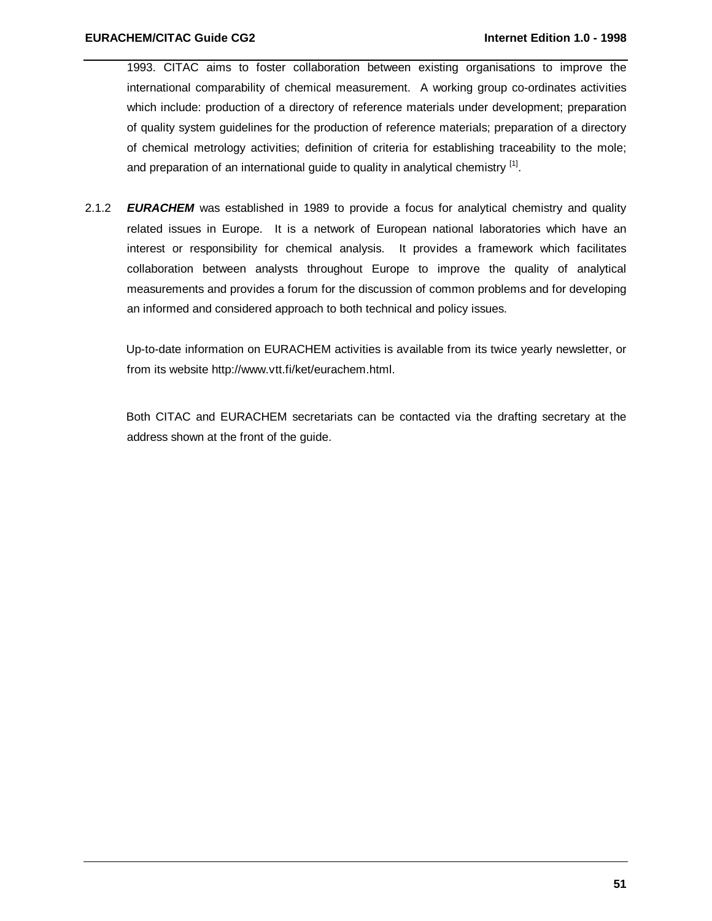1993. CITAC aims to foster collaboration between existing organisations to improve the international comparability of chemical measurement. A working group co-ordinates activities which include: production of a directory of reference materials under development; preparation of quality system guidelines for the production of reference materials; preparation of a directory of chemical metrology activities; definition of criteria for establishing traceability to the mole; and preparation of an international guide to quality in analytical chemistry [1].

2.1.2 ***EURACHEM*** was established in 1989 to provide a focus for analytical chemistry and quality related issues in Europe. It is a network of European national laboratories which have an interest or responsibility for chemical analysis. It provides a framework which facilitates collaboration between analysts throughout Europe to improve the quality of analytical measurements and provides a forum for the discussion of common problems and for developing an informed and considered approach to both technical and policy issues.

Up-to-date information on EURACHEM activities is available from its twice yearly newsletter, or from its website http://www.vtt.fi/ket/eurachem.html.

Both CITAC and EURACHEM secretariats can be contacted via the drafting secretary at the address shown at the front of the guide.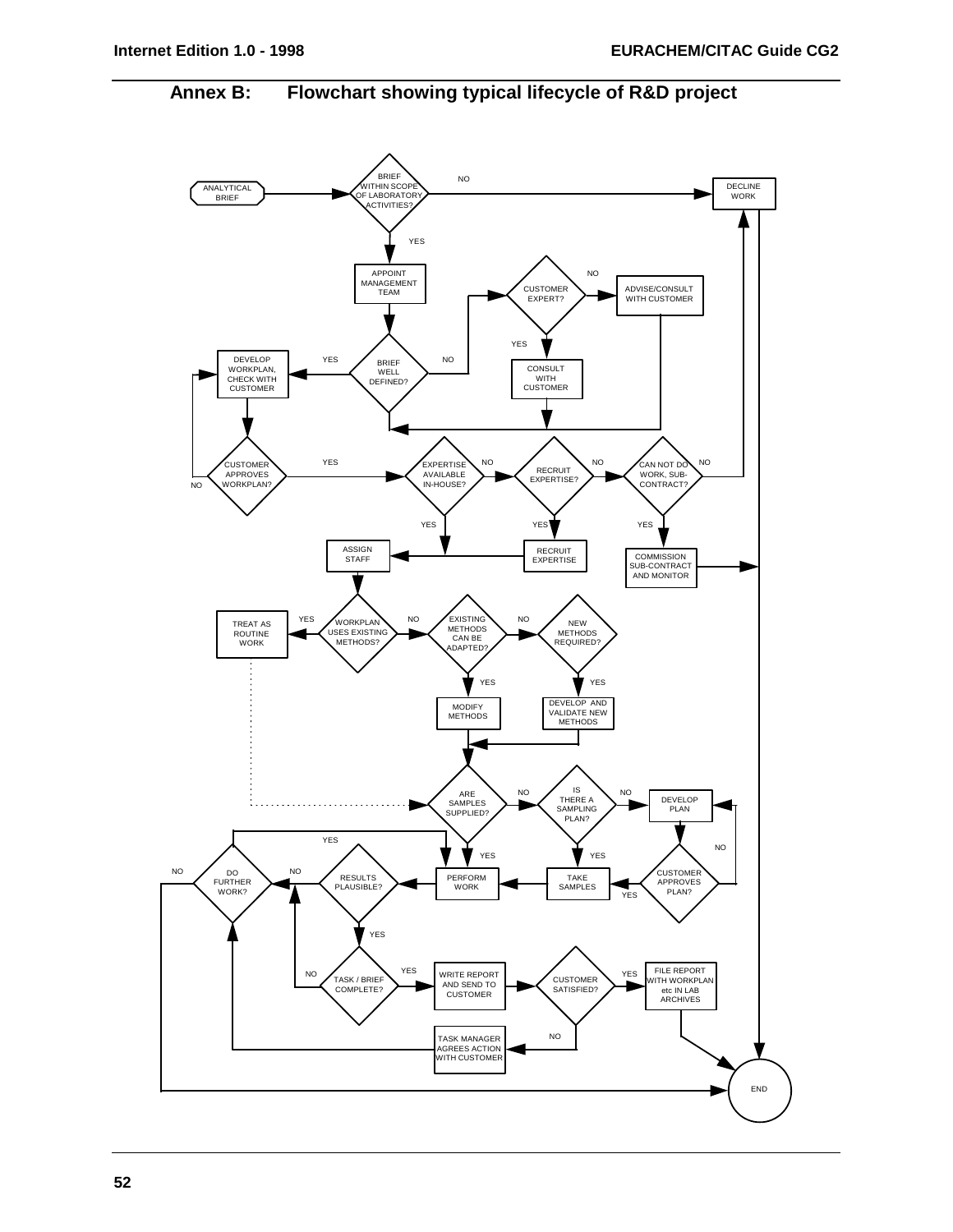## Annex B: Flowchart showing typical lifecycle of R&D project

ANALYTICAL BRIEF

BRIEF WITHIN SCOPE OF LABORATORY ACTIVITIES?

NO

DECLINE WORK

YES

APPOINT MANAGEMENT TEAM

CUSTOMER EXPERT?

NO

ADVISE/CONSULT WITH CUSTOMER

YES

DEVELOP WORKPLAN, CHECK WITH CUSTOMER

YES

BRIEF WELL DEFINED?

NO

CONSULT WITH CUSTOMER

CUSTOMER APPROVES WORKPLAN?

NO

YES

EXPERTISE AVAILABLE IN-HOUSE?

NO

RECRUIT EXPERTISE?

NO

CAN NOT DO WORK, SUB-CONTRACT?

NO

YES

YES

YES

ASSIGN STAFF

RECRUIT EXPERTISE

COMMISSION SUB-CONTRACT AND MONITOR

TREAT AS ROUTINE WORK

YES

WORKPLAN USES EXISTING METHODS?

NO

EXISTING METHODS CAN BE ADAPTED?

NO

NEW METHODS REQUIRED?

YES

YES

MODIFY METHODS

DEVELOP AND VALIDATE NEW METHODS

ARE SAMPLES SUPPLIED?

NO

IS THERE A SAMPLING PLAN?

NO

DEVELOP PLAN

NO

YES

YES

YES

NO

DO FURTHER WORK?

NO

RESULTS PLAUSIBLE?

PERFORM WORK

TAKE SAMPLES

CUSTOMER APPROVES PLAN?

YES

YES

NO

TASK / BRIEF COMPLETE?

YES

WRITE REPORT AND SEND TO CUSTOMER

CUSTOMER SATISFIED?

YES

FILE REPORT WITH WORKPLAN etc IN LAB ARCHIVES

NO

TASK MANAGER AGREES ACTION WITH CUSTOMER

END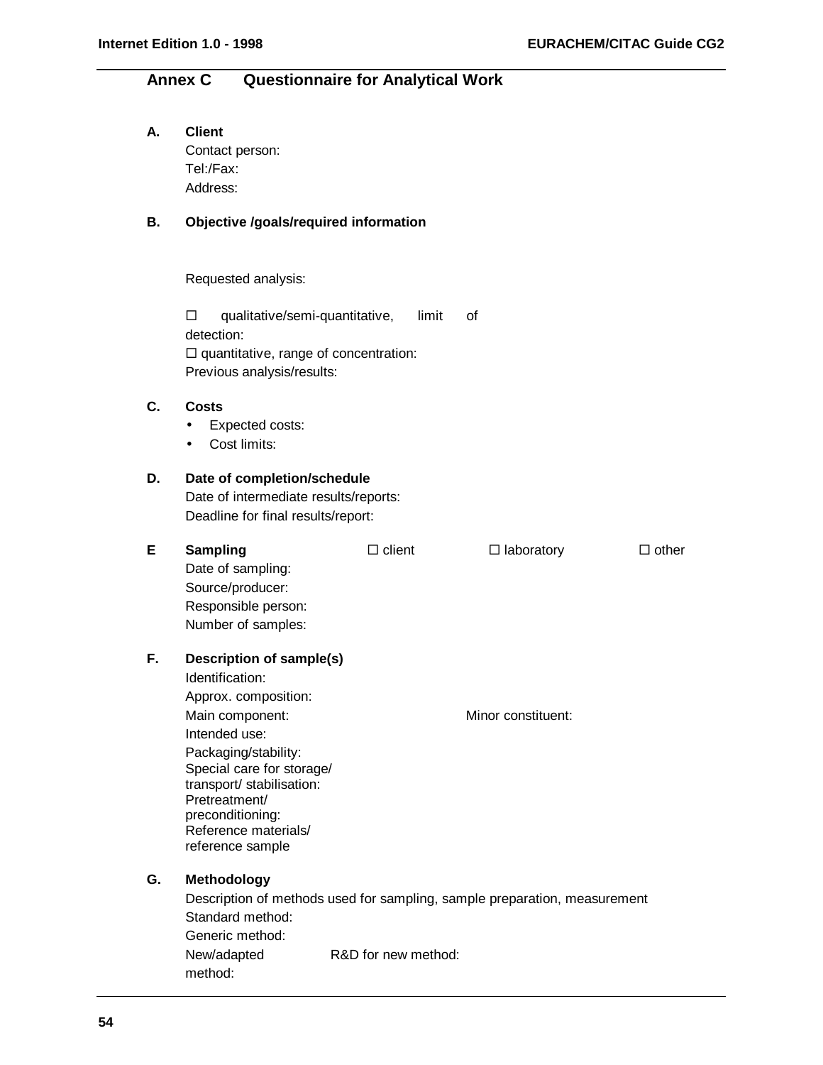## Annex C Questionnaire for Analytical Work

**A. Client**

Contact person:
Tel:/Fax:
Address:

**B. Objective /goals/required information**

Requested analysis:

☐ qualitative/semi-quantitative, limit of detection:
☐ quantitative, range of concentration:
Previous analysis/results:

**C. Costs**

- Expected costs:
- Cost limits:

**D. Date of completion/schedule**

Date of intermediate results/reports:
Deadline for final results/report:

**E Sampling** ☐ client ☐ laboratory ☐ other

Date of sampling:
Source/producer:
Responsible person:
Number of samples:

**F. Description of sample(s)**

Identification:
Approx. composition:
Main component: Minor constituent:
Intended use:
Packaging/stability:
Special care for storage/ transport/ stabilisation:
Pretreatment/ preconditioning:
Reference materials/ reference sample

**G. Methodology**

Description of methods used for sampling, sample preparation, measurement
Standard method:
Generic method:
New/adapted method: R&D for new method: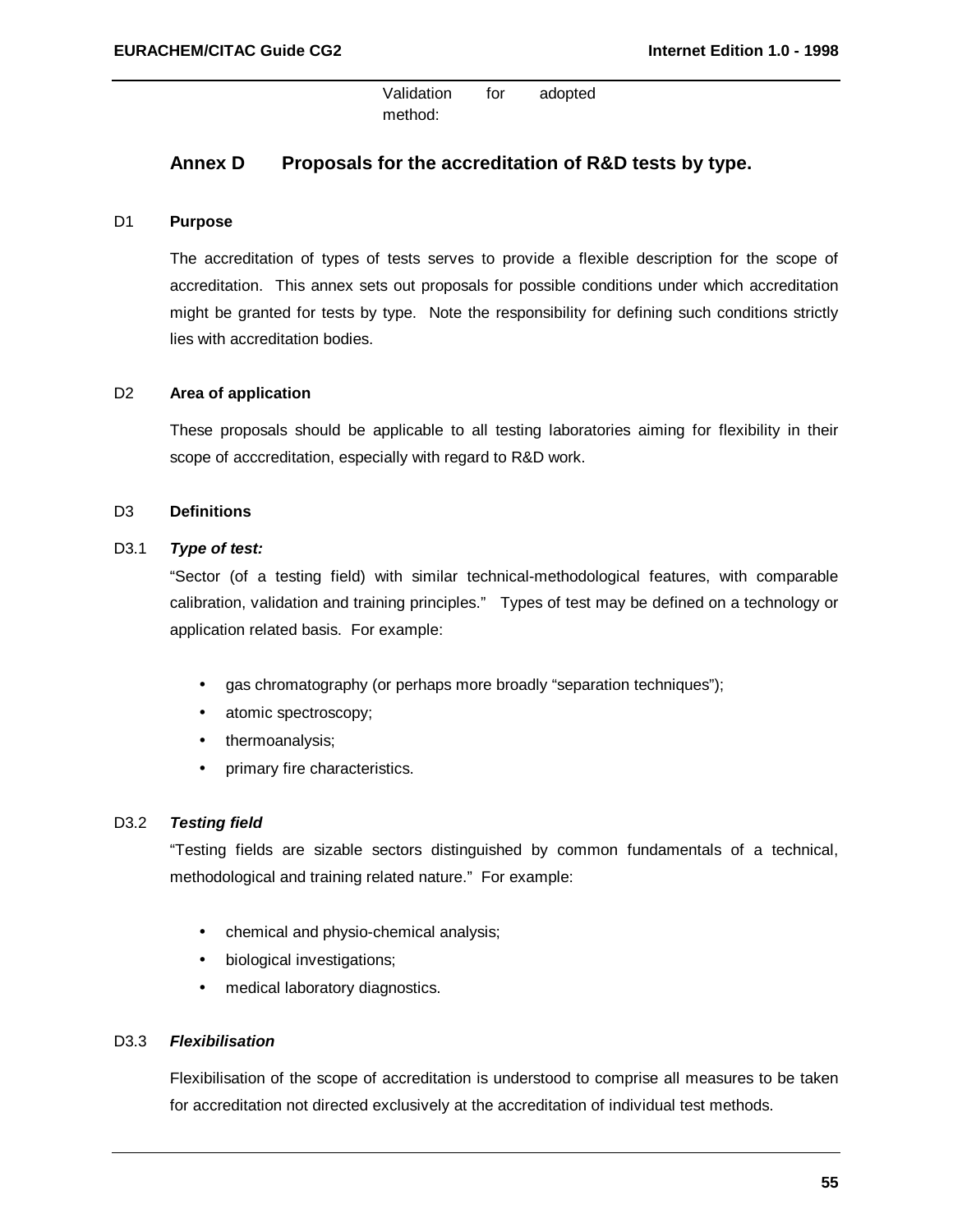Validation for adopted method:

## Annex D Proposals for the accreditation of R&D tests by type.

D1 **Purpose**

The accreditation of types of tests serves to provide a flexible description for the scope of accreditation. This annex sets out proposals for possible conditions under which accreditation might be granted for tests by type. Note the responsibility for defining such conditions strictly lies with accreditation bodies.

D2 **Area of application**

These proposals should be applicable to all testing laboratories aiming for flexibility in their scope of acccreditation, especially with regard to R&D work.

D3 **Definitions**

D3.1 ***Type of test:***

"Sector (of a testing field) with similar technical-methodological features, with comparable calibration, validation and training principles." Types of test may be defined on a technology or application related basis. For example:

- gas chromatography (or perhaps more broadly "separation techniques");
- atomic spectroscopy;
- thermoanalysis;
- primary fire characteristics.

D3.2 ***Testing field***

"Testing fields are sizable sectors distinguished by common fundamentals of a technical, methodological and training related nature." For example:

- chemical and physio-chemical analysis;
- biological investigations;
- medical laboratory diagnostics.

D3.3 ***Flexibilisation***

Flexibilisation of the scope of accreditation is understood to comprise all measures to be taken for accreditation not directed exclusively at the accreditation of individual test methods.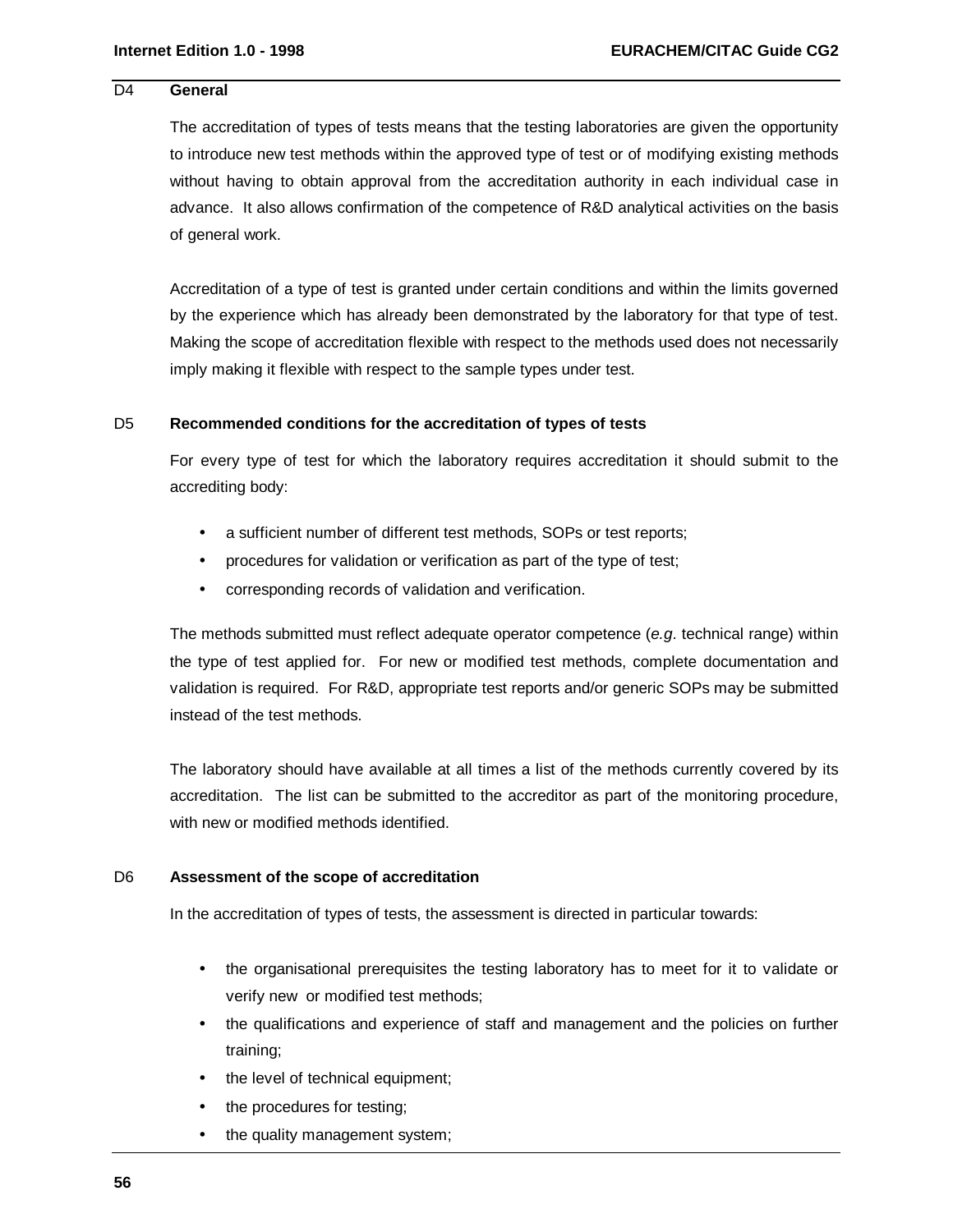## D4 General

The accreditation of types of tests means that the testing laboratories are given the opportunity to introduce new test methods within the approved type of test or of modifying existing methods without having to obtain approval from the accreditation authority in each individual case in advance. It also allows confirmation of the competence of R&D analytical activities on the basis of general work.

Accreditation of a type of test is granted under certain conditions and within the limits governed by the experience which has already been demonstrated by the laboratory for that type of test. Making the scope of accreditation flexible with respect to the methods used does not necessarily imply making it flexible with respect to the sample types under test.

## D5 Recommended conditions for the accreditation of types of tests

For every type of test for which the laboratory requires accreditation it should submit to the accrediting body:

- a sufficient number of different test methods, SOPs or test reports;
- procedures for validation or verification as part of the type of test;
- corresponding records of validation and verification.

The methods submitted must reflect adequate operator competence (*e.g*. technical range) within the type of test applied for. For new or modified test methods, complete documentation and validation is required. For R&D, appropriate test reports and/or generic SOPs may be submitted instead of the test methods.

The laboratory should have available at all times a list of the methods currently covered by its accreditation. The list can be submitted to the accreditor as part of the monitoring procedure, with new or modified methods identified.

## D6 Assessment of the scope of accreditation

In the accreditation of types of tests, the assessment is directed in particular towards:

- the organisational prerequisites the testing laboratory has to meet for it to validate or verify new or modified test methods;
- the qualifications and experience of staff and management and the policies on further training;
- the level of technical equipment;
- the procedures for testing;
- the quality management system;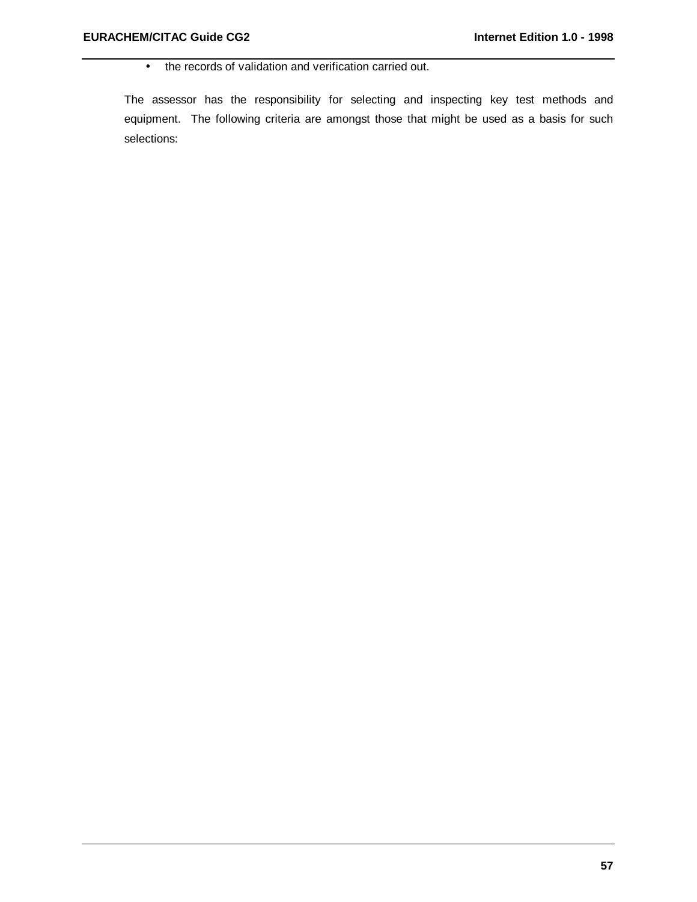- the records of validation and verification carried out.

The assessor has the responsibility for selecting and inspecting key test methods and equipment. The following criteria are amongst those that might be used as a basis for such selections: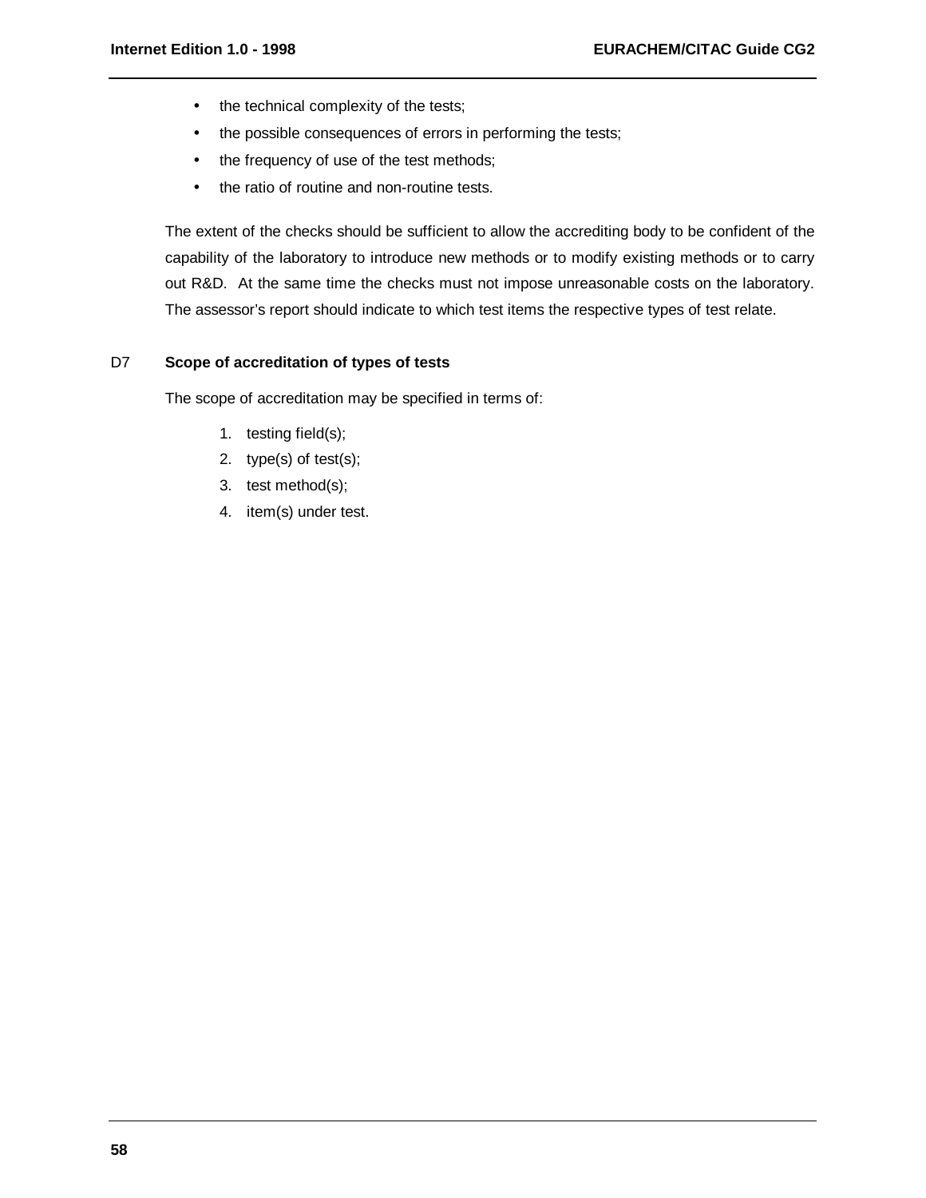- the technical complexity of the tests;
- the possible consequences of errors in performing the tests;
- the frequency of use of the test methods;
- the ratio of routine and non-routine tests.

The extent of the checks should be sufficient to allow the accrediting body to be confident of the capability of the laboratory to introduce new methods or to modify existing methods or to carry out R&D. At the same time the checks must not impose unreasonable costs on the laboratory. The assessor's report should indicate to which test items the respective types of test relate.

## D7 Scope of accreditation of types of tests

The scope of accreditation may be specified in terms of:

1. testing field(s);
2. type(s) of test(s);
3. test method(s);
4. item(s) under test.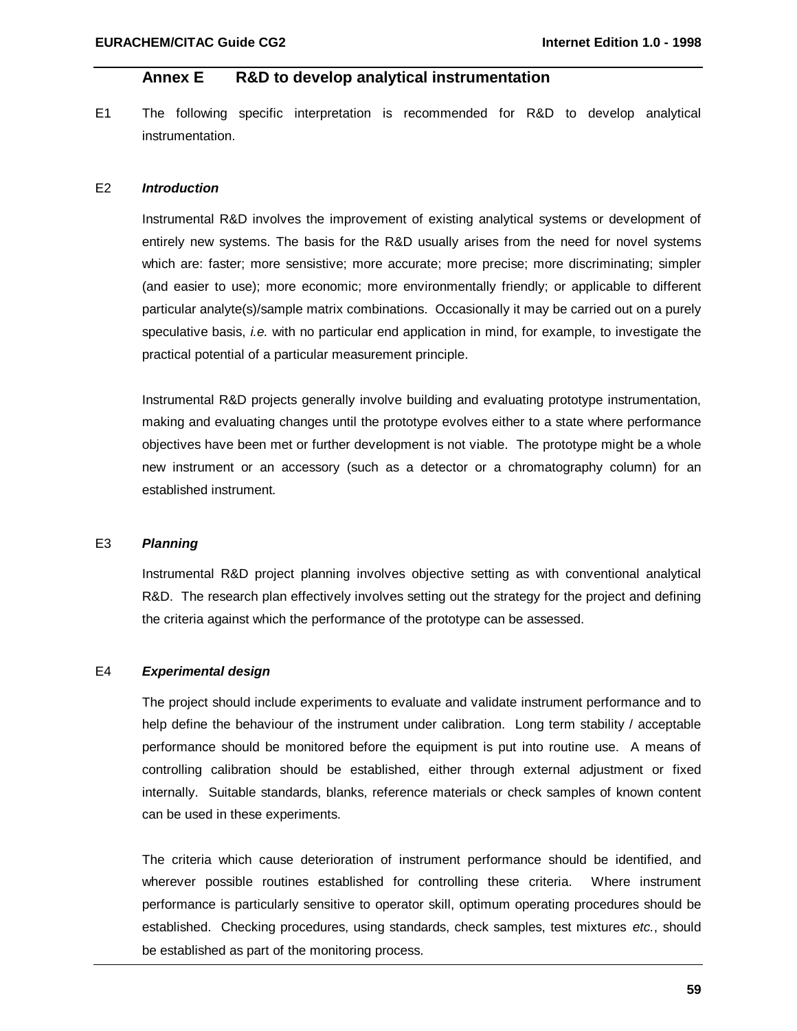## Annex E R&D to develop analytical instrumentation

E1 The following specific interpretation is recommended for R&D to develop analytical instrumentation.

E2 ***Introduction***

Instrumental R&D involves the improvement of existing analytical systems or development of entirely new systems. The basis for the R&D usually arises from the need for novel systems which are: faster; more sensistive; more accurate; more precise; more discriminating; simpler (and easier to use); more economic; more environmentally friendly; or applicable to different particular analyte(s)/sample matrix combinations. Occasionally it may be carried out on a purely speculative basis, *i.e.* with no particular end application in mind, for example, to investigate the practical potential of a particular measurement principle.

Instrumental R&D projects generally involve building and evaluating prototype instrumentation, making and evaluating changes until the prototype evolves either to a state where performance objectives have been met or further development is not viable. The prototype might be a whole new instrument or an accessory (such as a detector or a chromatography column) for an established instrument.

E3 ***Planning***

Instrumental R&D project planning involves objective setting as with conventional analytical R&D. The research plan effectively involves setting out the strategy for the project and defining the criteria against which the performance of the prototype can be assessed.

E4 ***Experimental design***

The project should include experiments to evaluate and validate instrument performance and to help define the behaviour of the instrument under calibration. Long term stability / acceptable performance should be monitored before the equipment is put into routine use. A means of controlling calibration should be established, either through external adjustment or fixed internally. Suitable standards, blanks, reference materials or check samples of known content can be used in these experiments.

The criteria which cause deterioration of instrument performance should be identified, and wherever possible routines established for controlling these criteria. Where instrument performance is particularly sensitive to operator skill, optimum operating procedures should be established. Checking procedures, using standards, check samples, test mixtures *etc.*, should be established as part of the monitoring process.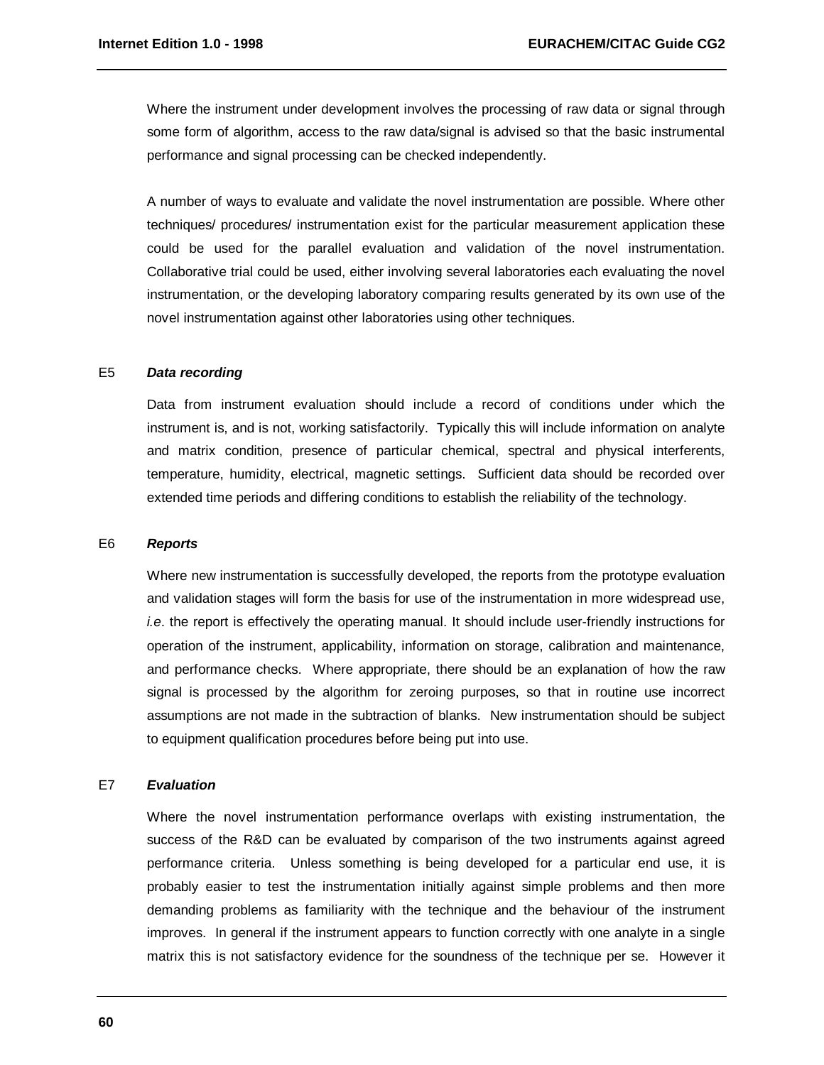Where the instrument under development involves the processing of raw data or signal through some form of algorithm, access to the raw data/signal is advised so that the basic instrumental performance and signal processing can be checked independently.

A number of ways to evaluate and validate the novel instrumentation are possible. Where other techniques/ procedures/ instrumentation exist for the particular measurement application these could be used for the parallel evaluation and validation of the novel instrumentation. Collaborative trial could be used, either involving several laboratories each evaluating the novel instrumentation, or the developing laboratory comparing results generated by its own use of the novel instrumentation against other laboratories using other techniques.

E5 ***Data recording***

Data from instrument evaluation should include a record of conditions under which the instrument is, and is not, working satisfactorily. Typically this will include information on analyte and matrix condition, presence of particular chemical, spectral and physical interferents, temperature, humidity, electrical, magnetic settings. Sufficient data should be recorded over extended time periods and differing conditions to establish the reliability of the technology.

E6 ***Reports***

Where new instrumentation is successfully developed, the reports from the prototype evaluation and validation stages will form the basis for use of the instrumentation in more widespread use, *i.e*. the report is effectively the operating manual. It should include user-friendly instructions for operation of the instrument, applicability, information on storage, calibration and maintenance, and performance checks. Where appropriate, there should be an explanation of how the raw signal is processed by the algorithm for zeroing purposes, so that in routine use incorrect assumptions are not made in the subtraction of blanks. New instrumentation should be subject to equipment qualification procedures before being put into use.

E7 ***Evaluation***

Where the novel instrumentation performance overlaps with existing instrumentation, the success of the R&D can be evaluated by comparison of the two instruments against agreed performance criteria. Unless something is being developed for a particular end use, it is probably easier to test the instrumentation initially against simple problems and then more demanding problems as familiarity with the technique and the behaviour of the instrument improves. In general if the instrument appears to function correctly with one analyte in a single matrix this is not satisfactory evidence for the soundness of the technique per se. However it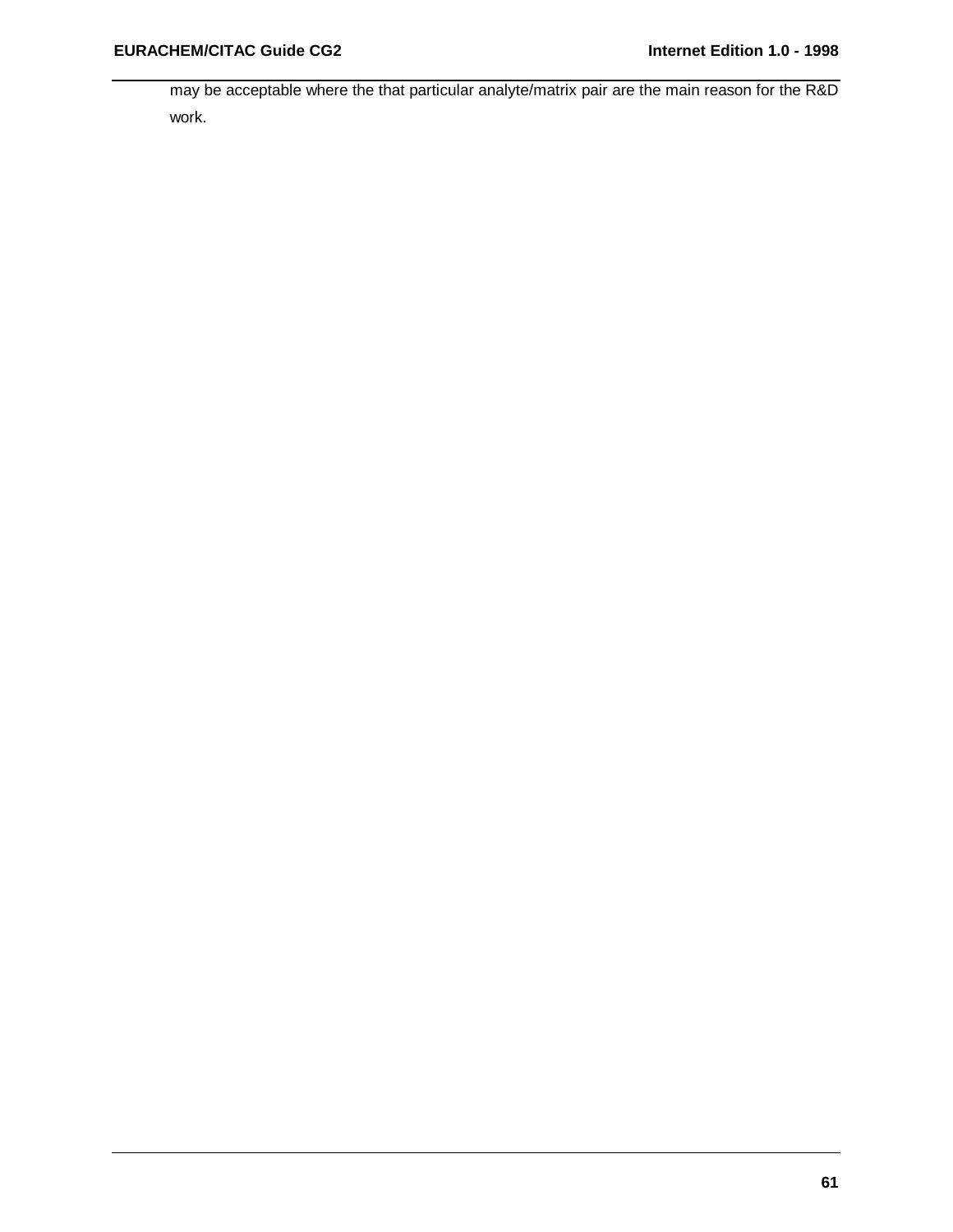may be acceptable where the that particular analyte/matrix pair are the main reason for the R&D work.